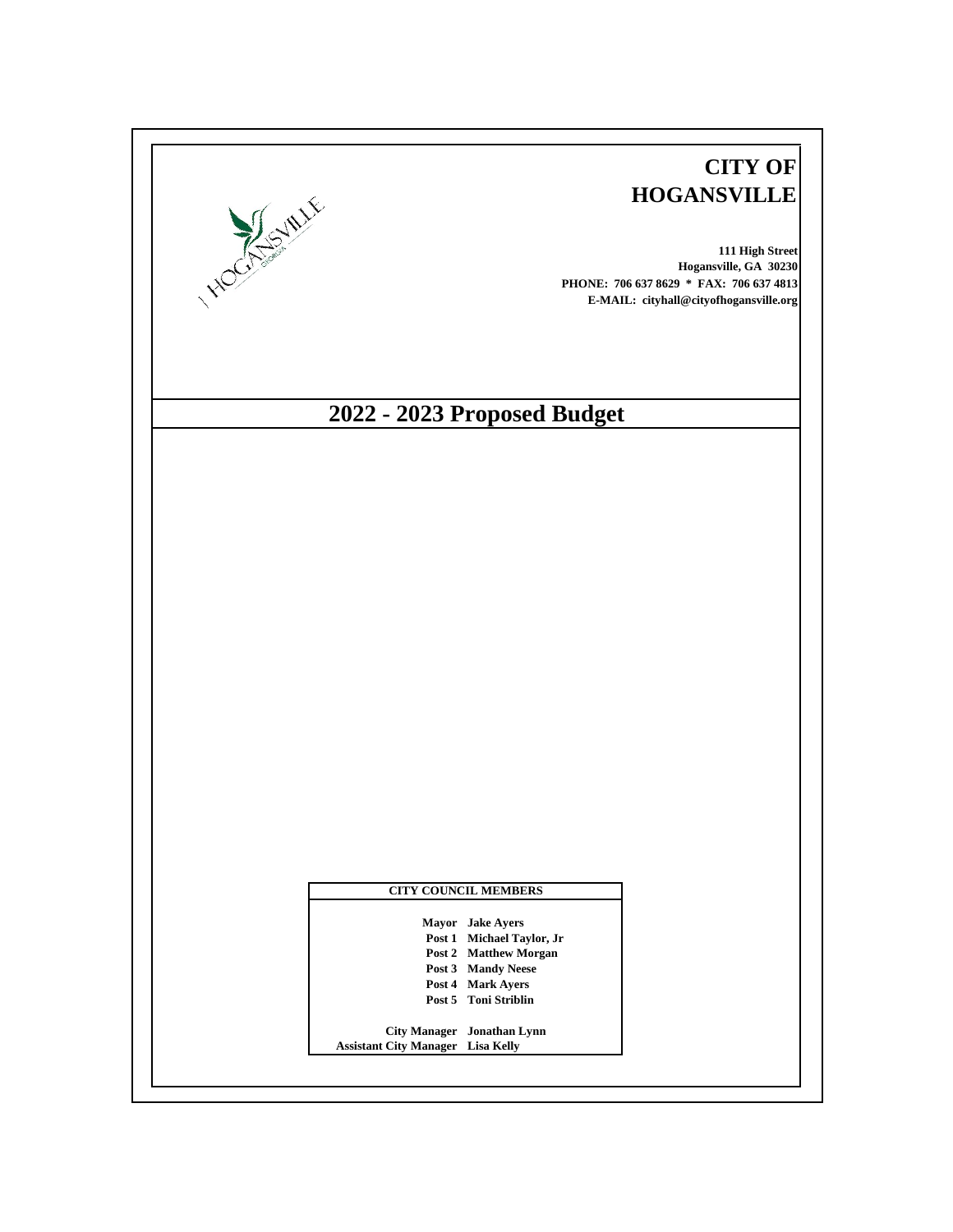# CITY OF HOGANSVILLE

**111 High Street**
**Hogansville, GA 30230**
**PHONE: 706 637 8629 * FAX: 706 637 4813**
**E-MAIL: cityhall@cityofhogansville.org**

# 2022 - 2023 Proposed Budget

| CITY COUNCIL MEMBERS | |
|---|---|
| Mayor | Jake Ayers |
| Post 1 | Michael Taylor, Jr |
| Post 2 | Matthew Morgan |
| Post 3 | Mandy Neese |
| Post 4 | Mark Ayers |
| Post 5 | Toni Striblin |
| City Manager | Jonathan Lynn |
| Assistant City Manager | Lisa Kelly |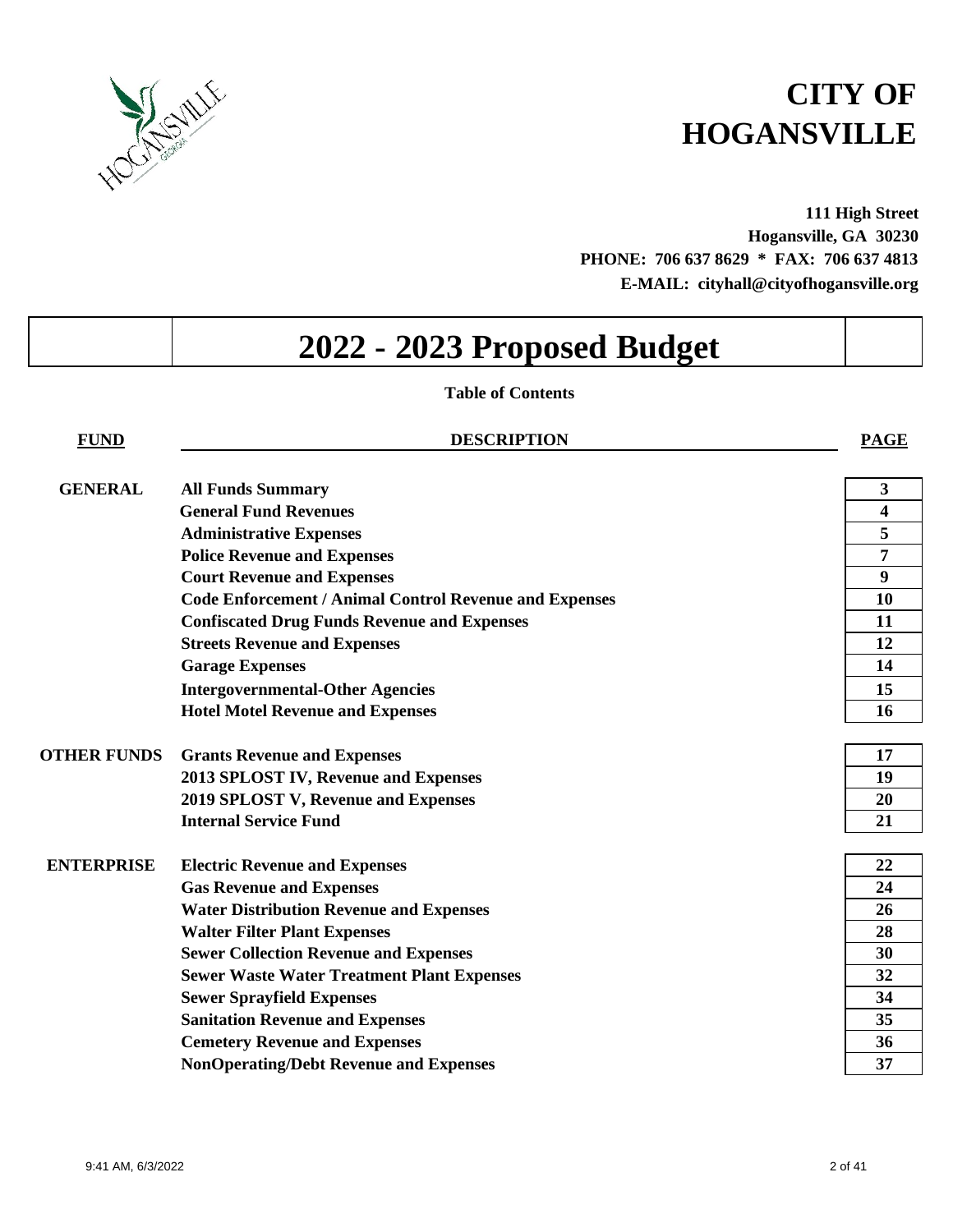# CITY OF HOGANSVILLE

**111 High Street**
**Hogansville, GA 30230**
**PHONE: 706 637 8629 * FAX: 706 637 4813**
**E-MAIL: cityhall@cityofhogansville.org**

# 2022 - 2023 Proposed Budget

**Table of Contents**

| FUND | DESCRIPTION | PAGE |
|---|---|---|
| **GENERAL** | **All Funds Summary** | **3** |
| | **General Fund Revenues** | **4** |
| | **Administrative Expenses** | **5** |
| | **Police Revenue and Expenses** | **7** |
| | **Court Revenue and Expenses** | **9** |
| | **Code Enforcement / Animal Control Revenue and Expenses** | **10** |
| | **Confiscated Drug Funds Revenue and Expenses** | **11** |
| | **Streets Revenue and Expenses** | **12** |
| | **Garage Expenses** | **14** |
| | **Intergovernmental-Other Agencies** | **15** |
| | **Hotel Motel Revenue and Expenses** | **16** |
| **OTHER FUNDS** | **Grants Revenue and Expenses** | **17** |
| | **2013 SPLOST IV, Revenue and Expenses** | **19** |
| | **2019 SPLOST V, Revenue and Expenses** | **20** |
| | **Internal Service Fund** | **21** |
| **ENTERPRISE** | **Electric Revenue and Expenses** | **22** |
| | **Gas Revenue and Expenses** | **24** |
| | **Water Distribution Revenue and Expenses** | **26** |
| | **Walter Filter Plant Expenses** | **28** |
| | **Sewer Collection Revenue and Expenses** | **30** |
| | **Sewer Waste Water Treatment Plant Expenses** | **32** |
| | **Sewer Sprayfield Expenses** | **34** |
| | **Sanitation Revenue and Expenses** | **35** |
| | **Cemetery Revenue and Expenses** | **36** |
| | **NonOperating/Debt Revenue and Expenses** | **37** |

9:41 AM, 6/3/2022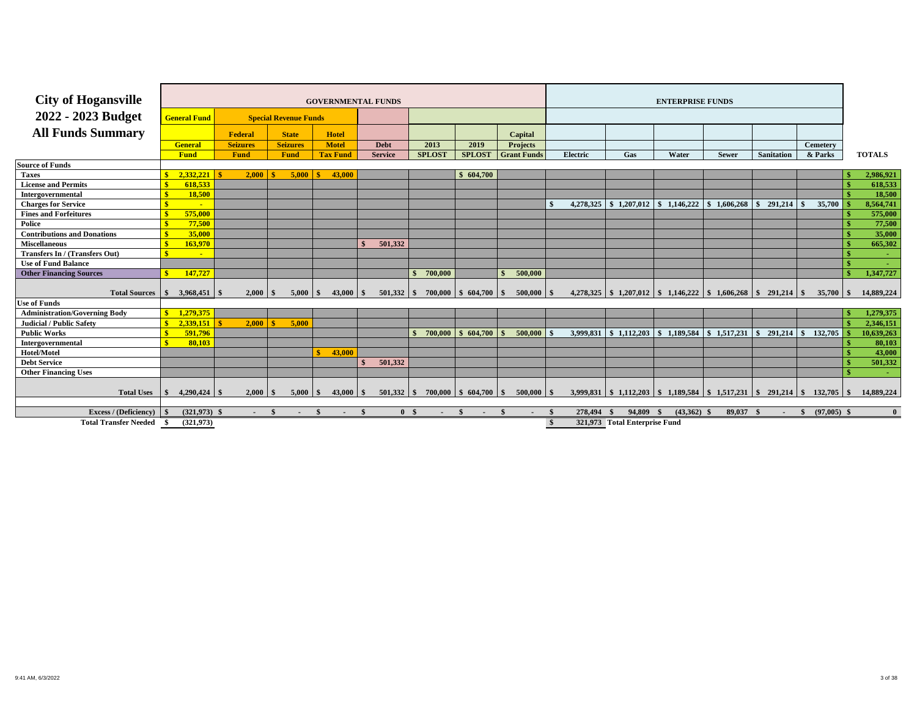# City of Hogansville
## 2022 - 2023 Budget
## All Funds Summary

| | GOVERNMENTAL FUNDS | | | | | | | | ENTERPRISE FUNDS | | | | | | |
|---|---|---|---|---|---|---|---|---|---|---|---|---|---|---|---|
| | General Fund | Special Revenue Funds | | | | | | | | | | | | | |
| | General Fund | Federal Seizures Fund | State Seizures Fund | Hotel Motel Tax Fund | Debt Service | 2013 SPLOST | 2019 SPLOST | Capital Projects Grant Funds | Electric | Gas | Water | Sewer | Sanitation | Cemetery & Parks | TOTALS |
| **Source of Funds** | | | | | | | | | | | | | | | |
| Taxes | $ 2,332,221 | $ 2,000 | $ 5,000 | $ 43,000 | | | $ 604,700 | | | | | | | | $ 2,986,921 |
| License and Permits | $ 618,533 | | | | | | | | | | | | | | $ 618,533 |
| Intergovernmental | $ 18,500 | | | | | | | | | | | | | | $ 18,500 |
| Charges for Service | $ - | | | | | | | | $ 4,278,325 | $ 1,207,012 | $ 1,146,222 | $ 1,606,268 | $ 291,214 | $ 35,700 | $ 8,564,741 |
| Fines and Forfeitures | $ 575,000 | | | | | | | | | | | | | | $ 575,000 |
| Police | $ 77,500 | | | | | | | | | | | | | | $ 77,500 |
| Contributions and Donations | $ 35,000 | | | | | | | | | | | | | | $ 35,000 |
| Miscellaneous | $ 163,970 | | | | $ 501,332 | | | | | | | | | | $ 665,302 |
| Transfers In / (Transfers Out) | $ - | | | | | | | | | | | | | | $ - |
| Use of Fund Balance | | | | | | | | | | | | | | | $ - |
| Other Financing Sources | $ 147,727 | | | | | $ 700,000 | | $ 500,000 | | | | | | | $ 1,347,727 |
| **Total Sources** | $ 3,968,451 | $ 2,000 | $ 5,000 | $ 43,000 | $ 501,332 | $ 700,000 | $ 604,700 | $ 500,000 | $ 4,278,325 | $ 1,207,012 | $ 1,146,222 | $ 1,606,268 | $ 291,214 | $ 35,700 | $ 14,889,224 |
| **Use of Funds** | | | | | | | | | | | | | | | |
| Administration/Governing Body | $ 1,279,375 | | | | | | | | | | | | | | $ 1,279,375 |
| Judicial / Public Safety | $ 2,339,151 | $ 2,000 | $ 5,000 | | | | | | | | | | | | $ 2,346,151 |
| Public Works | $ 591,796 | | | | | $ 700,000 | $ 604,700 | $ 500,000 | $ 3,999,831 | $ 1,112,203 | $ 1,189,584 | $ 1,517,231 | $ 291,214 | $ 132,705 | $ 10,639,263 |
| Intergovernmental | $ 80,103 | | | | | | | | | | | | | | $ 80,103 |
| Hotel/Motel | | | | $ 43,000 | | | | | | | | | | | $ 43,000 |
| Debt Service | | | | | $ 501,332 | | | | | | | | | | $ 501,332 |
| Other Financing Uses | | | | | | | | | | | | | | | $ - |
| **Total Uses** | $ 4,290,424 | $ 2,000 | $ 5,000 | $ 43,000 | $ 501,332 | $ 700,000 | $ 604,700 | $ 500,000 | $ 3,999,831 | $ 1,112,203 | $ 1,189,584 | $ 1,517,231 | $ 291,214 | $ 132,705 | $ 14,889,224 |
| **Excess / (Deficiency)** | $ (321,973) | $ - | $ - | $ - | $ 0 | $ - | $ - | $ - | $ 278,494 | $ 94,809 | $ (43,362) | $ 89,037 | $ - | $ (97,005) | $ 0 |
| **Total Transfer Needed** | $ (321,973) | | | | | | | | $ 321,973 Total Enterprise Fund | | | | | | |

9:41 AM, 6/3/2022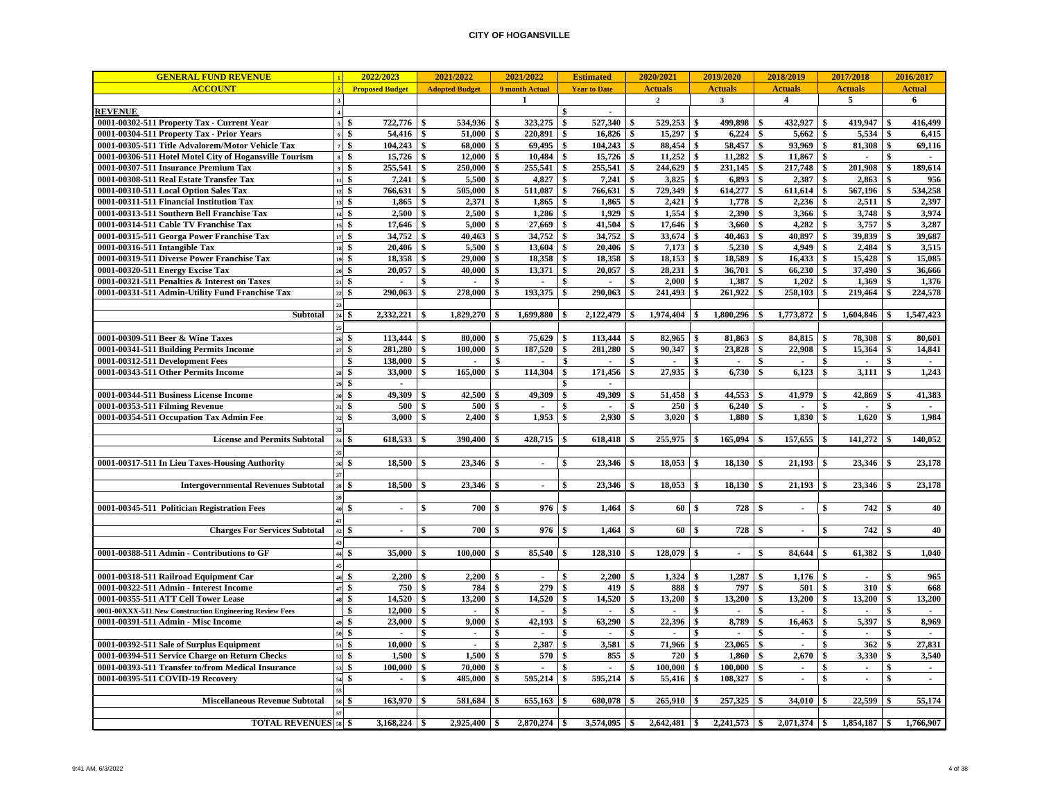# CITY OF HOGANSVILLE

| GENERAL FUND REVENUE | 1 | 2022/2023 | 2021/2022 | 2021/2022 | Estimated | 2020/2021 | 2019/2020 | 2018/2019 | 2017/2018 | 2016/2017 |
|---|---|---|---|---|---|---|---|---|---|---|
| ACCOUNT | 2 | Proposed Budget | Adopted Budget | 9 month Actual | Year to Date | Actuals | Actuals | Actuals | Actuals | Actual |
| | 3 | | | 1 | | 2 | 3 | 4 | 5 | 6 |
| REVENUE | 4 | | | | $ - | | | | | |
| 0001-00302-511 Property Tax - Current Year | 5 | $ 722,776 | $ 534,936 | $ 323,275 | $ 527,340 | $ 529,253 | $ 499,898 | $ 432,927 | $ 419,947 | $ 416,499 |
| 0001-00304-511 Property Tax - Prior Years | 6 | $ 54,416 | $ 51,000 | $ 220,891 | $ 16,826 | $ 15,297 | $ 6,224 | $ 5,662 | $ 5,534 | $ 6,415 |
| 0001-00305-511 Title Advalorem/Motor Vehicle Tax | 7 | $ 104,243 | $ 68,000 | $ 69,495 | $ 104,243 | $ 88,454 | $ 58,457 | $ 93,969 | $ 81,308 | $ 69,116 |
| 0001-00306-511 Hotel Motel City of Hogansville Tourism | 8 | $ 15,726 | $ 12,000 | $ 10,484 | $ 15,726 | $ 11,252 | $ 11,282 | $ 11,867 | $ - | $ - |
| 0001-00307-511 Insurance Premium Tax | 9 | $ 255,541 | $ 250,000 | $ 255,541 | $ 255,541 | $ 244,629 | $ 231,145 | $ 217,748 | $ 201,908 | $ 189,614 |
| 0001-00308-511 Real Estate Transfer Tax | 11 | $ 7,241 | $ 5,500 | $ 4,827 | $ 7,241 | $ 3,825 | $ 6,893 | $ 2,387 | $ 2,863 | $ 956 |
| 0001-00310-511 Local Option Sales Tax | 12 | $ 766,631 | $ 505,000 | $ 511,087 | $ 766,631 | $ 729,349 | $ 614,277 | $ 611,614 | $ 567,196 | $ 534,258 |
| 0001-00311-511 Financial Institution Tax | 13 | $ 1,865 | $ 2,371 | $ 1,865 | $ 1,865 | $ 2,421 | $ 1,778 | $ 2,236 | $ 2,511 | $ 2,397 |
| 0001-00313-511 Southern Bell Franchise Tax | 14 | $ 2,500 | $ 2,500 | $ 1,286 | $ 1,929 | $ 1,554 | $ 2,390 | $ 3,366 | $ 3,748 | $ 3,974 |
| 0001-00314-511 Cable TV Franchise Tax | 15 | $ 17,646 | $ 5,000 | $ 27,669 | $ 41,504 | $ 17,646 | $ 3,660 | $ 4,282 | $ 3,757 | $ 3,287 |
| 0001-00315-511 Georga Power Franchise Tax | 17 | $ 34,752 | $ 40,463 | $ 34,752 | $ 34,752 | $ 33,674 | $ 40,463 | $ 40,897 | $ 39,839 | $ 39,687 |
| 0001-00316-511 Intangible Tax | 18 | $ 20,406 | $ 5,500 | $ 13,604 | $ 20,406 | $ 7,173 | $ 5,230 | $ 4,949 | $ 2,484 | $ 3,515 |
| 0001-00319-511 Diverse Power Franchise Tax | 19 | $ 18,358 | $ 29,000 | $ 18,358 | $ 18,358 | $ 18,153 | $ 18,589 | $ 16,433 | $ 15,428 | $ 15,085 |
| 0001-00320-511 Energy Excise Tax | 20 | $ 20,057 | $ 40,000 | $ 13,371 | $ 20,057 | $ 28,231 | $ 36,701 | $ 66,230 | $ 37,490 | $ 36,666 |
| 0001-00321-511 Penalties & Interest on Taxes | 21 | $ - | $ - | $ - | $ - | $ 2,000 | $ 1,387 | $ 1,202 | $ 1,369 | $ 1,376 |
| 0001-00331-511 Admin-Utility Fund Franchise Tax | 22 | $ 290,063 | $ 278,000 | $ 193,375 | $ 290,063 | $ 241,493 | $ 261,922 | $ 258,103 | $ 219,464 | $ 224,578 |
| | 23 | | | | | | | | | |
| Subtotal | 24 | $ 2,332,221 | $ 1,829,270 | $ 1,699,880 | $ 2,122,479 | $ 1,974,404 | $ 1,800,296 | $ 1,773,872 | $ 1,604,846 | $ 1,547,423 |
| | 25 | | | | | | | | | |
| 0001-00309-511 Beer & Wine Taxes | 26 | $ 113,444 | $ 80,000 | $ 75,629 | $ 113,444 | $ 82,965 | $ 81,863 | $ 84,815 | $ 78,308 | $ 80,601 |
| 0001-00341-511 Building Permits Income | 27 | $ 281,280 | $ 100,000 | $ 187,520 | $ 281,280 | $ 90,347 | $ 23,828 | $ 22,908 | $ 15,364 | $ 14,841 |
| 0001-00312-511 Development Fees | | $ 138,000 | $ - | $ - | $ - | $ - | $ - | $ - | $ - | $ - |
| 0001-00343-511 Other Permits Income | 28 | $ 33,000 | $ 165,000 | $ 114,304 | $ 171,456 | $ 27,935 | $ 6,730 | $ 6,123 | $ 3,111 | $ 1,243 |
| | 29 | $ - | | | $ - | | | | | |
| 0001-00344-511 Business License Income | 30 | $ 49,309 | $ 42,500 | $ 49,309 | $ 49,309 | $ 51,458 | $ 44,553 | $ 41,979 | $ 42,869 | $ 41,383 |
| 0001-00353-511 Filming Revenue | 31 | $ 500 | $ 500 | $ - | $ - | $ 250 | $ 6,240 | $ - | $ - | $ - |
| 0001-00354-511 Occupation Tax Admin Fee | 32 | $ 3,000 | $ 2,400 | $ 1,953 | $ 2,930 | $ 3,020 | $ 1,880 | $ 1,830 | $ 1,620 | $ 1,984 |
| | 33 | | | | | | | | | |
| License and Permits Subtotal | 34 | $ 618,533 | $ 390,400 | $ 428,715 | $ 618,418 | $ 255,975 | $ 165,094 | $ 157,655 | $ 141,272 | $ 140,052 |
| | 35 | | | | | | | | | |
| 0001-00317-511 In Lieu Taxes-Housing Authority | 36 | $ 18,500 | $ 23,346 | $ - | $ 23,346 | $ 18,053 | $ 18,130 | $ 21,193 | $ 23,346 | $ 23,178 |
| | 37 | | | | | | | | | |
| Intergovernmental Revenues Subtotal | 38 | $ 18,500 | $ 23,346 | $ - | $ 23,346 | $ 18,053 | $ 18,130 | $ 21,193 | $ 23,346 | $ 23,178 |
| | 39 | | | | | | | | | |
| 0001-00345-511 Politician Registration Fees | 40 | $ - | $ 700 | $ 976 | $ 1,464 | $ 60 | $ 728 | $ - | $ 742 | $ 40 |
| | 41 | | | | | | | | | |
| Charges For Services Subtotal | 42 | $ - | $ 700 | $ 976 | $ 1,464 | $ 60 | $ 728 | $ - | $ 742 | $ 40 |
| | 43 | | | | | | | | | |
| 0001-00388-511 Admin - Contributions to GF | 44 | $ 35,000 | $ 100,000 | $ 85,540 | $ 128,310 | $ 128,079 | $ - | $ 84,644 | $ 61,382 | $ 1,040 |
| | 45 | | | | | | | | | |
| 0001-00318-511 Railroad Equipment Car | 46 | $ 2,200 | $ 2,200 | $ - | $ 2,200 | $ 1,324 | $ 1,287 | $ 1,176 | $ - | $ 965 |
| 0001-00322-511 Admin - Interest Income | 47 | $ 750 | $ 784 | $ 279 | $ 419 | $ 888 | $ 797 | $ 501 | $ 310 | $ 668 |
| 0001-00355-511 ATT Cell Tower Lease | 48 | $ 14,520 | $ 13,200 | $ 14,520 | $ 14,520 | $ 13,200 | $ 13,200 | $ 13,200 | $ 13,200 | $ 13,200 |
| 0001-00XXX-511 New Construction Engineering Review Fees | | $ 12,000 | $ - | $ - | $ - | $ - | $ - | $ - | $ - | $ - |
| 0001-00391-511 Admin - Misc Income | 49 | $ 23,000 | $ 9,000 | $ 42,193 | $ 63,290 | $ 22,396 | $ 8,789 | $ 16,463 | $ 5,397 | $ 8,969 |
| | 50 | $ - | $ - | $ - | $ - | $ - | $ - | $ - | $ - | $ - |
| 0001-00392-511 Sale of Surplus Equipment | 51 | $ 10,000 | $ - | $ 2,387 | $ 3,581 | $ 71,966 | $ 23,065 | $ - | $ 362 | $ 27,831 |
| 0001-00394-511 Service Charge on Return Checks | 52 | $ 1,500 | $ 1,500 | $ 570 | $ 855 | $ 720 | $ 1,860 | $ 2,670 | $ 3,330 | $ 3,540 |
| 0001-00393-511 Transfer to/from Medical Insurance | 53 | $ 100,000 | $ 70,000 | $ - | $ - | $ 100,000 | $ 100,000 | $ - | $ - | $ - |
| 0001-00395-511 COVID-19 Recovery | 54 | $ - | $ 485,000 | $ 595,214 | $ 595,214 | $ 55,416 | $ 108,327 | $ - | $ - | $ - |
| | 55 | | | | | | | | | |
| Miscellaneous Revenue Subtotal | 56 | $ 163,970 | $ 581,684 | $ 655,163 | $ 680,078 | $ 265,910 | $ 257,325 | $ 34,010 | $ 22,599 | $ 55,174 |
| | 57 | | | | | | | | | |
| TOTAL REVENUES | 58 | $ 3,168,224 | $ 2,925,400 | $ 2,870,274 | $ 3,574,095 | $ 2,642,481 | $ 2,241,573 | $ 2,071,374 | $ 1,854,187 | $ 1,766,907 |

9:41 AM, 6/3/2022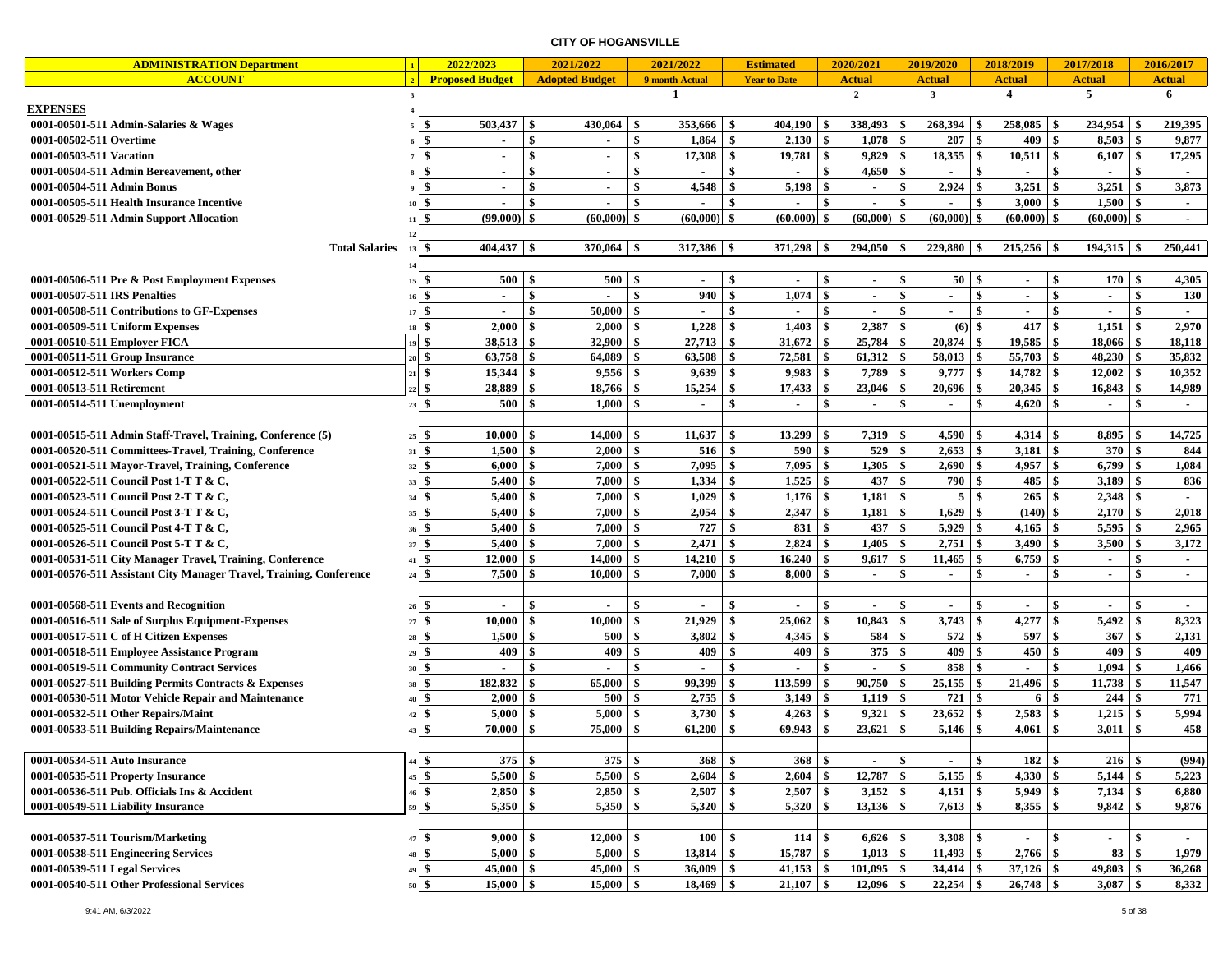# CITY OF HOGANSVILLE

| ADMINISTRATION Department | 1 | 2022/2023 | 2021/2022 | 2021/2022 | Estimated | 2020/2021 | 2019/2020 | 2018/2019 | 2017/2018 | 2016/2017 |
|---|---|---|---|---|---|---|---|---|---|---|
| ACCOUNT | 2 | Proposed Budget | Adopted Budget | 9 month Actual | Year to Date | Actual | Actual | Actual | Actual | Actual |
| | 3 | | | 1 | | 2 | 3 | 4 | 5 | 6 |
| **EXPENSES** | 4 | | | | | | | | | |
| 0001-00501-511 Admin-Salaries & Wages | 5 | $ 503,437 | $ 430,064 | $ 353,666 | $ 404,190 | $ 338,493 | $ 268,394 | $ 258,085 | $ 234,954 | $ 219,395 |
| 0001-00502-511 Overtime | 6 | $ - | $ - | $ 1,864 | $ 2,130 | $ 1,078 | $ 207 | $ 409 | $ 8,503 | $ 9,877 |
| 0001-00503-511 Vacation | 7 | $ - | $ - | $ 17,308 | $ 19,781 | $ 9,829 | $ 18,355 | $ 10,511 | $ 6,107 | $ 17,295 |
| 0001-00504-511 Admin Bereavement, other | 8 | $ - | $ - | $ - | $ - | $ 4,650 | $ - | $ - | $ - | $ - |
| 0001-00504-511 Admin Bonus | 9 | $ - | $ - | $ 4,548 | $ 5,198 | $ - | $ 2,924 | $ 3,251 | $ 3,251 | $ 3,873 |
| 0001-00505-511 Health Insurance Incentive | 10 | $ - | $ - | $ - | $ - | $ - | $ - | $ 3,000 | $ 1,500 | $ - |
| 0001-00529-511 Admin Support Allocation | 11 | $ (99,000) | $ (60,000) | $ (60,000) | $ (60,000) | $ (60,000) | $ (60,000) | $ (60,000) | $ (60,000) | $ - |
| | 12 | | | | | | | | | |
| **Total Salaries** | 13 | $ 404,437 | $ 370,064 | $ 317,386 | $ 371,298 | $ 294,050 | $ 229,880 | $ 215,256 | $ 194,315 | $ 250,441 |
| | 14 | | | | | | | | | |
| 0001-00506-511 Pre & Post Employment Expenses | 15 | $ 500 | $ 500 | $ - | $ - | $ - | $ 50 | $ - | $ 170 | $ 4,305 |
| 0001-00507-511 IRS Penalties | 16 | $ - | $ - | $ 940 | $ 1,074 | $ - | $ - | $ - | $ - | $ 130 |
| 0001-00508-511 Contributions to GF-Expenses | 17 | $ - | $ 50,000 | $ - | $ - | $ - | $ - | $ - | $ - | $ - |
| 0001-00509-511 Uniform Expenses | 18 | $ 2,000 | $ 2,000 | $ 1,228 | $ 1,403 | $ 2,387 | $ (6) | $ 417 | $ 1,151 | $ 2,970 |
| 0001-00510-511 Employer FICA | 19 | $ 38,513 | $ 32,900 | $ 27,713 | $ 31,672 | $ 25,784 | $ 20,874 | $ 19,585 | $ 18,066 | $ 18,118 |
| 0001-00511-511 Group Insurance | 20 | $ 63,758 | $ 64,089 | $ 63,508 | $ 72,581 | $ 61,312 | $ 58,013 | $ 55,703 | $ 48,230 | $ 35,832 |
| 0001-00512-511 Workers Comp | 21 | $ 15,344 | $ 9,556 | $ 9,639 | $ 9,983 | $ 7,789 | $ 9,777 | $ 14,782 | $ 12,002 | $ 10,352 |
| 0001-00513-511 Retirement | 22 | $ 28,889 | $ 18,766 | $ 15,254 | $ 17,433 | $ 23,046 | $ 20,696 | $ 20,345 | $ 16,843 | $ 14,989 |
| 0001-00514-511 Unemployment | 23 | $ 500 | $ 1,000 | $ - | $ - | $ - | $ - | $ 4,620 | $ - | $ - |
| | | | | | | | | | | |
| 0001-00515-511 Admin Staff-Travel, Training, Conference (5) | 25 | $ 10,000 | $ 14,000 | $ 11,637 | $ 13,299 | $ 7,319 | $ 4,590 | $ 4,314 | $ 8,895 | $ 14,725 |
| 0001-00520-511 Committees-Travel, Training, Conference | 31 | $ 1,500 | $ 2,000 | $ 516 | $ 590 | $ 529 | $ 2,653 | $ 3,181 | $ 370 | $ 844 |
| 0001-00521-511 Mayor-Travel, Training, Conference | 32 | $ 6,000 | $ 7,000 | $ 7,095 | $ 7,095 | $ 1,305 | $ 2,690 | $ 4,957 | $ 6,799 | $ 1,084 |
| 0001-00522-511 Council Post 1-T T & C, | 33 | $ 5,400 | $ 7,000 | $ 1,334 | $ 1,525 | $ 437 | $ 790 | $ 485 | $ 3,189 | $ 836 |
| 0001-00523-511 Council Post 2-T T & C, | 34 | $ 5,400 | $ 7,000 | $ 1,029 | $ 1,176 | $ 1,181 | $ 5 | $ 265 | $ 2,348 | $ - |
| 0001-00524-511 Council Post 3-T T & C, | 35 | $ 5,400 | $ 7,000 | $ 2,054 | $ 2,347 | $ 1,181 | $ 1,629 | $ (140) | $ 2,170 | $ 2,018 |
| 0001-00525-511 Council Post 4-T T & C, | 36 | $ 5,400 | $ 7,000 | $ 727 | $ 831 | $ 437 | $ 5,929 | $ 4,165 | $ 5,595 | $ 2,965 |
| 0001-00526-511 Council Post 5-T T & C, | 37 | $ 5,400 | $ 7,000 | $ 2,471 | $ 2,824 | $ 1,405 | $ 2,751 | $ 3,490 | $ 3,500 | $ 3,172 |
| 0001-00531-511 City Manager Travel, Training, Conference | 41 | $ 12,000 | $ 14,000 | $ 14,210 | $ 16,240 | $ 9,617 | $ 11,465 | $ 6,759 | $ - | $ - |
| 0001-00576-511 Assistant City Manager Travel, Training, Conference | 24 | $ 7,500 | $ 10,000 | $ 7,000 | $ 8,000 | $ - | $ - | $ - | $ - | $ - |
| | | | | | | | | | | |
| 0001-00568-511 Events and Recognition | 26 | $ - | $ - | $ - | $ - | $ - | $ - | $ - | $ - | $ - |
| 0001-00516-511 Sale of Surplus Equipment-Expenses | 27 | $ 10,000 | $ 10,000 | $ 21,929 | $ 25,062 | $ 10,843 | $ 3,743 | $ 4,277 | $ 5,492 | $ 8,323 |
| 0001-00517-511 C of H Citizen Expenses | 28 | $ 1,500 | $ 500 | $ 3,802 | $ 4,345 | $ 584 | $ 572 | $ 597 | $ 367 | $ 2,131 |
| 0001-00518-511 Employee Assistance Program | 29 | $ 409 | $ 409 | $ 409 | $ 409 | $ 375 | $ 409 | $ 450 | $ 409 | $ 409 |
| 0001-00519-511 Community Contract Services | 30 | $ - | $ - | $ - | $ - | $ - | $ 858 | $ - | $ 1,094 | $ 1,466 |
| 0001-00527-511 Building Permits Contracts & Expenses | 38 | $ 182,832 | $ 65,000 | $ 99,399 | $ 113,599 | $ 90,750 | $ 25,155 | $ 21,496 | $ 11,738 | $ 11,547 |
| 0001-00530-511 Motor Vehicle Repair and Maintenance | 40 | $ 2,000 | $ 500 | $ 2,755 | $ 3,149 | $ 1,119 | $ 721 | $ 6 | $ 244 | $ 771 |
| 0001-00532-511 Other Repairs/Maint | 42 | $ 5,000 | $ 5,000 | $ 3,730 | $ 4,263 | $ 9,321 | $ 23,652 | $ 2,583 | $ 1,215 | $ 5,994 |
| 0001-00533-511 Building Repairs/Maintenance | 43 | $ 70,000 | $ 75,000 | $ 61,200 | $ 69,943 | $ 23,621 | $ 5,146 | $ 4,061 | $ 3,011 | $ 458 |
| | | | | | | | | | | |
| 0001-00534-511 Auto Insurance | 44 | $ 375 | $ 375 | $ 368 | $ 368 | $ - | $ - | $ 182 | $ 216 | $ (994) |
| 0001-00535-511 Property Insurance | 45 | $ 5,500 | $ 5,500 | $ 2,604 | $ 2,604 | $ 12,787 | $ 5,155 | $ 4,330 | $ 5,144 | $ 5,223 |
| 0001-00536-511 Pub. Officials Ins & Accident | 46 | $ 2,850 | $ 2,850 | $ 2,507 | $ 2,507 | $ 3,152 | $ 4,151 | $ 5,949 | $ 7,134 | $ 6,880 |
| 0001-00549-511 Liability Insurance | 59 | $ 5,350 | $ 5,350 | $ 5,320 | $ 5,320 | $ 13,136 | $ 7,613 | $ 8,355 | $ 9,842 | $ 9,876 |
| | | | | | | | | | | |
| 0001-00537-511 Tourism/Marketing | 47 | $ 9,000 | $ 12,000 | $ 100 | $ 114 | $ 6,626 | $ 3,308 | $ - | $ - | $ - |
| 0001-00538-511 Engineering Services | 48 | $ 5,000 | $ 5,000 | $ 13,814 | $ 15,787 | $ 1,013 | $ 11,493 | $ 2,766 | $ 83 | $ 1,979 |
| 0001-00539-511 Legal Services | 49 | $ 45,000 | $ 45,000 | $ 36,009 | $ 41,153 | $ 101,095 | $ 34,414 | $ 37,126 | $ 49,803 | $ 36,268 |
| 0001-00540-511 Other Professional Services | 50 | $ 15,000 | $ 15,000 | $ 18,469 | $ 21,107 | $ 12,096 | $ 22,254 | $ 26,748 | $ 3,087 | $ 8,332 |

9:41 AM, 6/3/2022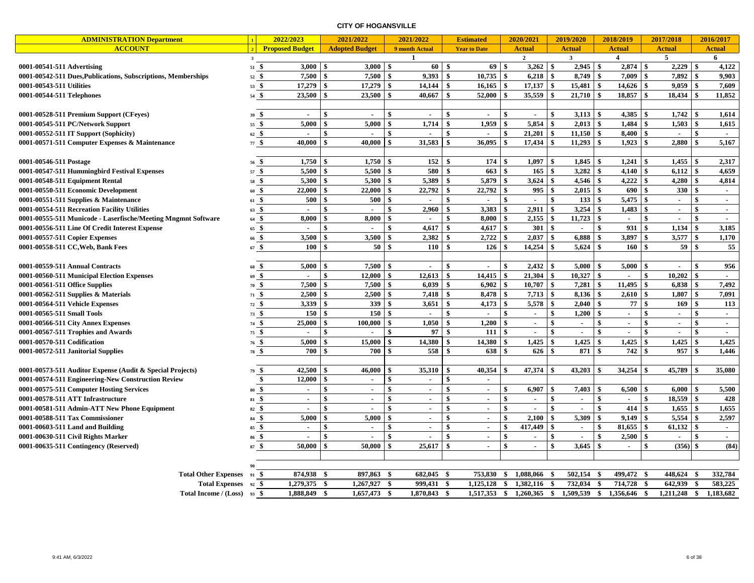# CITY OF HOGANSVILLE

| ADMINISTRATION Department | 1 | 2022/2023 | 2021/2022 | 2021/2022 | Estimated | 2020/2021 | 2019/2020 | 2018/2019 | 2017/2018 | 2016/2017 |
|---|---|---|---|---|---|---|---|---|---|---|
| ACCOUNT | 2 | Proposed Budget | Adopted Budget | 9 month Actual | Year to Date | Actual | Actual | Actual | Actual | Actual |
| | 3 | | | 1 | | 2 | 3 | 4 | 5 | 6 |
| 0001-00541-511 Advertising | 51 | $ 3,000 | $ 3,000 | $ 60 | $ 69 | $ 3,262 | $ 2,945 | $ 2,874 | $ 2,229 | $ 4,122 |
| 0001-00542-511 Dues,Publications, Subscriptions, Memberships | 52 | $ 7,500 | $ 7,500 | $ 9,393 | $ 10,735 | $ 6,218 | $ 8,749 | $ 7,009 | $ 7,892 | $ 9,903 |
| 0001-00543-511 Utilities | 53 | $ 17,279 | $ 17,279 | $ 14,144 | $ 16,165 | $ 17,137 | $ 15,481 | $ 14,626 | $ 9,059 | $ 7,609 |
| 0001-00544-511 Telephones | 54 | $ 23,500 | $ 23,500 | $ 40,667 | $ 52,000 | $ 35,559 | $ 21,710 | $ 18,857 | $ 18,434 | $ 11,852 |
| | | | | | | | | | | |
| 0001-00528-511 Premium Support (CFeyes) | 39 | $ - | $ - | $ - | $ - | $ - | $ 3,113 | $ 4,385 | $ 1,742 | $ 1,614 |
| 0001-00545-511 PC/Network Support | 55 | $ 5,000 | $ 5,000 | $ 1,714 | $ 1,959 | $ 5,854 | $ 2,013 | $ 1,484 | $ 1,503 | $ 1,615 |
| 0001-00552-511 IT Support (Sophicity) | 62 | $ - | $ - | $ - | $ - | $ 21,201 | $ 11,150 | $ 8,400 | $ - | $ - |
| 0001-00571-511 Computer Expenses & Maintenance | 77 | $ 40,000 | $ 40,000 | $ 31,583 | $ 36,095 | $ 17,434 | $ 11,293 | $ 1,923 | $ 2,880 | $ 5,167 |
| | | | | | | | | | | |
| 0001-00546-511 Postage | 56 | $ 1,750 | $ 1,750 | $ 152 | $ 174 | $ 1,097 | $ 1,845 | $ 1,241 | $ 1,455 | $ 2,317 |
| 0001-00547-511 Hummingbird Festival Expenses | 57 | $ 5,500 | $ 5,500 | $ 580 | $ 663 | $ 165 | $ 3,282 | $ 4,140 | $ 6,112 | $ 4,659 |
| 0001-00548-511 Equipment Rental | 58 | $ 5,300 | $ 5,300 | $ 5,389 | $ 5,879 | $ 3,624 | $ 4,546 | $ 4,222 | $ 4,280 | $ 4,814 |
| 0001-00550-511 Economic Development | 60 | $ 22,000 | $ 22,000 | $ 22,792 | $ 22,792 | $ 995 | $ 2,015 | $ 690 | $ 330 | $ - |
| 0001-00551-511 Supplies & Maintenance | 61 | $ 500 | $ 500 | $ - | $ - | $ - | $ 133 | $ 5,475 | $ - | $ - |
| 0001-00554-511 Recreation Facility Utilities | 63 | $ - | $ - | $ 2,960 | $ 3,383 | $ 2,911 | $ 3,254 | $ 1,483 | $ - | $ - |
| 0001-00555-511 Municode - Laserfische/Meeting Mngmnt Software | 64 | $ 8,000 | $ 8,000 | $ - | $ 8,000 | $ 2,155 | $ 11,723 | $ - | $ - | $ - |
| 0001-00556-511 Line Of Credit Interest Expense | 65 | $ - | $ - | $ 4,617 | $ 4,617 | $ 301 | $ - | $ 931 | $ 1,134 | $ 3,185 |
| 0001-00557-511 Copier Expenses | 66 | $ 3,500 | $ 3,500 | $ 2,382 | $ 2,722 | $ 2,037 | $ 6,888 | $ 3,897 | $ 3,577 | $ 1,170 |
| 0001-00558-511 CC,Web, Bank Fees | 67 | $ 100 | $ 50 | $ 110 | $ 126 | $ 14,254 | $ 5,624 | $ 160 | $ 59 | $ 55 |
| | | | | | | | | | | |
| 0001-00559-511 Annual Contracts | 68 | $ 5,000 | $ 7,500 | $ - | $ - | $ 2,432 | $ 5,000 | $ 5,000 | $ - | $ 956 |
| 0001-00560-511 Municipal Election Expenses | 69 | $ - | $ 12,000 | $ 12,613 | $ 14,415 | $ 21,304 | $ 10,327 | $ - | $ 10,202 | $ - |
| 0001-00561-511 Office Supplies | 70 | $ 7,500 | $ 7,500 | $ 6,039 | $ 6,902 | $ 10,707 | $ 7,281 | $ 11,495 | $ 6,838 | $ 7,492 |
| 0001-00562-511 Supplies & Materials | 71 | $ 2,500 | $ 2,500 | $ 7,418 | $ 8,478 | $ 7,713 | $ 8,136 | $ 2,610 | $ 1,807 | $ 7,091 |
| 0001-00564-511 Vehicle Expenses | 72 | $ 3,339 | $ 339 | $ 3,651 | $ 4,173 | $ 5,578 | $ 2,040 | $ 77 | $ 169 | $ 113 |
| 0001-00565-511 Small Tools | 73 | $ 150 | $ 150 | $ - | $ - | $ - | $ 1,200 | $ - | $ - | $ - |
| 0001-00566-511 City Annex Expenses | 74 | $ 25,000 | $ 100,000 | $ 1,050 | $ 1,200 | $ - | $ - | $ - | $ - | $ - |
| 0001-00567-511 Trophies and Awards | 75 | $ - | $ - | $ 97 | $ 111 | $ - | $ - | $ - | $ - | $ - |
| 0001-00570-511 Codification | 76 | $ 5,000 | $ 15,000 | $ 14,380 | $ 14,380 | $ 1,425 | $ 1,425 | $ 1,425 | $ 1,425 | $ 1,425 |
| 0001-00572-511 Janitorial Supplies | 78 | $ 700 | $ 700 | $ 558 | $ 638 | $ 626 | $ 871 | $ 742 | $ 957 | $ 1,446 |
| | | | | | | | | | | |
| 0001-00573-511 Auditor Expense (Audit & Special Projects) | 79 | $ 42,500 | $ 46,000 | $ 35,310 | $ 40,354 | $ 47,374 | $ 43,203 | $ 34,254 | $ 45,789 | $ 35,080 |
| 0001-00574-511 Engineering-New Construction Review | | $ 12,000 | $ - | $ - | $ - | | | | | |
| 0001-00575-511 Computer Hosting Services | 80 | $ - | $ - | $ - | $ - | $ 6,907 | $ 7,403 | $ 6,500 | $ 6,000 | $ 5,500 |
| 0001-00578-511 ATT Infrastructure | 81 | $ - | $ - | $ - | $ - | $ - | $ - | $ - | $ 18,559 | $ 428 |
| 0001-00581-511 Admin-ATT New Phone Equipment | 82 | $ - | $ - | $ - | $ - | $ - | $ - | $ 414 | $ 1,655 | $ 1,655 |
| 0001-00588-511 Tax Commissioner | 84 | $ 5,000 | $ 5,000 | $ - | $ - | $ 2,100 | $ 5,309 | $ 9,149 | $ 5,554 | $ 2,597 |
| 0001-00603-511 Land and Building | 85 | $ - | $ - | $ - | $ - | $ 417,449 | $ - | $ 81,655 | $ 61,132 | $ - |
| 0001-00630-511 Civil Rights Marker | 86 | $ - | $ - | $ - | $ - | $ - | $ - | $ 2,500 | $ - | $ - |
| 0001-00635-511 Contingency (Reserved) | 87 | $ 50,000 | $ 50,000 | $ 25,617 | $ - | $ - | $ 3,645 | $ - | $ (356) | $ (84) |
| | 90 | | | | | | | | | |
| Total Other Expenses | 91 | $ 874,938 | $ 897,863 | $ 682,045 | $ 753,830 | $ 1,088,066 | $ 502,154 | $ 499,472 | $ 448,624 | $ 332,784 |
| Total Expenses | 92 | $ 1,279,375 | $ 1,267,927 | $ 999,431 | $ 1,125,128 | $ 1,382,116 | $ 732,034 | $ 714,728 | $ 642,939 | $ 583,225 |
| Total Income / (Loss) | 93 | $ 1,888,849 | $ 1,657,473 | $ 1,870,843 | $ 1,517,353 | $ 1,260,365 | $ 1,509,539 | $ 1,356,646 | $ 1,211,248 | $ 1,183,682 |

9:41 AM, 6/3/2022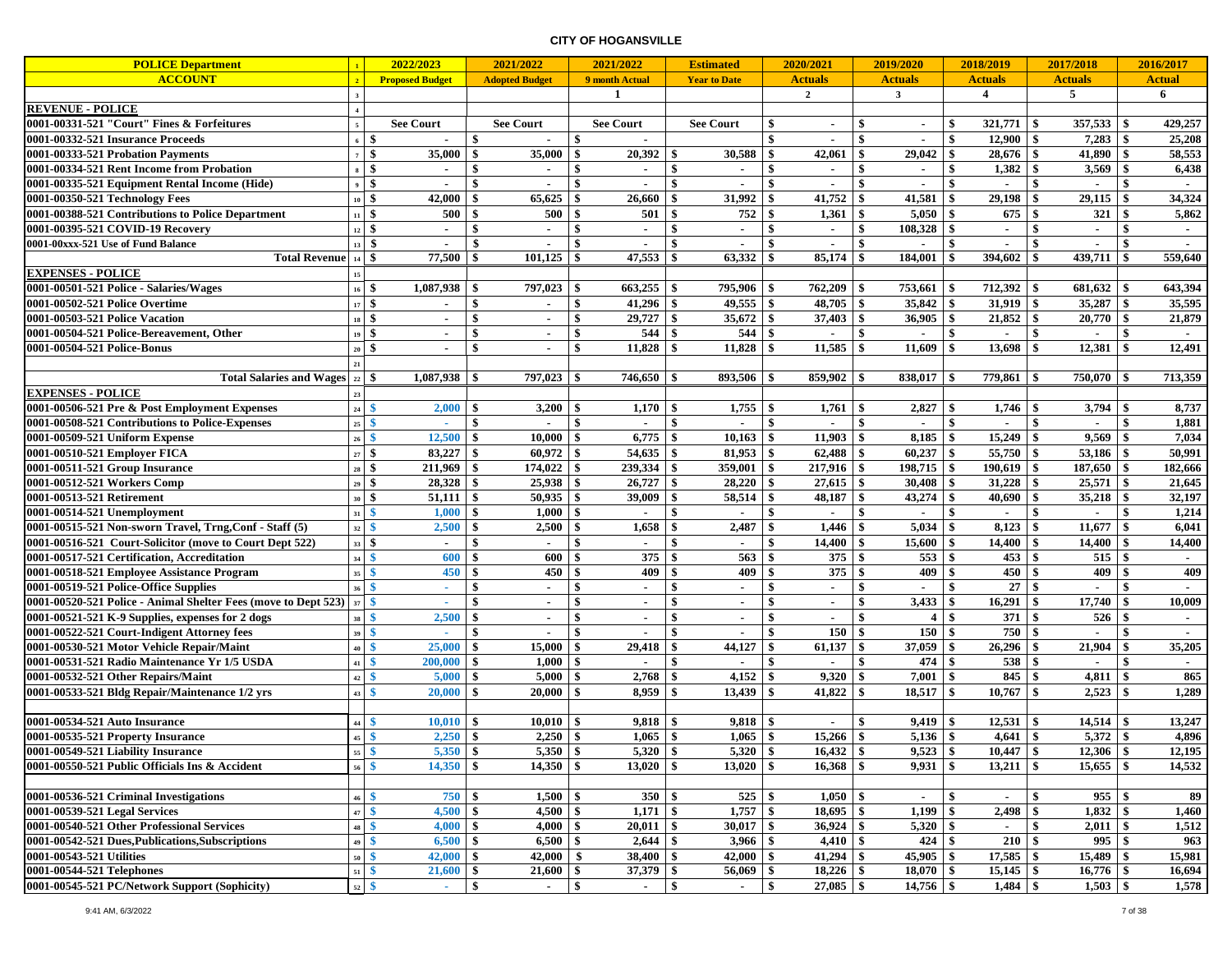# CITY OF HOGANSVILLE

| POLICE Department | 1 | 2022/2023 | 2021/2022 | 2021/2022 | Estimated | 2020/2021 | 2019/2020 | 2018/2019 | 2017/2018 | 2016/2017 |
|---|---|---|---|---|---|---|---|---|---|---|
| ACCOUNT | 2 | Proposed Budget | Adopted Budget | 9 month Actual | Year to Date | Actuals | Actuals | Actuals | Actuals | Actual |
| | 3 | | | 1 | | 2 | 3 | 4 | 5 | 6 |
| REVENUE - POLICE | 4 | | | | | | | | | |
| 0001-00331-521 "Court" Fines & Forfeitures | 5 | See Court | See Court | See Court | See Court | $ - | $ - | $ 321,771 | $ 357,533 | $ 429,257 |
| 0001-00332-521 Insurance Proceeds | 6 | $ - | $ - | $ - | | $ - | $ - | $ 12,900 | $ 7,283 | $ 25,208 |
| 0001-00333-521 Probation Payments | 7 | $ 35,000 | $ 35,000 | $ 20,392 | $ 30,588 | $ 42,061 | $ 29,042 | $ 28,676 | $ 41,890 | $ 58,553 |
| 0001-00334-521 Rent Income from Probation | 8 | $ - | $ - | $ - | $ - | $ - | $ - | $ 1,382 | $ 3,569 | $ 6,438 |
| 0001-00335-521 Equipment Rental Income (Hide) | 9 | $ - | $ - | $ - | $ - | $ - | $ - | $ - | $ - | $ - |
| 0001-00350-521 Technology Fees | 10 | $ 42,000 | $ 65,625 | $ 26,660 | $ 31,992 | $ 41,752 | $ 41,581 | $ 29,198 | $ 29,115 | $ 34,324 |
| 0001-00388-521 Contributions to Police Department | 11 | $ 500 | $ 500 | $ 501 | $ 752 | $ 1,361 | $ 5,050 | $ 675 | $ 321 | $ 5,862 |
| 0001-00395-521 COVID-19 Recovery | 12 | $ - | $ - | $ - | $ - | $ - | $ 108,328 | $ - | $ - | $ - |
| 0001-00xxx-521 Use of Fund Balance | 13 | $ - | $ - | $ - | $ - | $ - | $ - | $ - | $ - | $ - |
| Total Revenue | 14 | $ 77,500 | $ 101,125 | $ 47,553 | $ 63,332 | $ 85,174 | $ 184,001 | $ 394,602 | $ 439,711 | $ 559,640 |
| EXPENSES - POLICE | 15 | | | | | | | | | |
| 0001-00501-521 Police - Salaries/Wages | 16 | $ 1,087,938 | $ 797,023 | $ 663,255 | $ 795,906 | $ 762,209 | $ 753,661 | $ 712,392 | $ 681,632 | $ 643,394 |
| 0001-00502-521 Police Overtime | 17 | $ - | $ - | $ 41,296 | $ 49,555 | $ 48,705 | $ 35,842 | $ 31,919 | $ 35,287 | $ 35,595 |
| 0001-00503-521 Police Vacation | 18 | $ - | $ - | $ 29,727 | $ 35,672 | $ 37,403 | $ 36,905 | $ 21,852 | $ 20,770 | $ 21,879 |
| 0001-00504-521 Police-Bereavement, Other | 19 | $ - | $ - | $ 544 | $ 544 | $ - | $ - | $ - | $ - | $ - |
| 0001-00504-521 Police-Bonus | 20 | $ - | $ - | $ 11,828 | $ 11,828 | $ 11,585 | $ 11,609 | $ 13,698 | $ 12,381 | $ 12,491 |
| | 21 | | | | | | | | | |
| Total Salaries and Wages | 22 | $ 1,087,938 | $ 797,023 | $ 746,650 | $ 893,506 | $ 859,902 | $ 838,017 | $ 779,861 | $ 750,070 | $ 713,359 |
| EXPENSES - POLICE | 23 | | | | | | | | | |
| 0001-00506-521 Pre & Post Employment Expenses | 24 | $ 2,000 | $ 3,200 | $ 1,170 | $ 1,755 | $ 1,761 | $ 2,827 | $ 1,746 | $ 3,794 | $ 8,737 |
| 0001-00508-521 Contributions to Police-Expenses | 25 | $ - | $ - | $ - | $ - | $ - | $ - | $ - | $ - | $ 1,881 |
| 0001-00509-521 Uniform Expense | 26 | $ 12,500 | $ 10,000 | $ 6,775 | $ 10,163 | $ 11,903 | $ 8,185 | $ 15,249 | $ 9,569 | $ 7,034 |
| 0001-00510-521 Employer FICA | 27 | $ 83,227 | $ 60,972 | $ 54,635 | $ 81,953 | $ 62,488 | $ 60,237 | $ 55,750 | $ 53,186 | $ 50,991 |
| 0001-00511-521 Group Insurance | 28 | $ 211,969 | $ 174,022 | $ 239,334 | $ 359,001 | $ 217,916 | $ 198,715 | $ 190,619 | $ 187,650 | $ 182,666 |
| 0001-00512-521 Workers Comp | 29 | $ 28,328 | $ 25,938 | $ 26,727 | $ 28,220 | $ 27,615 | $ 30,408 | $ 31,228 | $ 25,571 | $ 21,645 |
| 0001-00513-521 Retirement | 30 | $ 51,111 | $ 50,935 | $ 39,009 | $ 58,514 | $ 48,187 | $ 43,274 | $ 40,690 | $ 35,218 | $ 32,197 |
| 0001-00514-521 Unemployment | 31 | $ 1,000 | $ 1,000 | $ - | $ - | $ - | $ - | $ - | $ - | $ 1,214 |
| 0001-00515-521 Non-sworn Travel, Trng,Conf - Staff (5) | 32 | $ 2,500 | $ 2,500 | $ 1,658 | $ 2,487 | $ 1,446 | $ 5,034 | $ 8,123 | $ 11,677 | $ 6,041 |
| 0001-00516-521 Court-Solicitor (move to Court Dept 522) | 33 | $ - | $ - | $ - | $ - | $ 14,400 | $ 15,600 | $ 14,400 | $ 14,400 | $ 14,400 |
| 0001-00517-521 Certification, Accreditation | 34 | $ 600 | $ 600 | $ 375 | $ 563 | $ 375 | $ 553 | $ 453 | $ 515 | $ - |
| 0001-00518-521 Employee Assistance Program | 35 | $ 450 | $ 450 | $ 409 | $ 409 | $ 375 | $ 409 | $ 450 | $ 409 | $ 409 |
| 0001-00519-521 Police-Office Supplies | 36 | $ - | $ - | $ - | $ - | $ - | $ - | $ 27 | $ - | $ - |
| 0001-00520-521 Police - Animal Shelter Fees (move to Dept 523) | 37 | $ - | $ - | $ - | $ - | $ - | $ 3,433 | $ 16,291 | $ 17,740 | $ 10,009 |
| 0001-00521-521 K-9 Supplies, expenses for 2 dogs | 38 | $ 2,500 | $ - | $ - | $ - | $ - | $ 4 | $ 371 | $ 526 | $ - |
| 0001-00522-521 Court-Indigent Attorney fees | 39 | $ - | $ - | $ - | $ - | $ 150 | $ 150 | $ 750 | $ - | $ - |
| 0001-00530-521 Motor Vehicle Repair/Maint | 40 | $ 25,000 | $ 15,000 | $ 29,418 | $ 44,127 | $ 61,137 | $ 37,059 | $ 26,296 | $ 21,904 | $ 35,205 |
| 0001-00531-521 Radio Maintenance Yr 1/5 USDA | 41 | $ 200,000 | $ 1,000 | $ - | $ - | $ - | $ 474 | $ 538 | $ - | $ - |
| 0001-00532-521 Other Repairs/Maint | 42 | $ 5,000 | $ 5,000 | $ 2,768 | $ 4,152 | $ 9,320 | $ 7,001 | $ 845 | $ 4,811 | $ 865 |
| 0001-00533-521 Bldg Repair/Maintenance 1/2 yrs | 43 | $ 20,000 | $ 20,000 | $ 8,959 | $ 13,439 | $ 41,822 | $ 18,517 | $ 10,767 | $ 2,523 | $ 1,289 |
| | | | | | | | | | | |
| 0001-00534-521 Auto Insurance | 44 | $ 10,010 | $ 10,010 | $ 9,818 | $ 9,818 | $ - | $ 9,419 | $ 12,531 | $ 14,514 | $ 13,247 |
| 0001-00535-521 Property Insurance | 45 | $ 2,250 | $ 2,250 | $ 1,065 | $ 1,065 | $ 15,266 | $ 5,136 | $ 4,641 | $ 5,372 | $ 4,896 |
| 0001-00549-521 Liability Insurance | 55 | $ 5,350 | $ 5,350 | $ 5,320 | $ 5,320 | $ 16,432 | $ 9,523 | $ 10,447 | $ 12,306 | $ 12,195 |
| 0001-00550-521 Public Officials Ins & Accident | 56 | $ 14,350 | $ 14,350 | $ 13,020 | $ 13,020 | $ 16,368 | $ 9,931 | $ 13,211 | $ 15,655 | $ 14,532 |
| | | | | | | | | | | |
| 0001-00536-521 Criminal Investigations | 46 | $ 750 | $ 1,500 | $ 350 | $ 525 | $ 1,050 | $ - | $ - | $ 955 | $ 89 |
| 0001-00539-521 Legal Services | 47 | $ 4,500 | $ 4,500 | $ 1,171 | $ 1,757 | $ 18,695 | $ 1,199 | $ 2,498 | $ 1,832 | $ 1,460 |
| 0001-00540-521 Other Professional Services | 48 | $ 4,000 | $ 4,000 | $ 20,011 | $ 30,017 | $ 36,924 | $ 5,320 | $ - | $ 2,011 | $ 1,512 |
| 0001-00542-521 Dues,Publications,Subscriptions | 49 | $ 6,500 | $ 6,500 | $ 2,644 | $ 3,966 | $ 4,410 | $ 424 | $ 210 | $ 995 | $ 963 |
| 0001-00543-521 Utilities | 50 | $ 42,000 | $ 42,000 | $ 38,400 | $ 42,000 | $ 41,294 | $ 45,905 | $ 17,585 | $ 15,489 | $ 15,981 |
| 0001-00544-521 Telephones | 51 | $ 21,600 | $ 21,600 | $ 37,379 | $ 56,069 | $ 18,226 | $ 18,070 | $ 15,145 | $ 16,776 | $ 16,694 |
| 0001-00545-521 PC/Network Support (Sophicity) | 52 | $ - | $ - | $ - | $ - | $ 27,085 | $ 14,756 | $ 1,484 | $ 1,503 | $ 1,578 |

9:41 AM, 6/3/2022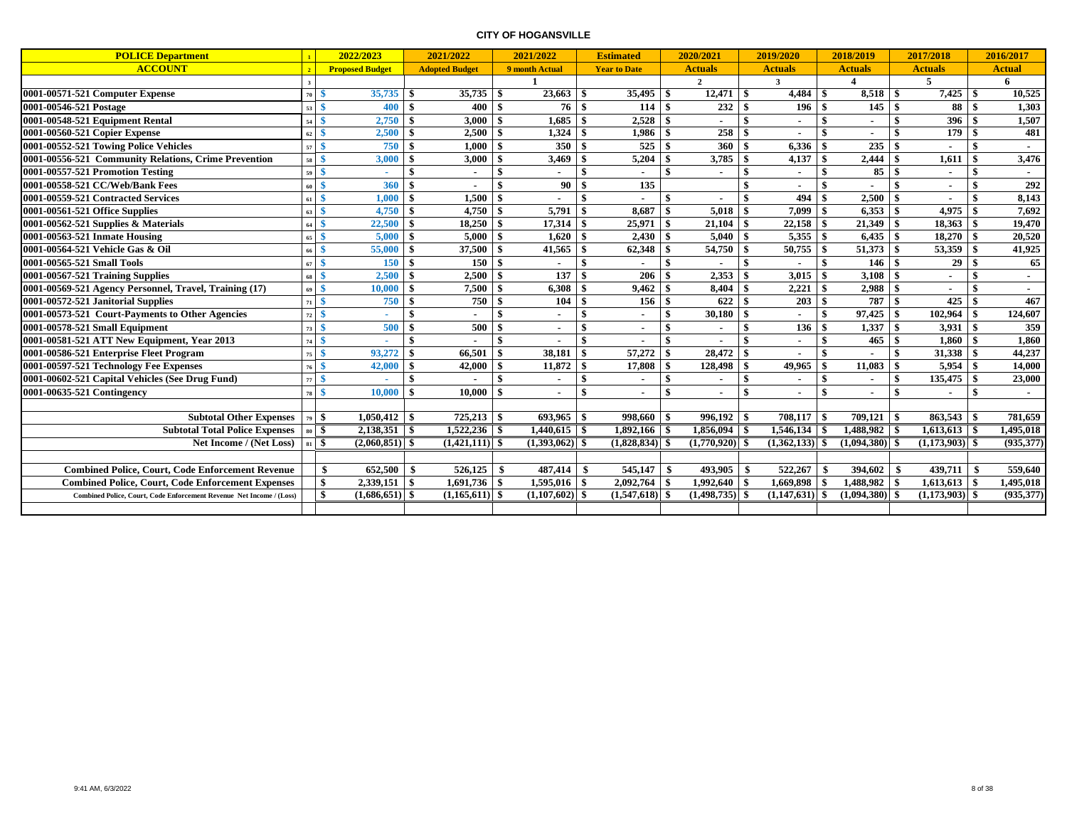# CITY OF HOGANSVILLE

| POLICE Department | 1 | 2022/2023 | 2021/2022 | 2021/2022 | Estimated | 2020/2021 | 2019/2020 | 2018/2019 | 2017/2018 | 2016/2017 |
|---|---|---|---|---|---|---|---|---|---|---|
| ACCOUNT | 2 | Proposed Budget | Adopted Budget | 9 month Actual | Year to Date | Actuals | Actuals | Actuals | Actuals | Actual |
| | 3 | | | 1 | | 2 | 3 | 4 | 5 | 6 |
| 0001-00571-521 Computer Expense | 70 | $ 35,735 | $ 35,735 | $ 23,663 | $ 35,495 | $ 12,471 | $ 4,484 | $ 8,518 | $ 7,425 | $ 10,525 |
| 0001-00546-521 Postage | 53 | $ 400 | $ 400 | $ 76 | $ 114 | $ 232 | $ 196 | $ 145 | $ 88 | $ 1,303 |
| 0001-00548-521 Equipment Rental | 54 | $ 2,750 | $ 3,000 | $ 1,685 | $ 2,528 | $ - | $ - | $ - | $ 396 | $ 1,507 |
| 0001-00560-521 Copier Expense | 62 | $ 2,500 | $ 2,500 | $ 1,324 | $ 1,986 | $ 258 | $ - | $ - | $ 179 | $ 481 |
| 0001-00552-521 Towing Police Vehicles | 57 | $ 750 | $ 1,000 | $ 350 | $ 525 | $ 360 | $ 6,336 | $ 235 | $ - | $ - |
| 0001-00556-521 Community Relations, Crime Prevention | 58 | $ 3,000 | $ 3,000 | $ 3,469 | $ 5,204 | $ 3,785 | $ 4,137 | $ 2,444 | $ 1,611 | $ 3,476 |
| 0001-00557-521 Promotion Testing | 59 | $ - | $ - | $ - | $ - | $ - | $ - | $ 85 | $ - | $ - |
| 0001-00558-521 CC/Web/Bank Fees | 60 | $ 360 | $ - | $ 90 | $ 135 | | $ - | $ - | $ - | $ 292 |
| 0001-00559-521 Contracted Services | 61 | $ 1,000 | $ 1,500 | $ - | $ - | $ - | $ 494 | $ 2,500 | $ - | $ 8,143 |
| 0001-00561-521 Office Supplies | 63 | $ 4,750 | $ 4,750 | $ 5,791 | $ 8,687 | $ 5,018 | $ 7,099 | $ 6,353 | $ 4,975 | $ 7,692 |
| 0001-00562-521 Supplies & Materials | 64 | $ 22,500 | $ 18,250 | $ 17,314 | $ 25,971 | $ 21,104 | $ 22,158 | $ 21,349 | $ 18,363 | $ 19,470 |
| 0001-00563-521 Inmate Housing | 65 | $ 5,000 | $ 5,000 | $ 1,620 | $ 2,430 | $ 5,040 | $ 5,355 | $ 6,435 | $ 18,270 | $ 20,520 |
| 0001-00564-521 Vehicle Gas & Oil | 66 | $ 55,000 | $ 37,500 | $ 41,565 | $ 62,348 | $ 54,750 | $ 50,755 | $ 51,373 | $ 53,359 | $ 41,925 |
| 0001-00565-521 Small Tools | 67 | $ 150 | $ 150 | $ - | $ - | $ - | $ - | $ 146 | $ 29 | $ 65 |
| 0001-00567-521 Training Supplies | 68 | $ 2,500 | $ 2,500 | $ 137 | $ 206 | $ 2,353 | $ 3,015 | $ 3,108 | $ - | $ - |
| 0001-00569-521 Agency Personnel, Travel, Training (17) | 69 | $ 10,000 | $ 7,500 | $ 6,308 | $ 9,462 | $ 8,404 | $ 2,221 | $ 2,988 | $ - | $ - |
| 0001-00572-521 Janitorial Supplies | 71 | $ 750 | $ 750 | $ 104 | $ 156 | $ 622 | $ 203 | $ 787 | $ 425 | $ 467 |
| 0001-00573-521 Court-Payments to Other Agencies | 72 | $ - | $ - | $ - | $ - | $ 30,180 | $ - | $ 97,425 | $ 102,964 | $ 124,607 |
| 0001-00578-521 Small Equipment | 73 | $ 500 | $ 500 | $ - | $ - | $ - | $ 136 | $ 1,337 | $ 3,931 | $ 359 |
| 0001-00581-521 ATT New Equipment, Year 2013 | 74 | $ - | $ - | $ - | $ - | $ - | $ - | $ 465 | $ 1,860 | $ 1,860 |
| 0001-00586-521 Enterprise Fleet Program | 75 | $ 93,272 | $ 66,501 | $ 38,181 | $ 57,272 | $ 28,472 | $ - | $ - | $ 31,338 | $ 44,237 |
| 0001-00597-521 Technology Fee Expenses | 76 | $ 42,000 | $ 42,000 | $ 11,872 | $ 17,808 | $ 128,498 | $ 49,965 | $ 11,083 | $ 5,954 | $ 14,000 |
| 0001-00602-521 Capital Vehicles (See Drug Fund) | 77 | $ - | $ - | $ - | $ - | $ - | $ - | $ - | $ 135,475 | $ 23,000 |
| 0001-00635-521 Contingency | 78 | $ 10,000 | $ 10,000 | $ - | $ - | $ - | $ - | $ - | $ - | $ - |
| | | | | | | | | | | |
| Subtotal Other Expenses | 79 | $ 1,050,412 | $ 725,213 | $ 693,965 | $ 998,660 | $ 996,192 | $ 708,117 | $ 709,121 | $ 863,543 | $ 781,659 |
| Subtotal Total Police Expenses | 80 | $ 2,138,351 | $ 1,522,236 | $ 1,440,615 | $ 1,892,166 | $ 1,856,094 | $ 1,546,134 | $ 1,488,982 | $ 1,613,613 | $ 1,495,018 |
| Net Income / (Net Loss) | 81 | $ (2,060,851) | $ (1,421,111) | $ (1,393,062) | $ (1,828,834) | $ (1,770,920) | $ (1,362,133) | $ (1,094,380) | $ (1,173,903) | $ (935,377) |
| | | | | | | | | | | |
| Combined Police, Court, Code Enforcement Revenue | | $ 652,500 | $ 526,125 | $ 487,414 | $ 545,147 | $ 493,905 | $ 522,267 | $ 394,602 | $ 439,711 | $ 559,640 |
| Combined Police, Court, Code Enforcement Expenses | | $ 2,339,151 | $ 1,691,736 | $ 1,595,016 | $ 2,092,764 | $ 1,992,640 | $ 1,669,898 | $ 1,488,982 | $ 1,613,613 | $ 1,495,018 |
| Combined Police, Court, Code Enforcement Revenue Net Income / (Loss) | | $ (1,686,651) | $ (1,165,611) | $ (1,107,602) | $ (1,547,618) | $ (1,498,735) | $ (1,147,631) | $ (1,094,380) | $ (1,173,903) | $ (935,377) |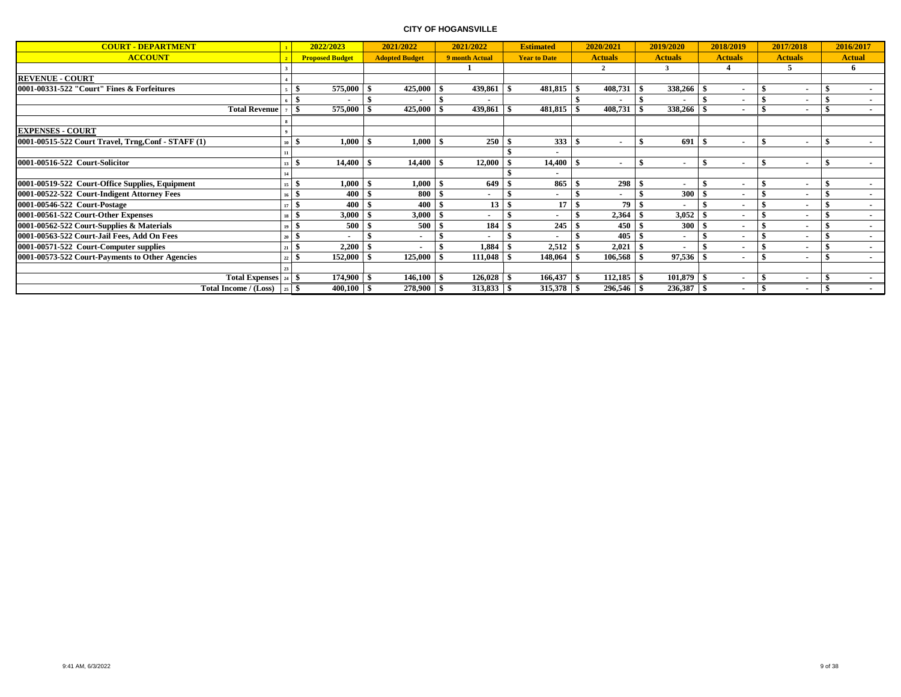**CITY OF HOGANSVILLE**

| COURT - DEPARTMENT | 1 | 2022/2023 | 2021/2022 | 2021/2022 | Estimated | 2020/2021 | 2019/2020 | 2018/2019 | 2017/2018 | 2016/2017 |
|---|---|---|---|---|---|---|---|---|---|---|
| ACCOUNT | 2 | Proposed Budget | Adopted Budget | 9 month Actual | Year to Date | Actuals | Actuals | Actuals | Actuals | Actual |
| | 3 | | | 1 | | 2 | 3 | 4 | 5 | 6 |
| **REVENUE - COURT** | 4 | | | | | | | | | |
| 0001-00331-522 "Court" Fines & Forfeitures | 5 | $ 575,000 | $ 425,000 | $ 439,861 | $ 481,815 | $ 408,731 | $ 338,266 | $ - | $ - | $ - |
| | 6 | $ - | $ - | $ - | | $ - | $ - | $ - | $ - | $ - |
| Total Revenue | 7 | $ 575,000 | $ 425,000 | $ 439,861 | $ 481,815 | $ 408,731 | $ 338,266 | $ - | $ - | $ - |
| | 8 | | | | | | | | | |
| **EXPENSES - COURT** | 9 | | | | | | | | | |
| 0001-00515-522 Court Travel, Trng,Conf - STAFF (1) | 10 | $ 1,000 | $ 1,000 | $ 250 | $ 333 | $ - | $ 691 | $ - | $ - | $ - |
| | 11 | | | | $ - | | | | | |
| 0001-00516-522 Court-Solicitor | 13 | $ 14,400 | $ 14,400 | $ 12,000 | $ 14,400 | $ - | $ - | $ - | $ - | $ - |
| | 14 | | | | $ - | | | | | |
| 0001-00519-522 Court-Office Supplies, Equipment | 15 | $ 1,000 | $ 1,000 | $ 649 | $ 865 | $ 298 | $ - | $ - | $ - | $ - |
| 0001-00522-522 Court-Indigent Attorney Fees | 16 | $ 400 | $ 800 | $ - | $ - | $ - | $ 300 | $ - | $ - | $ - |
| 0001-00546-522 Court-Postage | 17 | $ 400 | $ 400 | $ 13 | $ 17 | $ 79 | $ - | $ - | $ - | $ - |
| 0001-00561-522 Court-Other Expenses | 18 | $ 3,000 | $ 3,000 | $ - | $ - | $ 2,364 | $ 3,052 | $ - | $ - | $ - |
| 0001-00562-522 Court-Supplies & Materials | 19 | $ 500 | $ 500 | $ 184 | $ 245 | $ 450 | $ 300 | $ - | $ - | $ - |
| 0001-00563-522 Court-Jail Fees, Add On Fees | 20 | $ - | $ - | $ - | $ - | $ 405 | $ - | $ - | $ - | $ - |
| 0001-00571-522 Court-Computer supplies | 21 | $ 2,200 | $ - | $ 1,884 | $ 2,512 | $ 2,021 | $ - | $ - | $ - | $ - |
| 0001-00573-522 Court-Payments to Other Agencies | 22 | $ 152,000 | $ 125,000 | $ 111,048 | $ 148,064 | $ 106,568 | $ 97,536 | $ - | $ - | $ - |
| | 23 | | | | | | | | | |
| Total Expenses | 24 | $ 174,900 | $ 146,100 | $ 126,028 | $ 166,437 | $ 112,185 | $ 101,879 | $ - | $ - | $ - |
| Total Income / (Loss) | 25 | $ 400,100 | $ 278,900 | $ 313,833 | $ 315,378 | $ 296,546 | $ 236,387 | $ - | $ - | $ - |

9:41 AM, 6/3/2022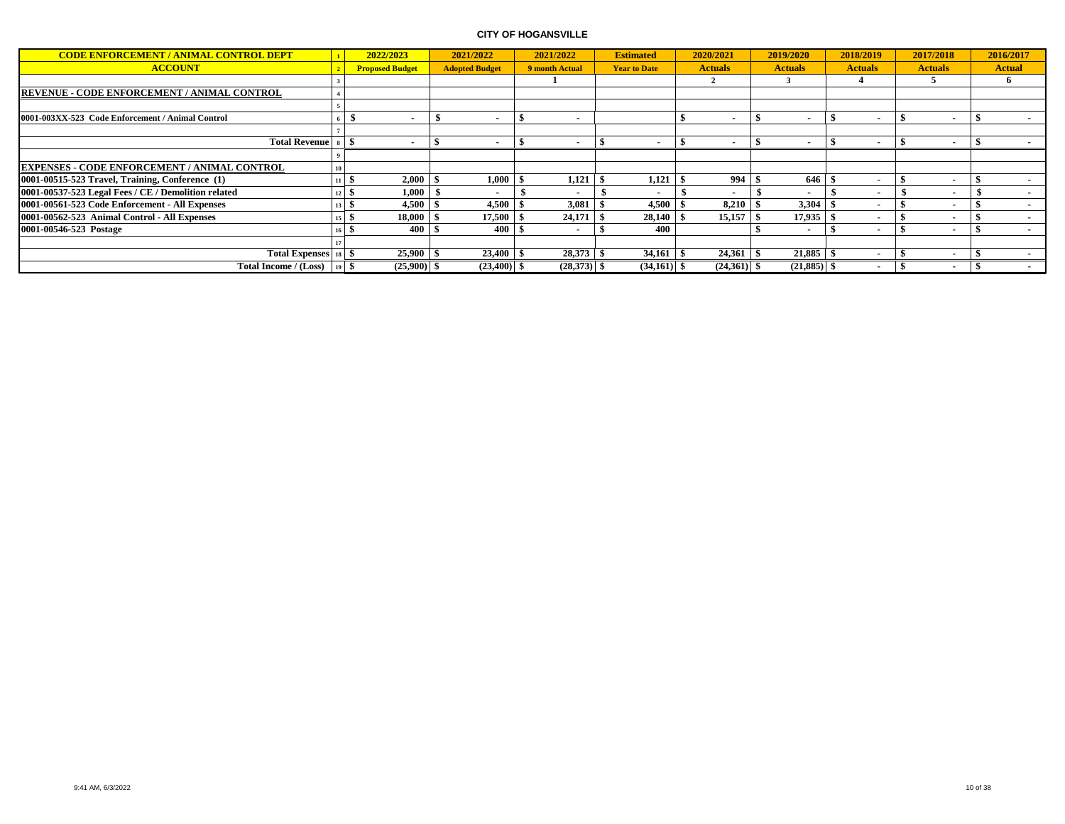# CITY OF HOGANSVILLE

| CODE ENFORCEMENT / ANIMAL CONTROL DEPT | 1 | 2022/2023 | 2021/2022 | 2021/2022 | Estimated | 2020/2021 | 2019/2020 | 2018/2019 | 2017/2018 | 2016/2017 |
|---|---|---|---|---|---|---|---|---|---|---|
| **ACCOUNT** | 2 | Proposed Budget | Adopted Budget | 9 month Actual | Year to Date | Actuals | Actuals | Actuals | Actuals | Actual |
| | 3 | | | 1 | | 2 | 3 | 4 | 5 | 6 |
| **REVENUE - CODE ENFORCEMENT / ANIMAL CONTROL** | 4 | | | | | | | | | |
| | 5 | | | | | | | | | |
| 0001-003XX-523 Code Enforcement / Animal Control | 6 | $ - | $ - | $ - | | $ - | $ - | $ - | $ - | $ - |
| | 7 | | | | | | | | | |
| **Total Revenue** | 8 | $ - | $ - | $ - | $ - | $ - | $ - | $ - | $ - | $ - |
| | 9 | | | | | | | | | |
| **EXPENSES - CODE ENFORCEMENT / ANIMAL CONTROL** | 10 | | | | | | | | | |
| 0001-00515-523 Travel, Training, Conference (1) | 11 | $ 2,000 | $ 1,000 | $ 1,121 | $ 1,121 | $ 994 | $ 646 | $ - | $ - | $ - |
| 0001-00537-523 Legal Fees / CE / Demolition related | 12 | $ 1,000 | $ - | $ - | $ - | $ - | $ - | $ - | $ - | $ - |
| 0001-00561-523 Code Enforcement - All Expenses | 13 | $ 4,500 | $ 4,500 | $ 3,081 | $ 4,500 | $ 8,210 | $ 3,304 | $ - | $ - | $ - |
| 0001-00562-523 Animal Control - All Expenses | 15 | $ 18,000 | $ 17,500 | $ 24,171 | $ 28,140 | $ 15,157 | $ 17,935 | $ - | $ - | $ - |
| 0001-00546-523 Postage | 16 | $ 400 | $ 400 | $ - | $ 400 | | $ - | $ - | $ - | $ - |
| | 17 | | | | | | | | | |
| **Total Expenses** | 18 | $ 25,900 | $ 23,400 | $ 28,373 | $ 34,161 | $ 24,361 | $ 21,885 | $ - | $ - | $ - |
| **Total Income / (Loss)** | 19 | $ (25,900) | $ (23,400) | $ (28,373) | $ (34,161) | $ (24,361) | $ (21,885) | $ - | $ - | $ - |

9:41 AM, 6/3/2022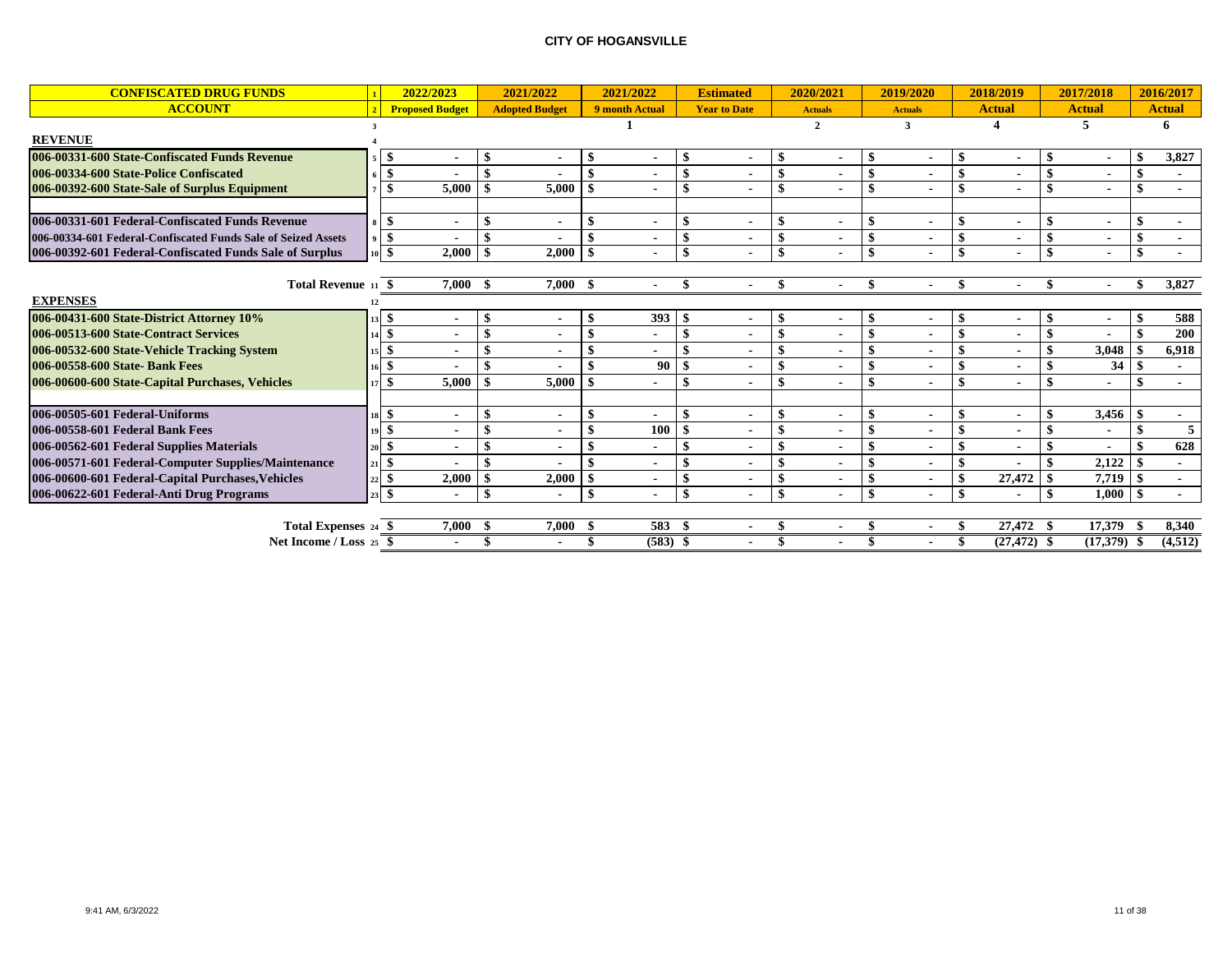# CITY OF HOGANSVILLE

| CONFISCATED DRUG FUNDS | 1 | 2022/2023 | 2021/2022 | 2021/2022 | Estimated | 2020/2021 | 2019/2020 | 2018/2019 | 2017/2018 | 2016/2017 |
|---|---|---|---|---|---|---|---|---|---|---|
| **ACCOUNT** | 2 | Proposed Budget | Adopted Budget | 9 month Actual | Year to Date | Actuals | Actuals | Actual | Actual | Actual |
| | 3 | | | 1 | | 2 | 3 | 4 | 5 | 6 |
| **REVENUE** | 4 | | | | | | | | | |
| 006-00331-600 State-Confiscated Funds Revenue | 5 | $ - | $ - | $ - | $ - | $ - | $ - | $ - | $ - | $ 3,827 |
| 006-00334-600 State-Police Confiscated | 6 | $ - | $ - | $ - | $ - | $ - | $ - | $ - | $ - | $ - |
| 006-00392-600 State-Sale of Surplus Equipment | 7 | $ 5,000 | $ 5,000 | $ - | $ - | $ - | $ - | $ - | $ - | $ - |
| 006-00331-601 Federal-Confiscated Funds Revenue | 8 | $ - | $ - | $ - | $ - | $ - | $ - | $ - | $ - | $ - |
| 006-00334-601 Federal-Confiscated Funds Sale of Seized Assets | 9 | $ - | $ - | $ - | $ - | $ - | $ - | $ - | $ - | $ - |
| 006-00392-601 Federal-Confiscated Funds Sale of Surplus | 10 | $ 2,000 | $ 2,000 | $ - | $ - | $ - | $ - | $ - | $ - | $ - |
| **Total Revenue** | 11 | $ 7,000 | $ 7,000 | $ - | $ - | $ - | $ - | $ - | $ - | $ 3,827 |
| **EXPENSES** | 12 | | | | | | | | | |
| 006-00431-600 State-District Attorney 10% | 13 | $ - | $ - | $ 393 | $ - | $ - | $ - | $ - | $ - | $ 588 |
| 006-00513-600 State-Contract Services | 14 | $ - | $ - | $ - | $ - | $ - | $ - | $ - | $ - | $ 200 |
| 006-00532-600 State-Vehicle Tracking System | 15 | $ - | $ - | $ - | $ - | $ - | $ - | $ - | $ 3,048 | $ 6,918 |
| 006-00558-600 State- Bank Fees | 16 | $ - | $ - | $ 90 | $ - | $ - | $ - | $ - | $ 34 | $ - |
| 006-00600-600 State-Capital Purchases, Vehicles | 17 | $ 5,000 | $ 5,000 | $ - | $ - | $ - | $ - | $ - | $ - | $ - |
| 006-00505-601 Federal-Uniforms | 18 | $ - | $ - | $ - | $ - | $ - | $ - | $ - | $ 3,456 | $ - |
| 006-00558-601 Federal Bank Fees | 19 | $ - | $ - | $ 100 | $ - | $ - | $ - | $ - | $ - | $ 5 |
| 006-00562-601 Federal Supplies Materials | 20 | $ - | $ - | $ - | $ - | $ - | $ - | $ - | $ - | $ 628 |
| 006-00571-601 Federal-Computer Supplies/Maintenance | 21 | $ - | $ - | $ - | $ - | $ - | $ - | $ - | $ 2,122 | $ - |
| 006-00600-601 Federal-Capital Purchases,Vehicles | 22 | $ 2,000 | $ 2,000 | $ - | $ - | $ - | $ - | $ 27,472 | $ 7,719 | $ - |
| 006-00622-601 Federal-Anti Drug Programs | 23 | $ - | $ - | $ - | $ - | $ - | $ - | $ - | $ 1,000 | $ - |
| **Total Expenses** | 24 | $ 7,000 | $ 7,000 | $ 583 | $ - | $ - | $ - | $ 27,472 | $ 17,379 | $ 8,340 |
| **Net Income / Loss** | 25 | $ - | $ - | $ (583) | $ - | $ - | $ - | $ (27,472) | $ (17,379) | $ (4,512) |

9:41 AM, 6/3/2022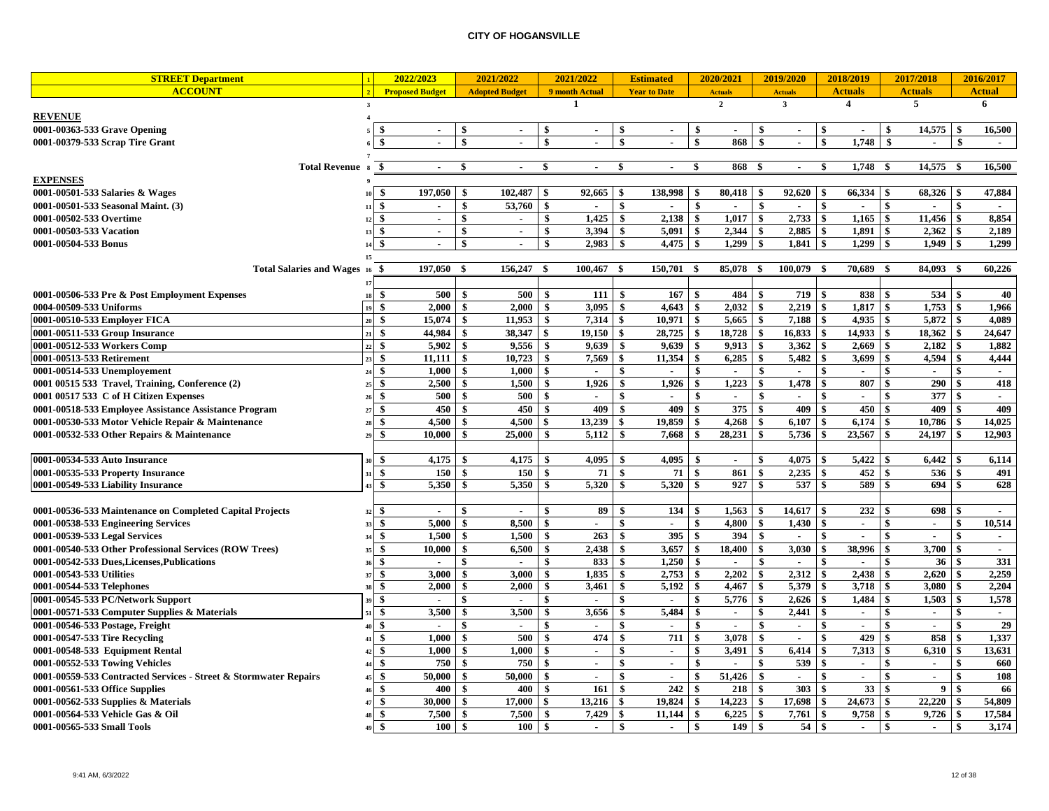## CITY OF HOGANSVILLE

| STREET Department | 1 | 2022/2023 | 2021/2022 | 2021/2022 | Estimated | 2020/2021 | 2019/2020 | 2018/2019 | 2017/2018 | 2016/2017 |
|---|---|---|---|---|---|---|---|---|---|---|
| ACCOUNT | 2 | Proposed Budget | Adopted Budget | 9 month Actual | Year to Date | Actuals | Actuals | Actuals | Actuals | Actual |
| | 3 | | | 1 | | 2 | 3 | 4 | 5 | 6 |
| **REVENUE** | 4 | | | | | | | | | |
| 0001-00363-533 Grave Opening | 5 | $ - | $ - | $ - | $ - | $ - | $ - | $ - | $ 14,575 | $ 16,500 |
| 0001-00379-533 Scrap Tire Grant | 6 | $ - | $ - | $ - | $ - | $ 868 | $ - | $ 1,748 | $ - | $ - |
| | 7 | | | | | | | | | |
| Total Revenue | 8 | $ - | $ - | $ - | $ - | $ 868 | $ - | $ 1,748 | $ 14,575 | $ 16,500 |
| **EXPENSES** | 9 | | | | | | | | | |
| 0001-00501-533 Salaries & Wages | 10 | $ 197,050 | $ 102,487 | $ 92,665 | $ 138,998 | $ 80,418 | $ 92,620 | $ 66,334 | $ 68,326 | $ 47,884 |
| 0001-00501-533 Seasonal Maint. (3) | 11 | $ - | $ 53,760 | $ - | $ - | $ - | $ - | $ - | $ - | $ - |
| 0001-00502-533 Overtime | 12 | $ - | $ - | $ 1,425 | $ 2,138 | $ 1,017 | $ 2,733 | $ 1,165 | $ 11,456 | $ 8,854 |
| 0001-00503-533 Vacation | 13 | $ - | $ - | $ 3,394 | $ 5,091 | $ 2,344 | $ 2,885 | $ 1,891 | $ 2,362 | $ 2,189 |
| 0001-00504-533 Bonus | 14 | $ - | $ - | $ 2,983 | $ 4,475 | $ 1,299 | $ 1,841 | $ 1,299 | $ 1,949 | $ 1,299 |
| | 15 | | | | | | | | | |
| Total Salaries and Wages | 16 | $ 197,050 | $ 156,247 | $ 100,467 | $ 150,701 | $ 85,078 | $ 100,079 | $ 70,689 | $ 84,093 | $ 60,226 |
| | 17 | | | | | | | | | |
| 0001-00506-533 Pre & Post Employment Expenses | 18 | $ 500 | $ 500 | $ 111 | $ 167 | $ 484 | $ 719 | $ 838 | $ 534 | $ 40 |
| 0004-00509-533 Uniforms | 19 | $ 2,000 | $ 2,000 | $ 3,095 | $ 4,643 | $ 2,032 | $ 2,219 | $ 1,817 | $ 1,753 | $ 1,966 |
| 0001-00510-533 Employer FICA | 20 | $ 15,074 | $ 11,953 | $ 7,314 | $ 10,971 | $ 5,665 | $ 7,188 | $ 4,935 | $ 5,872 | $ 4,089 |
| 0001-00511-533 Group Insurance | 21 | $ 44,984 | $ 38,347 | $ 19,150 | $ 28,725 | $ 18,728 | $ 16,833 | $ 14,933 | $ 18,362 | $ 24,647 |
| 0001-00512-533 Workers Comp | 22 | $ 5,902 | $ 9,556 | $ 9,639 | $ 9,639 | $ 9,913 | $ 3,362 | $ 2,669 | $ 2,182 | $ 1,882 |
| 0001-00513-533 Retirement | 23 | $ 11,111 | $ 10,723 | $ 7,569 | $ 11,354 | $ 6,285 | $ 5,482 | $ 3,699 | $ 4,594 | $ 4,444 |
| 0001-00514-533 Unemployement | 24 | $ 1,000 | $ 1,000 | $ - | $ - | $ - | $ - | $ - | $ - | $ - |
| 0001 00515 533 Travel, Training, Conference (2) | 25 | $ 2,500 | $ 1,500 | $ 1,926 | $ 1,926 | $ 1,223 | $ 1,478 | $ 807 | $ 290 | $ 418 |
| 0001 00517 533 C of H Citizen Expenses | 26 | $ 500 | $ 500 | $ - | $ - | $ - | $ - | $ - | $ 377 | $ - |
| 0001-00518-533 Employee Assistance Assistance Program | 27 | $ 450 | $ 450 | $ 409 | $ 409 | $ 375 | $ 409 | $ 450 | $ 409 | $ 409 |
| 0001-00530-533 Motor Vehicle Repair & Maintenance | 28 | $ 4,500 | $ 4,500 | $ 13,239 | $ 19,859 | $ 4,268 | $ 6,107 | $ 6,174 | $ 10,786 | $ 14,025 |
| 0001-00532-533 Other Repairs & Maintenance | 29 | $ 10,000 | $ 25,000 | $ 5,112 | $ 7,668 | $ 28,231 | $ 5,736 | $ 23,567 | $ 24,197 | $ 12,903 |
| | | | | | | | | | | |
| 0001-00534-533 Auto Insurance | 30 | $ 4,175 | $ 4,175 | $ 4,095 | $ 4,095 | $ - | $ 4,075 | $ 5,422 | $ 6,442 | $ 6,114 |
| 0001-00535-533 Property Insurance | 31 | $ 150 | $ 150 | $ 71 | $ 71 | $ 861 | $ 2,235 | $ 452 | $ 536 | $ 491 |
| 0001-00549-533 Liability Insurance | 43 | $ 5,350 | $ 5,350 | $ 5,320 | $ 5,320 | $ 927 | $ 537 | $ 589 | $ 694 | $ 628 |
| | | | | | | | | | | |
| 0001-00536-533 Maintenance on Completed Capital Projects | 32 | $ - | $ - | $ 89 | $ 134 | $ 1,563 | $ 14,617 | $ 232 | $ 698 | $ - |
| 0001-00538-533 Engineering Services | 33 | $ 5,000 | $ 8,500 | $ - | $ - | $ 4,800 | $ 1,430 | $ - | $ - | $ 10,514 |
| 0001-00539-533 Legal Services | 34 | $ 1,500 | $ 1,500 | $ 263 | $ 395 | $ 394 | $ - | $ - | $ - | $ - |
| 0001-00540-533 Other Professional Services (ROW Trees) | 35 | $ 10,000 | $ 6,500 | $ 2,438 | $ 3,657 | $ 18,400 | $ 3,030 | $ 38,996 | $ 3,700 | $ - |
| 0001-00542-533 Dues,Licenses,Publications | 36 | $ - | $ - | $ 833 | $ 1,250 | $ - | $ - | $ - | $ 36 | $ 331 |
| 0001-00543-533 Utilities | 37 | $ 3,000 | $ 3,000 | $ 1,835 | $ 2,753 | $ 2,202 | $ 2,312 | $ 2,438 | $ 2,620 | $ 2,259 |
| 0001-00544-533 Telephones | 38 | $ 2,000 | $ 2,000 | $ 3,461 | $ 5,192 | $ 4,467 | $ 5,379 | $ 3,718 | $ 3,080 | $ 2,204 |
| 0001-00545-533 PC/Network Support | 39 | $ - | $ - | $ - | $ - | $ 5,776 | $ 2,626 | $ 1,484 | $ 1,503 | $ 1,578 |
| 0001-00571-533 Computer Supplies & Materials | 51 | $ 3,500 | $ 3,500 | $ 3,656 | $ 5,484 | $ - | $ 2,441 | $ - | $ - | $ - |
| 0001-00546-533 Postage, Freight | 40 | $ - | $ - | $ - | $ - | $ - | $ - | $ - | $ - | $ 29 |
| 0001-00547-533 Tire Recycling | 41 | $ 1,000 | $ 500 | $ 474 | $ 711 | $ 3,078 | $ - | $ 429 | $ 858 | $ 1,337 |
| 0001-00548-533 Equipment Rental | 42 | $ 1,000 | $ 1,000 | $ - | $ - | $ 3,491 | $ 6,414 | $ 7,313 | $ 6,310 | $ 13,631 |
| 0001-00552-533 Towing Vehicles | 44 | $ 750 | $ 750 | $ - | $ - | $ - | $ 539 | $ - | $ - | $ 660 |
| 0001-00559-533 Contracted Services - Street & Stormwater Repairs | 45 | $ 50,000 | $ 50,000 | $ - | $ - | $ 51,426 | $ - | $ - | $ - | $ 108 |
| 0001-00561-533 Office Supplies | 46 | $ 400 | $ 400 | $ 161 | $ 242 | $ 218 | $ 303 | $ 33 | $ 9 | $ 66 |
| 0001-00562-533 Supplies & Materials | 47 | $ 30,000 | $ 17,000 | $ 13,216 | $ 19,824 | $ 14,223 | $ 17,698 | $ 24,673 | $ 22,220 | $ 54,809 |
| 0001-00564-533 Vehicle Gas & Oil | 48 | $ 7,500 | $ 7,500 | $ 7,429 | $ 11,144 | $ 6,225 | $ 7,761 | $ 9,758 | $ 9,726 | $ 17,584 |
| 0001-00565-533 Small Tools | 49 | $ 100 | $ 100 | $ - | $ - | $ 149 | $ 54 | $ - | $ - | $ 3,174 |

9:41 AM, 6/3/2022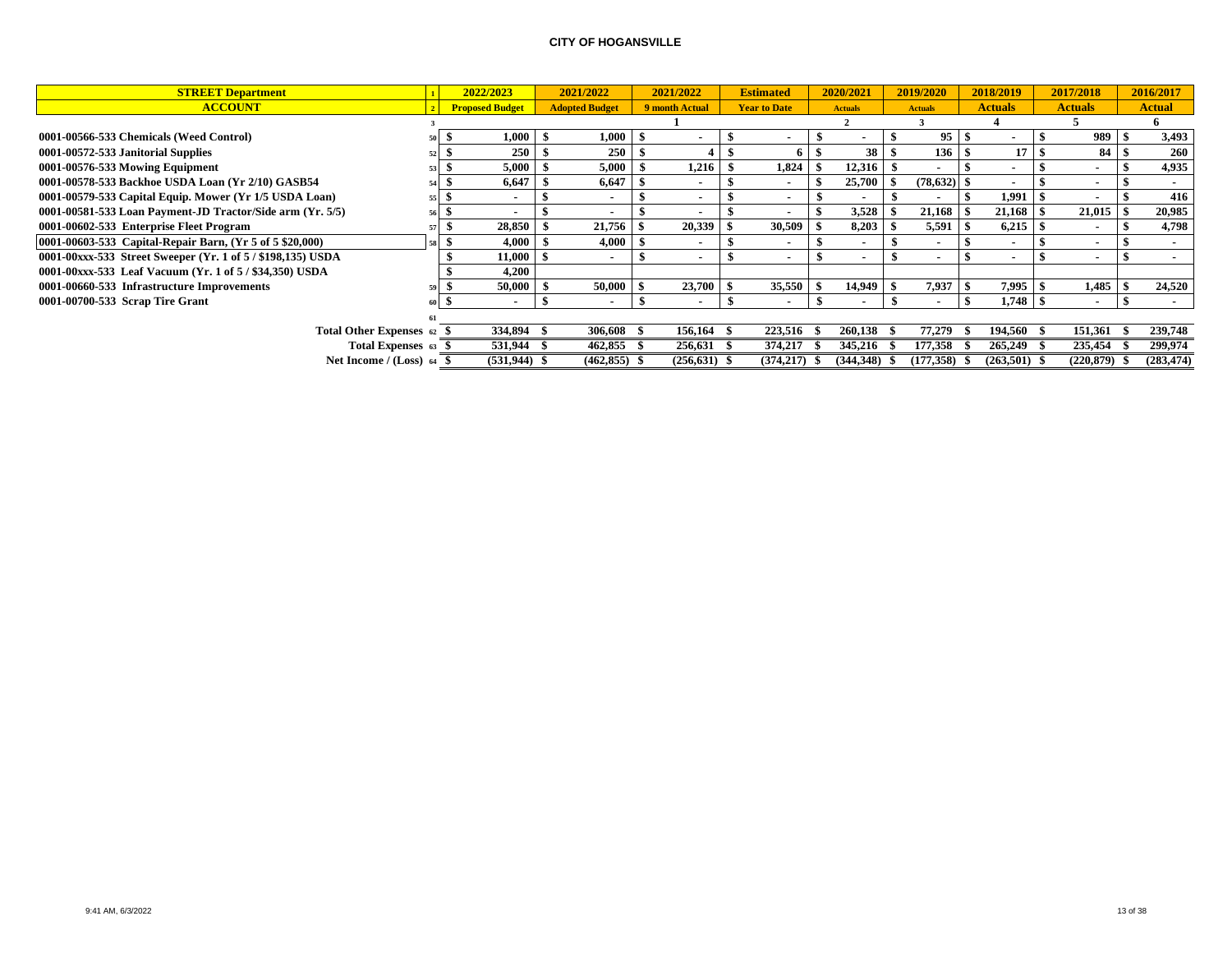**CITY OF HOGANSVILLE**

| STREET Department | 1 | 2022/2023 | 2021/2022 | 2021/2022 | Estimated | 2020/2021 | 2019/2020 | 2018/2019 | 2017/2018 | 2016/2017 |
|---|---|---|---|---|---|---|---|---|---|---|
| ACCOUNT | 2 | Proposed Budget | Adopted Budget | 9 month Actual | Year to Date | Actuals | Actuals | Actuals | Actuals | Actual |
| | 3 | | | 1 | | 2 | 3 | 4 | 5 | 6 |
| 0001-00566-533 Chemicals (Weed Control) | 50 | $ 1,000 | $ 1,000 | $ - | $ - | $ - | $ 95 | $ - | $ 989 | $ 3,493 |
| 0001-00572-533 Janitorial Supplies | 52 | $ 250 | $ 250 | $ 4 | $ 6 | $ 38 | $ 136 | $ 17 | $ 84 | $ 260 |
| 0001-00576-533 Mowing Equipment | 53 | $ 5,000 | $ 5,000 | $ 1,216 | $ 1,824 | $ 12,316 | $ - | $ - | $ - | $ 4,935 |
| 0001-00578-533 Backhoe USDA Loan (Yr 2/10) GASB54 | 54 | $ 6,647 | $ 6,647 | $ - | $ - | $ 25,700 | $ (78,632) | $ - | $ - | $ - |
| 0001-00579-533 Capital Equip. Mower (Yr 1/5 USDA Loan) | 55 | $ - | $ - | $ - | $ - | $ - | $ - | $ 1,991 | $ - | $ 416 |
| 0001-00581-533 Loan Payment-JD Tractor/Side arm (Yr. 5/5) | 56 | $ - | $ - | $ - | $ - | $ 3,528 | $ 21,168 | $ 21,168 | $ 21,015 | $ 20,985 |
| 0001-00602-533 Enterprise Fleet Program | 57 | $ 28,850 | $ 21,756 | $ 20,339 | $ 30,509 | $ 8,203 | $ 5,591 | $ 6,215 | $ - | $ 4,798 |
| 0001-00603-533 Capital-Repair Barn, (Yr 5 of 5 $20,000) | 58 | $ 4,000 | $ 4,000 | $ - | $ - | $ - | $ - | $ - | $ - | $ - |
| 0001-00xxx-533 Street Sweeper (Yr. 1 of 5 / $198,135) USDA | | $ 11,000 | $ - | $ - | $ - | $ - | $ - | $ - | $ - | $ - |
| 0001-00xxx-533 Leaf Vacuum (Yr. 1 of 5 / $34,350) USDA | | $ 4,200 | | | | | | | | |
| 0001-00660-533 Infrastructure Improvements | 59 | $ 50,000 | $ 50,000 | $ 23,700 | $ 35,550 | $ 14,949 | $ 7,937 | $ 7,995 | $ 1,485 | $ 24,520 |
| 0001-00700-533 Scrap Tire Grant | 60 | $ - | $ - | $ - | $ - | $ - | $ - | $ 1,748 | $ - | $ - |
| | 61 | | | | | | | | | |
| Total Other Expenses | 62 | $ 334,894 | $ 306,608 | $ 156,164 | $ 223,516 | $ 260,138 | $ 77,279 | $ 194,560 | $ 151,361 | $ 239,748 |
| Total Expenses | 63 | $ 531,944 | $ 462,855 | $ 256,631 | $ 374,217 | $ 345,216 | $ 177,358 | $ 265,249 | $ 235,454 | $ 299,974 |
| Net Income / (Loss) | 64 | $ (531,944) | $ (462,855) | $ (256,631) | $ (374,217) | $ (344,348) | $ (177,358) | $ (263,501) | $ (220,879) | $ (283,474) |

9:41 AM, 6/3/2022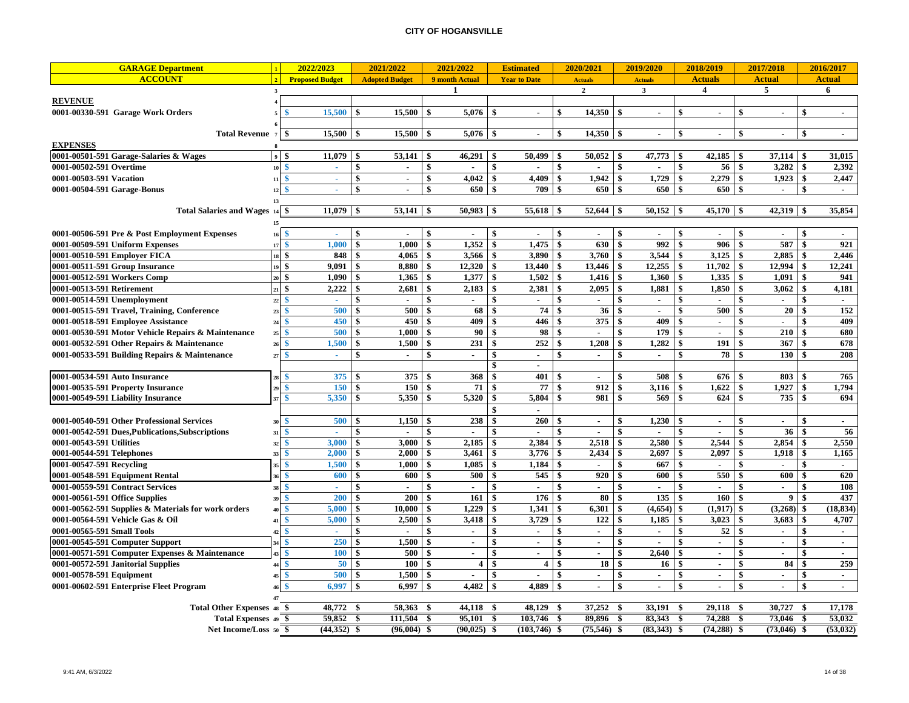# CITY OF HOGANSVILLE

| GARAGE Department | 1 | 2022/2023 | 2021/2022 | 2021/2022 | Estimated | 2020/2021 | 2019/2020 | 2018/2019 | 2017/2018 | 2016/2017 |
|---|---|---|---|---|---|---|---|---|---|---|
| ACCOUNT | 2 | Proposed Budget | Adopted Budget | 9 month Actual | Year to Date | Actuals | Actuals | Actuals | Actual | Actual |
| | 3 | | | 1 | | 2 | 3 | 4 | 5 | 6 |
| **REVENUE** | 4 | | | | | | | | | |
| 0001-00330-591 Garage Work Orders | 5 | $ 15,500 | $ 15,500 | $ 5,076 | $ - | $ 14,350 | $ - | $ - | $ - | $ - |
| | 6 | | | | | | | | | |
| Total Revenue | 7 | $ 15,500 | $ 15,500 | $ 5,076 | $ - | $ 14,350 | $ - | $ - | $ - | $ - |
| **EXPENSES** | 8 | | | | | | | | | |
| 0001-00501-591 Garage-Salaries & Wages | 9 | $ 11,079 | $ 53,141 | $ 46,291 | $ 50,499 | $ 50,052 | $ 47,773 | $ 42,185 | $ 37,114 | $ 31,015 |
| 0001-00502-591 Overtime | 10 | $ - | $ - | $ - | $ - | $ - | $ - | $ 56 | $ 3,282 | $ 2,392 |
| 0001-00503-591 Vacation | 11 | $ - | $ - | $ 4,042 | $ 4,409 | $ 1,942 | $ 1,729 | $ 2,279 | $ 1,923 | $ 2,447 |
| 0001-00504-591 Garage-Bonus | 12 | $ - | $ - | $ 650 | $ 709 | $ 650 | $ 650 | $ 650 | $ - | $ - |
| | 13 | | | | | | | | | |
| Total Salaries and Wages | 14 | $ 11,079 | $ 53,141 | $ 50,983 | $ 55,618 | $ 52,644 | $ 50,152 | $ 45,170 | $ 42,319 | $ 35,854 |
| | 15 | | | | | | | | | |
| 0001-00506-591 Pre & Post Employment Expenses | 16 | $ - | $ - | $ - | $ - | $ - | $ - | $ - | $ - | $ - |
| 0001-00509-591 Uniform Expenses | 17 | $ 1,000 | $ 1,000 | $ 1,352 | $ 1,475 | $ 630 | $ 992 | $ 906 | $ 587 | $ 921 |
| 0001-00510-591 Employer FICA | 18 | $ 848 | $ 4,065 | $ 3,566 | $ 3,890 | $ 3,760 | $ 3,544 | $ 3,125 | $ 2,885 | $ 2,446 |
| 0001-00511-591 Group Insurance | 19 | $ 9,091 | $ 8,880 | $ 12,320 | $ 13,440 | $ 13,446 | $ 12,255 | $ 11,702 | $ 12,994 | $ 12,241 |
| 0001-00512-591 Workers Comp | 20 | $ 1,090 | $ 1,365 | $ 1,377 | $ 1,502 | $ 1,416 | $ 1,360 | $ 1,335 | $ 1,091 | $ 941 |
| 0001-00513-591 Retirement | 21 | $ 2,222 | $ 2,681 | $ 2,183 | $ 2,381 | $ 2,095 | $ 1,881 | $ 1,850 | $ 3,062 | $ 4,181 |
| 0001-00514-591 Unemployment | 22 | $ - | $ - | $ - | $ - | $ - | $ - | $ - | $ - | $ - |
| 0001-00515-591 Travel, Training, Conference | 23 | $ 500 | $ 500 | $ 68 | $ 74 | $ 36 | $ - | $ 500 | $ 20 | $ 152 |
| 0001-00518-591 Employee Assistance | 24 | $ 450 | $ 450 | $ 409 | $ 446 | $ 375 | $ 409 | $ - | $ - | $ 409 |
| 0001-00530-591 Motor Vehicle Repairs & Maintenance | 25 | $ 500 | $ 1,000 | $ 90 | $ 98 | $ - | $ 179 | $ - | $ 210 | $ 680 |
| 0001-00532-591 Other Repairs & Maintenance | 26 | $ 1,500 | $ 1,500 | $ 231 | $ 252 | $ 1,208 | $ 1,282 | $ 191 | $ 367 | $ 678 |
| 0001-00533-591 Building Repairs & Maintenance | 27 | $ - | $ - | $ - | $ - | $ - | $ - | $ 78 | $ 130 | $ 208 |
| | | | | | $ - | | | | | |
| 0001-00534-591 Auto Insurance | 28 | $ 375 | $ 375 | $ 368 | $ 401 | $ - | $ 508 | $ 676 | $ 803 | $ 765 |
| 0001-00535-591 Property Insurance | 29 | $ 150 | $ 150 | $ 71 | $ 77 | $ 912 | $ 3,116 | $ 1,622 | $ 1,927 | $ 1,794 |
| 0001-00549-591 Liability Insurance | 37 | $ 5,350 | $ 5,350 | $ 5,320 | $ 5,804 | $ 981 | $ 569 | $ 624 | $ 735 | $ 694 |
| | | | | | $ - | | | | | |
| 0001-00540-591 Other Professional Services | 30 | $ 500 | $ 1,150 | $ 238 | $ 260 | $ - | $ 1,230 | $ - | $ - | $ - |
| 0001-00542-591 Dues,Publications,Subscriptions | 31 | $ - | $ - | $ - | $ - | $ - | $ - | $ - | $ 36 | $ 56 |
| 0001-00543-591 Utilities | 32 | $ 3,000 | $ 3,000 | $ 2,185 | $ 2,384 | $ 2,518 | $ 2,580 | $ 2,544 | $ 2,854 | $ 2,550 |
| 0001-00544-591 Telephones | 33 | $ 2,000 | $ 2,000 | $ 3,461 | $ 3,776 | $ 2,434 | $ 2,697 | $ 2,097 | $ 1,918 | $ 1,165 |
| 0001-00547-591 Recycling | 35 | $ 1,500 | $ 1,000 | $ 1,085 | $ 1,184 | $ - | $ 667 | $ - | $ - | $ - |
| 0001-00548-591 Equipment Rental | 36 | $ 600 | $ 600 | $ 500 | $ 545 | $ 920 | $ 600 | $ 550 | $ 600 | $ 620 |
| 0001-00559-591 Contract Services | 38 | $ - | $ - | $ - | $ - | $ - | $ - | $ - | $ - | $ 108 |
| 0001-00561-591 Office Supplies | 39 | $ 200 | $ 200 | $ 161 | $ 176 | $ 80 | $ 135 | $ 160 | $ 9 | $ 437 |
| 0001-00562-591 Supplies & Materials for work orders | 40 | $ 5,000 | $ 10,000 | $ 1,229 | $ 1,341 | $ 6,301 | $ (4,654) | $ (1,917) | $ (3,268) | $ (18,834) |
| 0001-00564-591 Vehicle Gas & Oil | 41 | $ 5,000 | $ 2,500 | $ 3,418 | $ 3,729 | $ 122 | $ 1,185 | $ 3,023 | $ 3,683 | $ 4,707 |
| 0001-00565-591 Small Tools | 42 | $ - | $ - | $ - | $ - | $ - | $ - | $ 52 | $ - | $ - |
| 0001-00545-591 Computer Support | 34 | $ 250 | $ 1,500 | $ - | $ - | $ - | $ - | $ - | $ - | $ - |
| 0001-00571-591 Computer Expenses & Maintenance | 43 | $ 100 | $ 500 | $ - | $ - | $ - | $ 2,640 | $ - | $ - | $ - |
| 0001-00572-591 Janitorial Supplies | 44 | $ 50 | $ 100 | $ 4 | $ 4 | $ 18 | $ 16 | $ - | $ 84 | $ 259 |
| 0001-00578-591 Equipment | 45 | $ 500 | $ 1,500 | $ - | $ - | $ - | $ - | $ - | $ - | $ - |
| 0001-00602-591 Enterprise Fleet Program | 46 | $ 6,997 | $ 6,997 | $ 4,482 | $ 4,889 | $ - | $ - | $ - | $ - | $ - |
| | 47 | | | | | | | | | |
| Total Other Expenses | 48 | $ 48,772 | $ 58,363 | $ 44,118 | $ 48,129 | $ 37,252 | $ 33,191 | $ 29,118 | $ 30,727 | $ 17,178 |
| Total Expenses | 49 | $ 59,852 | $ 111,504 | $ 95,101 | $ 103,746 | $ 89,896 | $ 83,343 | $ 74,288 | $ 73,046 | $ 53,032 |
| Net Income/Loss | 50 | $ (44,352) | $ (96,004) | $ (90,025) | $ (103,746) | $ (75,546) | $ (83,343) | $ (74,288) | $ (73,046) | $ (53,032) |

9:41 AM, 6/3/2022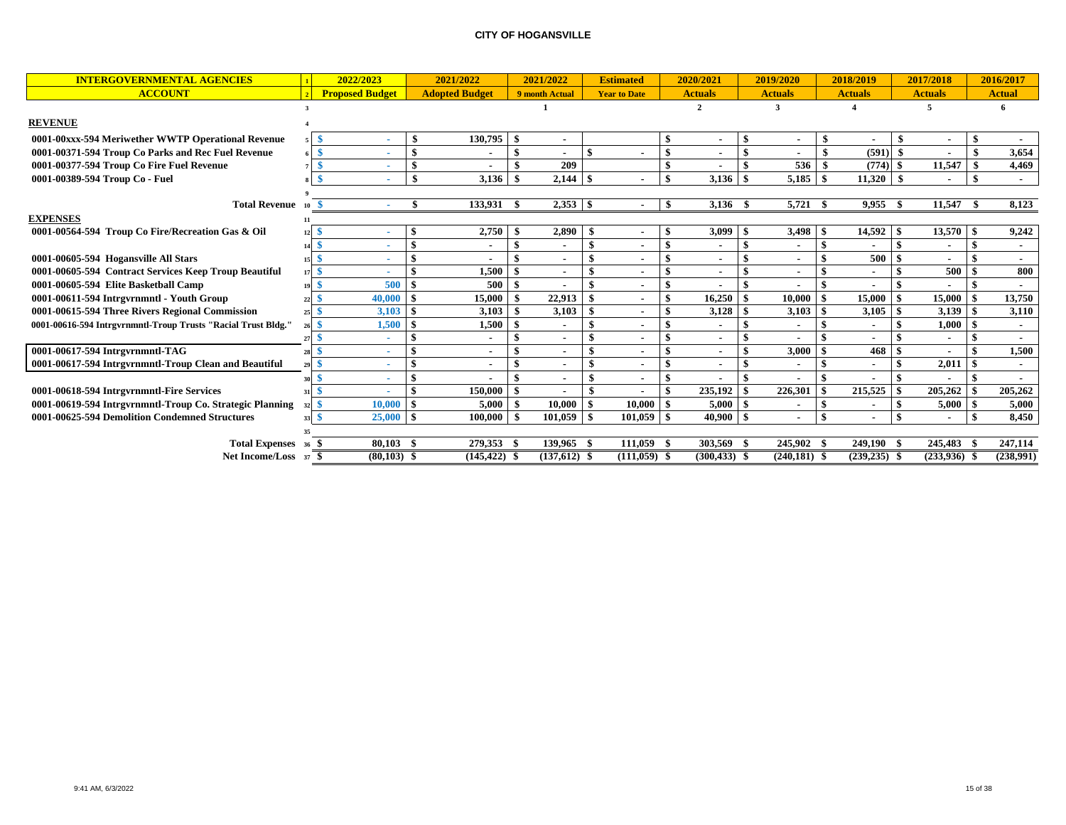# CITY OF HOGANSVILLE

| INTERGOVERNMENTAL AGENCIES | 1 | 2022/2023 | 2021/2022 | 2021/2022 | Estimated | 2020/2021 | 2019/2020 | 2018/2019 | 2017/2018 | 2016/2017 |
|---|---|---|---|---|---|---|---|---|---|---|
| ACCOUNT | 2 | Proposed Budget | Adopted Budget | 9 month Actual | Year to Date | Actuals | Actuals | Actuals | Actuals | Actual |
| | 3 | | | 1 | | 2 | 3 | 4 | 5 | 6 |
| **REVENUE** | 4 | | | | | | | | | |
| 0001-00xxx-594 Meriwether WWTP Operational Revenue | 5 | $ - | $ 130,795 | $ - | | $ - | $ - | $ - | $ - | $ - |
| 0001-00371-594 Troup Co Parks and Rec Fuel Revenue | 6 | $ - | $ - | $ - | $ - | $ - | $ - | $ (591) | $ - | $ 3,654 |
| 0001-00377-594 Troup Co Fire Fuel Revenue | 7 | $ - | $ - | $ 209 | | $ - | $ 536 | $ (774) | $ 11,547 | $ 4,469 |
| 0001-00389-594 Troup Co - Fuel | 8 | $ - | $ 3,136 | $ 2,144 | $ - | $ 3,136 | $ 5,185 | $ 11,320 | $ - | $ - |
| | 9 | | | | | | | | | |
| **Total Revenue** | 10 | $ - | $ 133,931 | $ 2,353 | $ - | $ 3,136 | $ 5,721 | $ 9,955 | $ 11,547 | $ 8,123 |
| **EXPENSES** | 11 | | | | | | | | | |
| 0001-00564-594 Troup Co Fire/Recreation Gas & Oil | 12 | $ - | $ 2,750 | $ 2,890 | $ - | $ 3,099 | $ 3,498 | $ 14,592 | $ 13,570 | $ 9,242 |
| | 14 | $ - | $ - | $ - | $ - | $ - | $ - | $ - | $ - | $ - |
| 0001-00605-594 Hogansville All Stars | 15 | $ - | $ - | $ - | $ - | $ - | $ - | $ 500 | $ - | $ - |
| 0001-00605-594 Contract Services Keep Troup Beautiful | 17 | $ - | $ 1,500 | $ - | $ - | $ - | $ - | $ - | $ 500 | $ 800 |
| 0001-00605-594 Elite Basketball Camp | 19 | $ 500 | $ 500 | $ - | $ - | $ - | $ - | $ - | $ - | $ - |
| 0001-00611-594 Intrgvrnmntl - Youth Group | 22 | $ 40,000 | $ 15,000 | $ 22,913 | $ - | $ 16,250 | $ 10,000 | $ 15,000 | $ 15,000 | $ 13,750 |
| 0001-00615-594 Three Rivers Regional Commission | 25 | $ 3,103 | $ 3,103 | $ 3,103 | $ - | $ 3,128 | $ 3,103 | $ 3,105 | $ 3,139 | $ 3,110 |
| 0001-00616-594 Intrgvrnmntl-Troup Trusts "Racial Trust Bldg." | 26 | $ 1,500 | $ 1,500 | $ - | $ - | $ - | $ - | $ - | $ 1,000 | $ - |
| | 27 | $ - | $ - | $ - | $ - | $ - | $ - | $ - | $ - | $ - |
| 0001-00617-594 Intrgvrnmntl-TAG | 28 | $ - | $ - | $ - | $ - | $ - | $ 3,000 | $ 468 | $ - | $ 1,500 |
| 0001-00617-594 Intrgvrnmntl-Troup Clean and Beautiful | 29 | $ - | $ - | $ - | $ - | $ - | $ - | $ - | $ 2,011 | $ - |
| | 30 | $ - | $ - | $ - | $ - | $ - | $ - | $ - | $ - | $ - |
| 0001-00618-594 Intrgvrnmntl-Fire Services | 31 | $ - | $ 150,000 | $ - | $ - | $ 235,192 | $ 226,301 | $ 215,525 | $ 205,262 | $ 205,262 |
| 0001-00619-594 Intrgvrnmntl-Troup Co. Strategic Planning | 32 | $ 10,000 | $ 5,000 | $ 10,000 | $ 10,000 | $ 5,000 | $ - | $ - | $ 5,000 | $ 5,000 |
| 0001-00625-594 Demolition Condemned Structures | 33 | $ 25,000 | $ 100,000 | $ 101,059 | $ 101,059 | $ 40,900 | $ - | $ - | $ - | $ 8,450 |
| | 35 | | | | | | | | | |
| **Total Expenses** | 36 | $ 80,103 | $ 279,353 | $ 139,965 | $ 111,059 | $ 303,569 | $ 245,902 | $ 249,190 | $ 245,483 | $ 247,114 |
| **Net Income/Loss** | 37 | $ (80,103) | $ (145,422) | $ (137,612) | $ (111,059) | $ (300,433) | $ (240,181) | $ (239,235) | $ (233,936) | $ (238,991) |

9:41 AM, 6/3/2022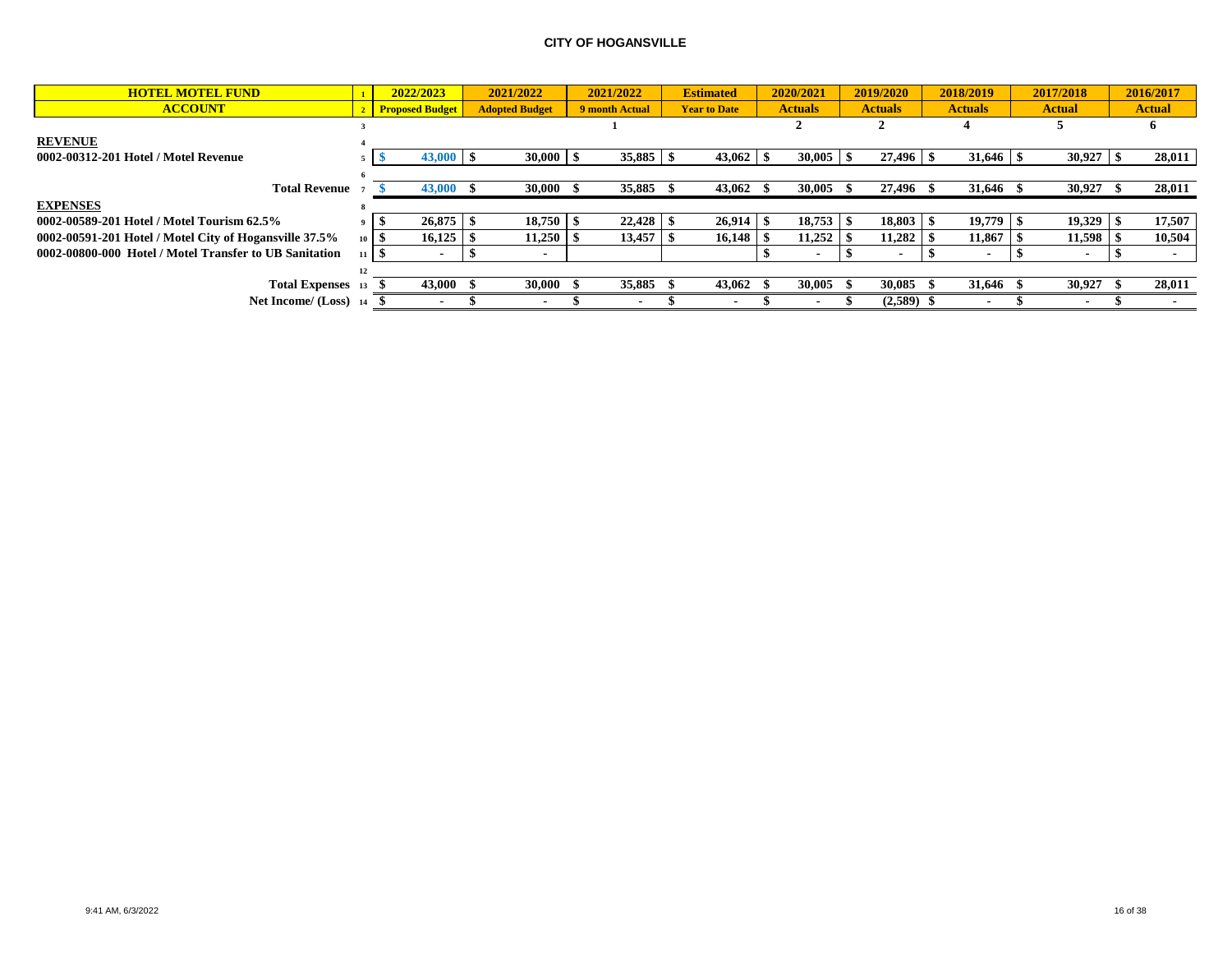# CITY OF HOGANSVILLE

| HOTEL MOTEL FUND | 1 | 2022/2023 | 2021/2022 | 2021/2022 | Estimated | 2020/2021 | 2019/2020 | 2018/2019 | 2017/2018 | 2016/2017 |
|---|---|---|---|---|---|---|---|---|---|---|
| ACCOUNT | 2 | Proposed Budget | Adopted Budget | 9 month Actual | Year to Date | Actuals | Actuals | Actuals | Actual | Actual |
| | 3 | | | 1 | | 2 | 2 | 4 | 5 | 6 |
| **REVENUE** | 4 | | | | | | | | | |
| 0002-00312-201 Hotel / Motel Revenue | 5 | $ 43,000 | $ 30,000 | $ 35,885 | $ 43,062 | $ 30,005 | $ 27,496 | $ 31,646 | $ 30,927 | $ 28,011 |
| | 6 | | | | | | | | | |
| Total Revenue | 7 | $ 43,000 | $ 30,000 | $ 35,885 | $ 43,062 | $ 30,005 | $ 27,496 | $ 31,646 | $ 30,927 | $ 28,011 |
| **EXPENSES** | 8 | | | | | | | | | |
| 0002-00589-201 Hotel / Motel Tourism 62.5% | 9 | $ 26,875 | $ 18,750 | $ 22,428 | $ 26,914 | $ 18,753 | $ 18,803 | $ 19,779 | $ 19,329 | $ 17,507 |
| 0002-00591-201 Hotel / Motel City of Hogansville 37.5% | 10 | $ 16,125 | $ 11,250 | $ 13,457 | $ 16,148 | $ 11,252 | $ 11,282 | $ 11,867 | $ 11,598 | $ 10,504 |
| 0002-00800-000 Hotel / Motel Transfer to UB Sanitation | 11 | $ - | $ - | | | $ - | $ - | $ - | $ - | $ - |
| | 12 | | | | | | | | | |
| Total Expenses | 13 | $ 43,000 | $ 30,000 | $ 35,885 | $ 43,062 | $ 30,005 | $ 30,085 | $ 31,646 | $ 30,927 | $ 28,011 |
| Net Income/ (Loss) | 14 | $ - | $ - | $ - | $ - | $ - | $ (2,589) | $ - | $ - | $ - |

9:41 AM, 6/3/2022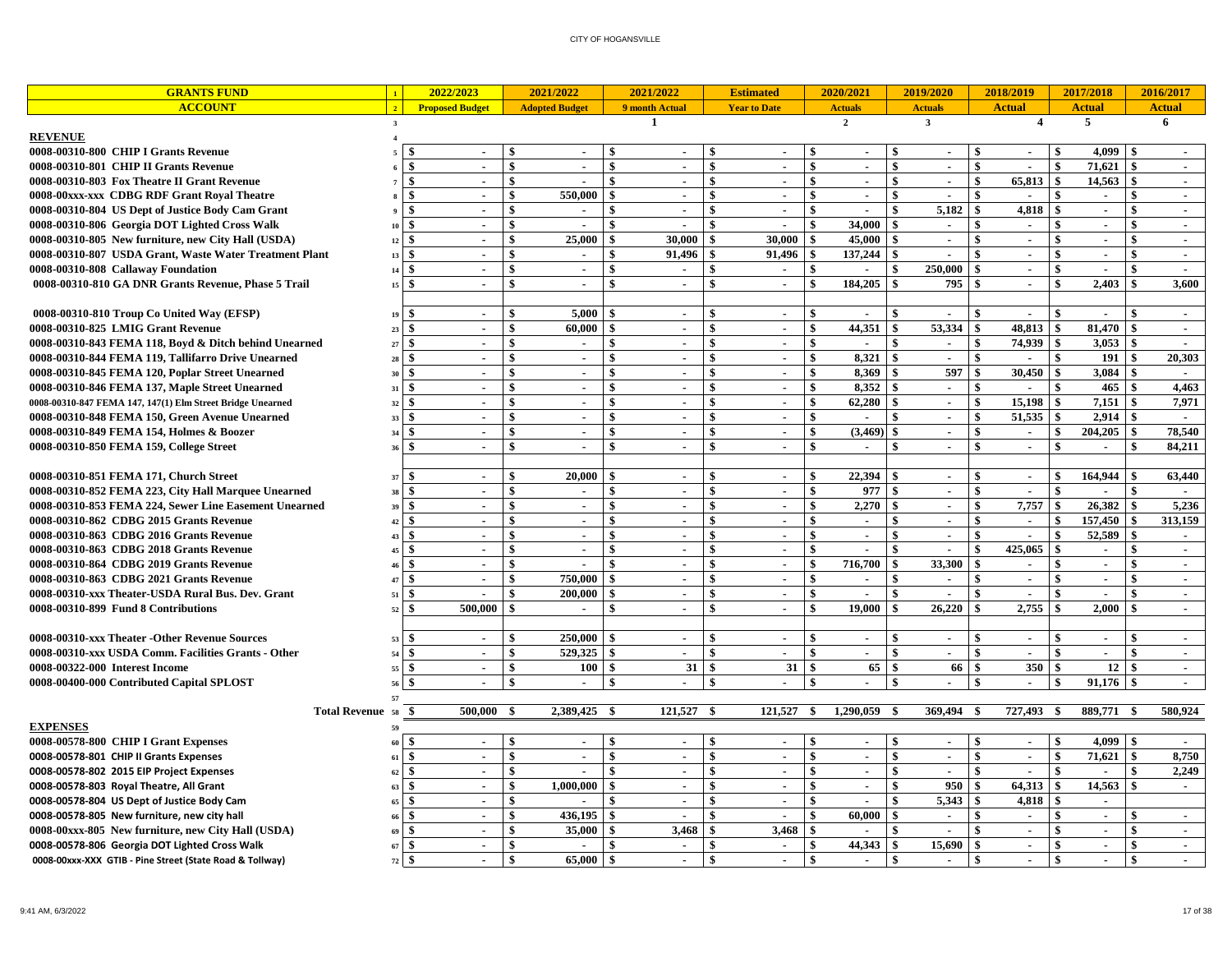CITY OF HOGANSVILLE

| GRANTS FUND | | 2022/2023 | 2021/2022 | 2021/2022 | Estimated | 2020/2021 | 2019/2020 | 2018/2019 | 2017/2018 | 2016/2017 |
|---|---|---|---|---|---|---|---|---|---|---|
| ACCOUNT | 2 | Proposed Budget | Adopted Budget | 9 month Actual | Year to Date | Actuals | Actuals | Actual | Actual | Actual |
| | 3 | | | 1 | | 2 | 3 | 4 | 5 | 6 |
| **REVENUE** | 4 | | | | | | | | | |
| 0008-00310-800 CHIP I Grants Revenue | 5 | $ - | $ - | $ - | $ - | $ - | $ - | $ - | $ 4,099 | $ - |
| 0008-00310-801 CHIP II Grants Revenue | 6 | $ - | $ - | $ - | $ - | $ - | $ - | $ - | $ 71,621 | $ - |
| 0008-00310-803 Fox Theatre II Grant Revenue | 7 | $ - | $ - | $ - | $ - | $ - | $ - | $ 65,813 | $ 14,563 | $ - |
| 0008-00xxx-xxx CDBG RDF Grant Royal Theatre | 8 | $ - | $ 550,000 | $ - | $ - | $ - | $ - | $ - | $ - | $ - |
| 0008-00310-804 US Dept of Justice Body Cam Grant | 9 | $ - | $ - | $ - | $ - | $ - | $ 5,182 | $ 4,818 | $ - | $ - |
| 0008-00310-806 Georgia DOT Lighted Cross Walk | 10 | $ - | $ - | $ - | $ - | $ 34,000 | $ - | $ - | $ - | $ - |
| 0008-00310-805 New furniture, new City Hall (USDA) | 12 | $ - | $ 25,000 | $ 30,000 | $ 30,000 | $ 45,000 | $ - | $ - | $ - | $ - |
| 0008-00310-807 USDA Grant, Waste Water Treatment Plant | 13 | $ - | $ - | $ 91,496 | $ 91,496 | $ 137,244 | $ - | $ - | $ - | $ - |
| 0008-00310-808 Callaway Foundation | 14 | $ - | $ - | $ - | $ - | $ - | $ 250,000 | $ - | $ - | $ - |
| 0008-00310-810 GA DNR Grants Revenue, Phase 5 Trail | 15 | $ - | $ - | $ - | $ - | $ 184,205 | $ 795 | $ - | $ 2,403 | $ 3,600 |
| 0008-00310-810 Troup Co United Way (EFSP) | 19 | $ - | $ 5,000 | $ - | $ - | $ - | $ - | $ - | $ - | $ - |
| 0008-00310-825 LMIG Grant Revenue | 23 | $ - | $ 60,000 | $ - | $ - | $ 44,351 | $ 53,334 | $ 48,813 | $ 81,470 | $ - |
| 0008-00310-843 FEMA 118, Boyd & Ditch behind Unearned | 27 | $ - | $ - | $ - | $ - | $ - | $ - | $ 74,939 | $ 3,053 | $ - |
| 0008-00310-844 FEMA 119, Tallifarro Drive Unearned | 28 | $ - | $ - | $ - | $ - | $ 8,321 | $ - | $ - | $ 191 | $ 20,303 |
| 0008-00310-845 FEMA 120, Poplar Street Unearned | 30 | $ - | $ - | $ - | $ - | $ 8,369 | $ 597 | $ 30,450 | $ 3,084 | $ - |
| 0008-00310-846 FEMA 137, Maple Street Unearned | 31 | $ - | $ - | $ - | $ - | $ 8,352 | $ - | $ - | $ 465 | $ 4,463 |
| 0008-00310-847 FEMA 147, 147(1) Elm Street Bridge Unearned | 32 | $ - | $ - | $ - | $ - | $ 62,280 | $ - | $ 15,198 | $ 7,151 | $ 7,971 |
| 0008-00310-848 FEMA 150, Green Avenue Unearned | 33 | $ - | $ - | $ - | $ - | $ - | $ - | $ 51,535 | $ 2,914 | $ - |
| 0008-00310-849 FEMA 154, Holmes & Boozer | 34 | $ - | $ - | $ - | $ - | $ (3,469) | $ - | $ - | $ 204,205 | $ 78,540 |
| 0008-00310-850 FEMA 159, College Street | 36 | $ - | $ - | $ - | $ - | $ - | $ - | $ - | $ - | $ 84,211 |
| 0008-00310-851 FEMA 171, Church Street | 37 | $ - | $ 20,000 | $ - | $ - | $ 22,394 | $ - | $ - | $ 164,944 | $ 63,440 |
| 0008-00310-852 FEMA 223, City Hall Marquee Unearned | 38 | $ - | $ - | $ - | $ - | $ 977 | $ - | $ - | $ - | $ - |
| 0008-00310-853 FEMA 224, Sewer Line Easement Unearned | 39 | $ - | $ - | $ - | $ - | $ 2,270 | $ - | $ 7,757 | $ 26,382 | $ 5,236 |
| 0008-00310-862 CDBG 2015 Grants Revenue | 42 | $ - | $ - | $ - | $ - | $ - | $ - | $ - | $ 157,450 | $ 313,159 |
| 0008-00310-863 CDBG 2016 Grants Revenue | 43 | $ - | $ - | $ - | $ - | $ - | $ - | $ - | $ 52,589 | $ - |
| 0008-00310-863 CDBG 2018 Grants Revenue | 45 | $ - | $ - | $ - | $ - | $ - | $ - | $ 425,065 | $ - | $ - |
| 0008-00310-864 CDBG 2019 Grants Revenue | 46 | $ - | $ - | $ - | $ - | $ 716,700 | $ 33,300 | $ - | $ - | $ - |
| 0008-00310-863 CDBG 2021 Grants Revenue | 47 | $ - | $ 750,000 | $ - | $ - | $ - | $ - | $ - | $ - | $ - |
| 0008-00310-xxx Theater-USDA Rural Bus. Dev. Grant | 51 | $ - | $ 200,000 | $ - | $ - | $ - | $ - | $ - | $ - | $ - |
| 0008-00310-899 Fund 8 Contributions | 52 | $ 500,000 | $ - | $ - | $ - | $ 19,000 | $ 26,220 | $ 2,755 | $ 2,000 | $ - |
| 0008-00310-xxx Theater -Other Revenue Sources | 53 | $ - | $ 250,000 | $ - | $ - | $ - | $ - | $ - | $ - | $ - |
| 0008-00310-xxx USDA Comm. Facilities Grants - Other | 54 | $ - | $ 529,325 | $ - | $ - | $ - | $ - | $ - | $ - | $ - |
| 0008-00322-000 Interest Income | 55 | $ - | $ 100 | $ 31 | $ 31 | $ 65 | $ 66 | $ 350 | $ 12 | $ - |
| 0008-00400-000 Contributed Capital SPLOST | 56 | $ - | $ - | $ - | $ - | $ - | $ - | $ - | $ 91,176 | $ - |
| | 57 | | | | | | | | | |
| **Total Revenue** | 58 | $ 500,000 | $ 2,389,425 | $ 121,527 | $ 121,527 | $ 1,290,059 | $ 369,494 | $ 727,493 | $ 889,771 | $ 580,924 |
| **EXPENSES** | 59 | | | | | | | | | |
| 0008-00578-800 CHIP I Grant Expenses | 60 | $ - | $ - | $ - | $ - | $ - | $ - | $ - | $ 4,099 | $ - |
| 0008-00578-801 CHIP II Grants Expenses | 61 | $ - | $ - | $ - | $ - | $ - | $ - | $ - | $ 71,621 | $ 8,750 |
| 0008-00578-802 2015 EIP Project Expenses | 62 | $ - | $ - | $ - | $ - | $ - | $ - | $ - | $ - | $ 2,249 |
| 0008-00578-803 Royal Theatre, All Grant | 63 | $ - | $ 1,000,000 | $ - | $ - | $ - | $ 950 | $ 64,313 | $ 14,563 | $ - |
| 0008-00578-804 US Dept of Justice Body Cam | 65 | $ - | $ - | $ - | $ - | $ - | $ 5,343 | $ 4,818 | $ - | |
| 0008-00578-805 New furniture, new city hall | 66 | $ - | $ 436,195 | $ - | $ - | $ 60,000 | $ - | $ - | $ - | $ - |
| 0008-00xxx-805 New furniture, new City Hall (USDA) | 69 | $ - | $ 35,000 | $ 3,468 | $ 3,468 | $ - | $ - | $ - | $ - | $ - |
| 0008-00578-806 Georgia DOT Lighted Cross Walk | 67 | $ - | $ - | $ - | $ - | $ 44,343 | $ 15,690 | $ - | $ - | $ - |
| 0008-00xxx-XXX GTIB - Pine Street (State Road & Tollway) | 72 | $ - | $ 65,000 | $ - | $ - | $ - | $ - | $ - | $ - | $ - |

9:41 AM, 6/3/2022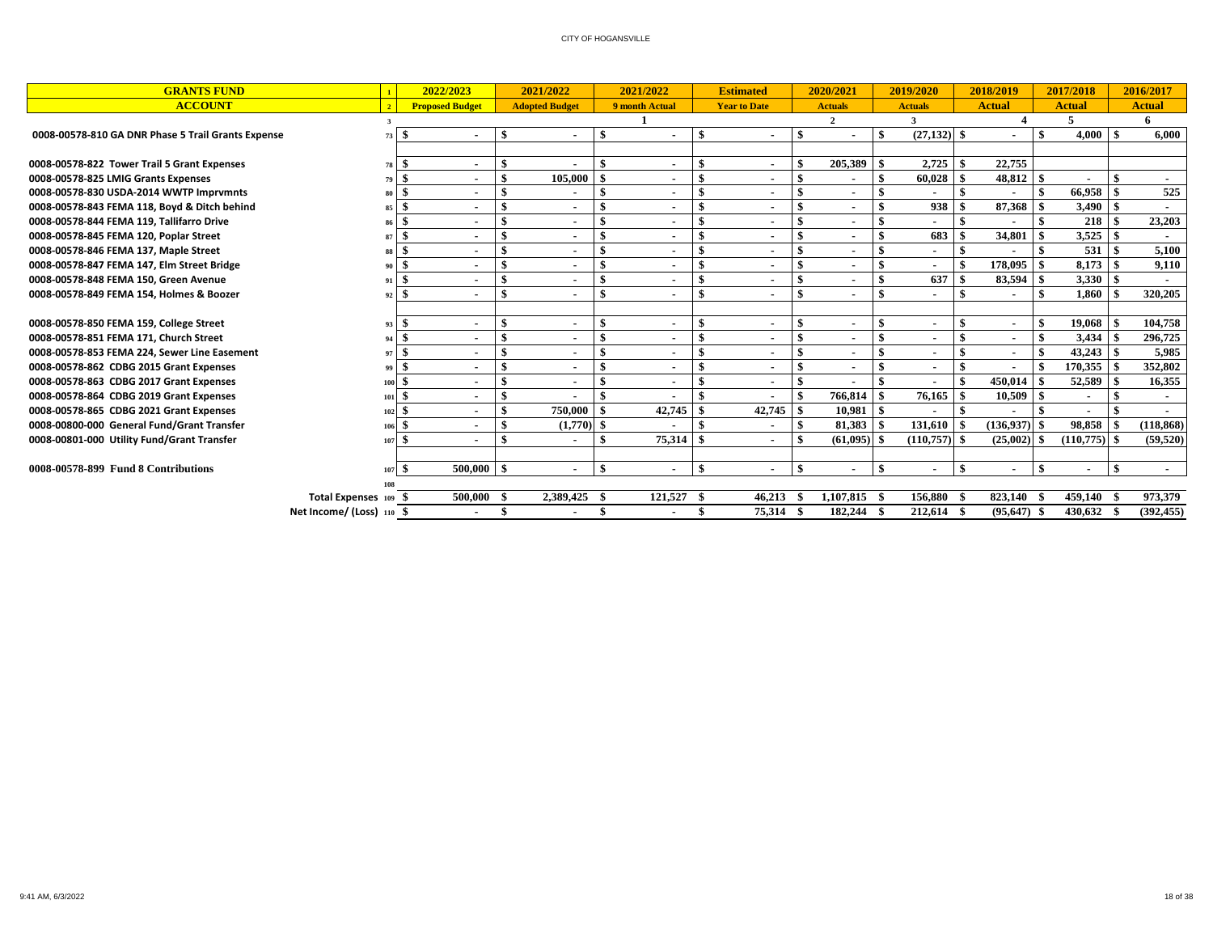CITY OF HOGANSVILLE

| GRANTS FUND | 1 | 2022/2023 | 2021/2022 | 2021/2022 | Estimated | 2020/2021 | 2019/2020 | 2018/2019 | 2017/2018 | 2016/2017 |
|---|---|---|---|---|---|---|---|---|---|---|
| **ACCOUNT** | 2 | **Proposed Budget** | **Adopted Budget** | **9 month Actual** | **Year to Date** | **Actuals** | **Actuals** | **Actual** | **Actual** | **Actual** |
| | 3 | | | 1 | | 2 | 3 | 4 | 5 | 6 |
| 0008-00578-810 GA DNR Phase 5 Trail Grants Expense | 73 | $ - | $ - | $ - | $ - | $ - | $ (27,132) | $ - | $ 4,000 | $ 6,000 |
| | | | | | | | | | | |
| 0008-00578-822 Tower Trail 5 Grant Expenses | 78 | $ - | $ - | $ - | $ - | $ 205,389 | $ 2,725 | $ 22,755 | | |
| 0008-00578-825 LMIG Grants Expenses | 79 | $ - | $ 105,000 | $ - | $ - | $ - | $ 60,028 | $ 48,812 | $ - | $ - |
| 0008-00578-830 USDA-2014 WWTP Imprvmnts | 80 | $ - | $ - | $ - | $ - | $ - | $ - | $ - | $ 66,958 | $ 525 |
| 0008-00578-843 FEMA 118, Boyd & Ditch behind | 85 | $ - | $ - | $ - | $ - | $ - | $ 938 | $ 87,368 | $ 3,490 | $ - |
| 0008-00578-844 FEMA 119, Tallifarro Drive | 86 | $ - | $ - | $ - | $ - | $ - | $ - | $ - | $ 218 | $ 23,203 |
| 0008-00578-845 FEMA 120, Poplar Street | 87 | $ - | $ - | $ - | $ - | $ - | $ 683 | $ 34,801 | $ 3,525 | $ - |
| 0008-00578-846 FEMA 137, Maple Street | 88 | $ - | $ - | $ - | $ - | $ - | $ - | $ - | $ 531 | $ 5,100 |
| 0008-00578-847 FEMA 147, Elm Street Bridge | 90 | $ - | $ - | $ - | $ - | $ - | $ - | $ 178,095 | $ 8,173 | $ 9,110 |
| 0008-00578-848 FEMA 150, Green Avenue | 91 | $ - | $ - | $ - | $ - | $ - | $ 637 | $ 83,594 | $ 3,330 | $ - |
| 0008-00578-849 FEMA 154, Holmes & Boozer | 92 | $ - | $ - | $ - | $ - | $ - | $ - | $ - | $ 1,860 | $ 320,205 |
| | | | | | | | | | | |
| 0008-00578-850 FEMA 159, College Street | 93 | $ - | $ - | $ - | $ - | $ - | $ - | $ - | $ 19,068 | $ 104,758 |
| 0008-00578-851 FEMA 171, Church Street | 94 | $ - | $ - | $ - | $ - | $ - | $ - | $ - | $ 3,434 | $ 296,725 |
| 0008-00578-853 FEMA 224, Sewer Line Easement | 97 | $ - | $ - | $ - | $ - | $ - | $ - | $ - | $ 43,243 | $ 5,985 |
| 0008-00578-862 CDBG 2015 Grant Expenses | 99 | $ - | $ - | $ - | $ - | $ - | $ - | $ - | $ 170,355 | $ 352,802 |
| 0008-00578-863 CDBG 2017 Grant Expenses | 100 | $ - | $ - | $ - | $ - | $ - | $ - | $ 450,014 | $ 52,589 | $ 16,355 |
| 0008-00578-864 CDBG 2019 Grant Expenses | 101 | $ - | $ - | $ - | $ - | $ 766,814 | $ 76,165 | $ 10,509 | $ - | $ - |
| 0008-00578-865 CDBG 2021 Grant Expenses | 102 | $ - | $ 750,000 | $ 42,745 | $ 42,745 | $ 10,981 | $ - | $ - | $ - | $ - |
| 0008-00800-000 General Fund/Grant Transfer | 106 | $ - | $ (1,770) | $ - | $ - | $ 81,383 | $ 131,610 | $ (136,937) | $ 98,858 | $ (118,868) |
| 0008-00801-000 Utility Fund/Grant Transfer | 107 | $ - | $ - | $ 75,314 | $ - | $ (61,095) | $ (110,757) | $ (25,002) | $ (110,775) | $ (59,520) |
| | | | | | | | | | | |
| 0008-00578-899 Fund 8 Contributions | 107 | $ 500,000 | $ - | $ - | $ - | $ - | $ - | $ - | $ - | $ - |
| | 108 | | | | | | | | | |
| Total Expenses | 109 | $ 500,000 | $ 2,389,425 | $ 121,527 | $ 46,213 | $ 1,107,815 | $ 156,880 | $ 823,140 | $ 459,140 | $ 973,379 |
| Net Income/ (Loss) | 110 | $ - | $ - | $ - | $ 75,314 | $ 182,244 | $ 212,614 | $ (95,647) | $ 430,632 | $ (392,455) |

9:41 AM, 6/3/2022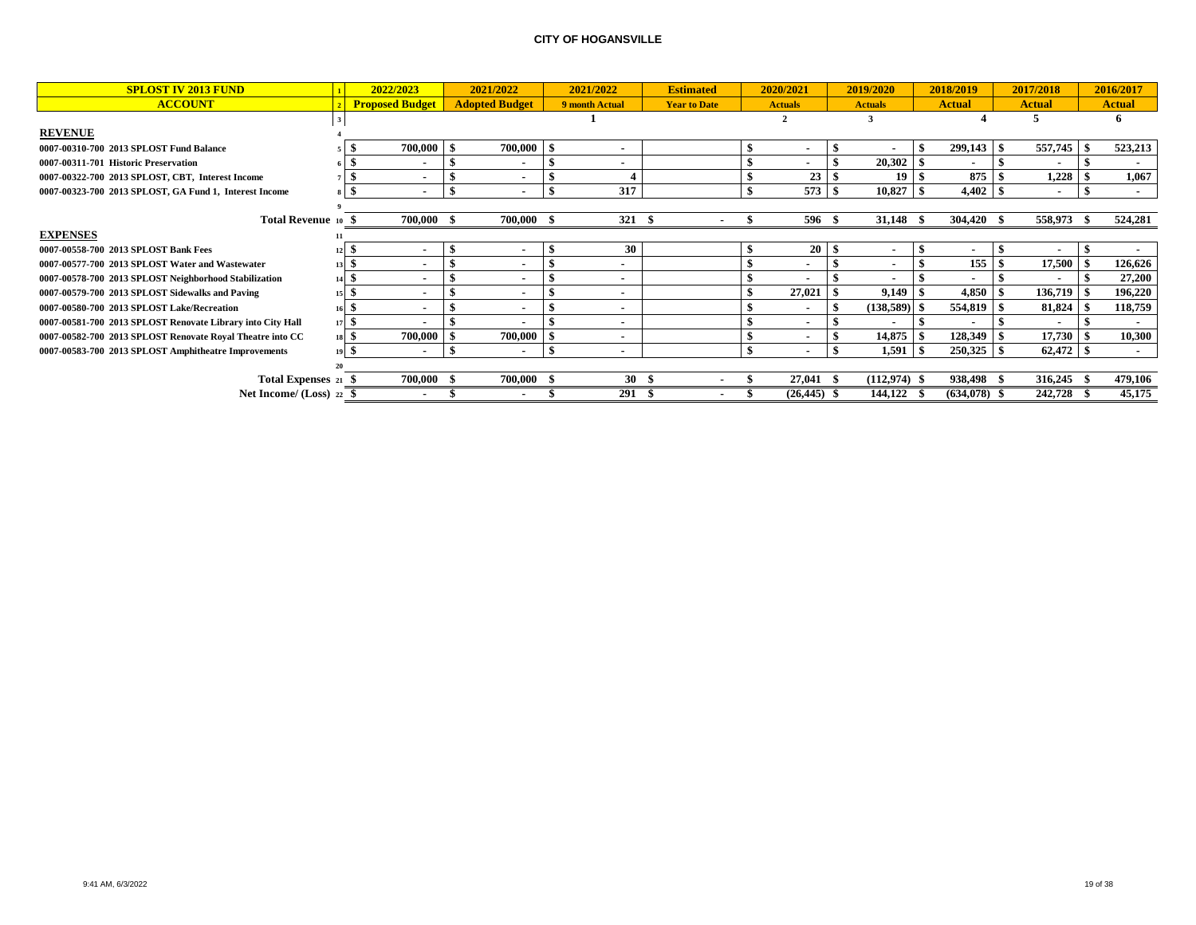## CITY OF HOGANSVILLE

| SPLOST IV 2013 FUND | | 2022/2023 | 2021/2022 | 2021/2022 | Estimated | 2020/2021 | 2019/2020 | 2018/2019 | 2017/2018 | 2016/2017 |
|---|---|---|---|---|---|---|---|---|---|---|
| ACCOUNT | 2 | Proposed Budget | Adopted Budget | 9 month Actual | Year to Date | Actuals | Actuals | Actual | Actual | Actual |
| | 3 | | | 1 | | 2 | 3 | 4 | 5 | 6 |
| **REVENUE** | 4 | | | | | | | | | |
| 0007-00310-700 2013 SPLOST Fund Balance | 5 | $ 700,000 | $ 700,000 | $ - | | $ - | $ - | $ 299,143 | $ 557,745 | $ 523,213 |
| 0007-00311-701 Historic Preservation | 6 | $ - | $ - | $ - | | $ - | $ 20,302 | $ - | $ - | $ - |
| 0007-00322-700 2013 SPLOST, CBT, Interest Income | 7 | $ - | $ - | $ 4 | | $ 23 | $ 19 | $ 875 | $ 1,228 | $ 1,067 |
| 0007-00323-700 2013 SPLOST, GA Fund 1, Interest Income | 8 | $ - | $ - | $ 317 | | $ 573 | $ 10,827 | $ 4,402 | $ - | $ - |
| | 9 | | | | | | | | | |
| Total Revenue | 10 | $ 700,000 | $ 700,000 | $ 321 | $ - | $ 596 | $ 31,148 | $ 304,420 | $ 558,973 | $ 524,281 |
| **EXPENSES** | 11 | | | | | | | | | |
| 0007-00558-700 2013 SPLOST Bank Fees | 12 | $ - | $ - | $ 30 | | $ 20 | $ - | $ - | $ - | $ - |
| 0007-00577-700 2013 SPLOST Water and Wastewater | 13 | $ - | $ - | $ - | | $ - | $ - | $ 155 | $ 17,500 | $ 126,626 |
| 0007-00578-700 2013 SPLOST Neighborhood Stabilization | 14 | $ - | $ - | $ - | | $ - | $ - | $ - | $ - | $ 27,200 |
| 0007-00579-700 2013 SPLOST Sidewalks and Paving | 15 | $ - | $ - | $ - | | $ 27,021 | $ 9,149 | $ 4,850 | $ 136,719 | $ 196,220 |
| 0007-00580-700 2013 SPLOST Lake/Recreation | 16 | $ - | $ - | $ - | | $ - | $ (138,589) | $ 554,819 | $ 81,824 | $ 118,759 |
| 0007-00581-700 2013 SPLOST Renovate Library into City Hall | 17 | $ - | $ - | $ - | | $ - | $ - | $ - | $ - | $ - |
| 0007-00582-700 2013 SPLOST Renovate Royal Theatre into CC | 18 | $ 700,000 | $ 700,000 | $ - | | $ - | $ 14,875 | $ 128,349 | $ 17,730 | $ 10,300 |
| 0007-00583-700 2013 SPLOST Amphitheatre Improvements | 19 | $ - | $ - | $ - | | $ - | $ 1,591 | $ 250,325 | $ 62,472 | $ - |
| | 20 | | | | | | | | | |
| Total Expenses | 21 | $ 700,000 | $ 700,000 | $ 30 | $ - | $ 27,041 | $ (112,974) | $ 938,498 | $ 316,245 | $ 479,106 |
| Net Income/ (Loss) | 22 | $ - | $ - | $ 291 | $ - | $ (26,445) | $ 144,122 | $ (634,078) | $ 242,728 | $ 45,175 |

9:41 AM, 6/3/2022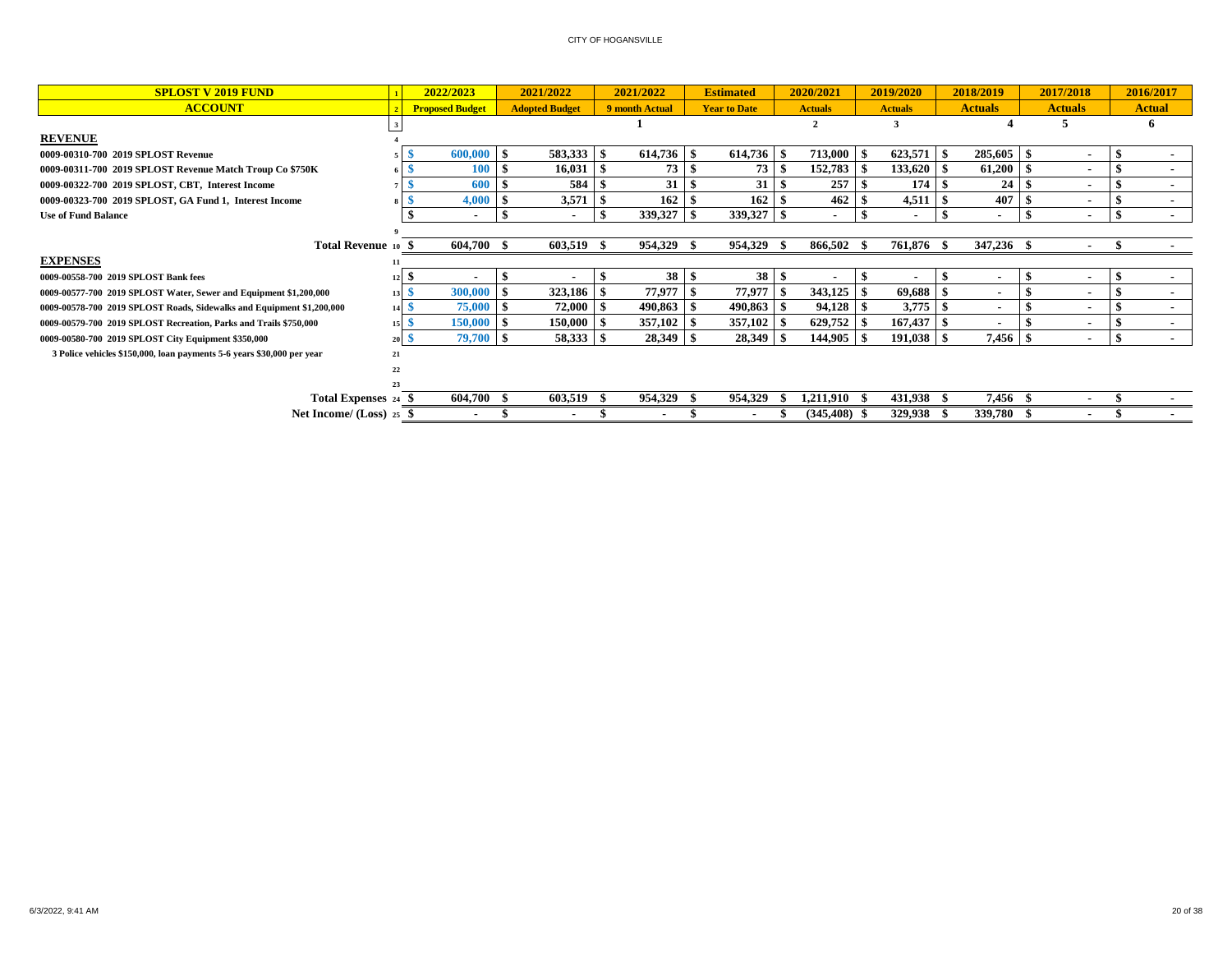CITY OF HOGANSVILLE

| SPLOST V 2019 FUND | 1 | 2022/2023 | 2021/2022 | 2021/2022 | Estimated | 2020/2021 | 2019/2020 | 2018/2019 | 2017/2018 | 2016/2017 |
|---|---|---|---|---|---|---|---|---|---|---|
| ACCOUNT | 2 | Proposed Budget | Adopted Budget | 9 month Actual | Year to Date | Actuals | Actuals | Actuals | Actuals | Actual |
| | 3 | | | 1 | | 2 | 3 | 4 | 5 | 6 |
| **REVENUE** | 4 | | | | | | | | | |
| 0009-00310-700 2019 SPLOST Revenue | 5 | $ 600,000 | $ 583,333 | $ 614,736 | $ 614,736 | $ 713,000 | $ 623,571 | $ 285,605 | $ - | $ - |
| 0009-00311-700 2019 SPLOST Revenue Match Troup Co $750K | 6 | $ 100 | $ 16,031 | $ 73 | $ 73 | $ 152,783 | $ 133,620 | $ 61,200 | $ - | $ - |
| 0009-00322-700 2019 SPLOST, CBT, Interest Income | 7 | $ 600 | $ 584 | $ 31 | $ 31 | $ 257 | $ 174 | $ 24 | $ - | $ - |
| 0009-00323-700 2019 SPLOST, GA Fund 1, Interest Income | 8 | $ 4,000 | $ 3,571 | $ 162 | $ 162 | $ 462 | $ 4,511 | $ 407 | $ - | $ - |
| Use of Fund Balance | | $ - | $ - | $ 339,327 | $ 339,327 | $ - | $ - | $ - | $ - | $ - |
| | 9 | | | | | | | | | |
| Total Revenue | 10 | $ 604,700 | $ 603,519 | $ 954,329 | $ 954,329 | $ 866,502 | $ 761,876 | $ 347,236 | $ - | $ - |
| **EXPENSES** | 11 | | | | | | | | | |
| 0009-00558-700 2019 SPLOST Bank fees | 12 | $ - | $ - | $ 38 | $ 38 | $ - | $ - | $ - | $ - | $ - |
| 0009-00577-700 2019 SPLOST Water, Sewer and Equipment $1,200,000 | 13 | $ 300,000 | $ 323,186 | $ 77,977 | $ 77,977 | $ 343,125 | $ 69,688 | $ - | $ - | $ - |
| 0009-00578-700 2019 SPLOST Roads, Sidewalks and Equipment $1,200,000 | 14 | $ 75,000 | $ 72,000 | $ 490,863 | $ 490,863 | $ 94,128 | $ 3,775 | $ - | $ - | $ - |
| 0009-00579-700 2019 SPLOST Recreation, Parks and Trails $750,000 | 15 | $ 150,000 | $ 150,000 | $ 357,102 | $ 357,102 | $ 629,752 | $ 167,437 | $ - | $ - | $ - |
| 0009-00580-700 2019 SPLOST City Equipment $350,000 | 20 | $ 79,700 | $ 58,333 | $ 28,349 | $ 28,349 | $ 144,905 | $ 191,038 | $ 7,456 | $ - | $ - |
| 3 Police vehicles $150,000, loan payments 5-6 years $30,000 per year | 21 | | | | | | | | | |
| | 22 | | | | | | | | | |
| | 23 | | | | | | | | | |
| Total Expenses | 24 | $ 604,700 | $ 603,519 | $ 954,329 | $ 954,329 | $ 1,211,910 | $ 431,938 | $ 7,456 | $ - | $ - |
| Net Income/ (Loss) | 25 | $ - | $ - | $ - | $ - | $ (345,408) | $ 329,938 | $ 339,780 | $ - | $ - |

6/3/2022, 9:41 AM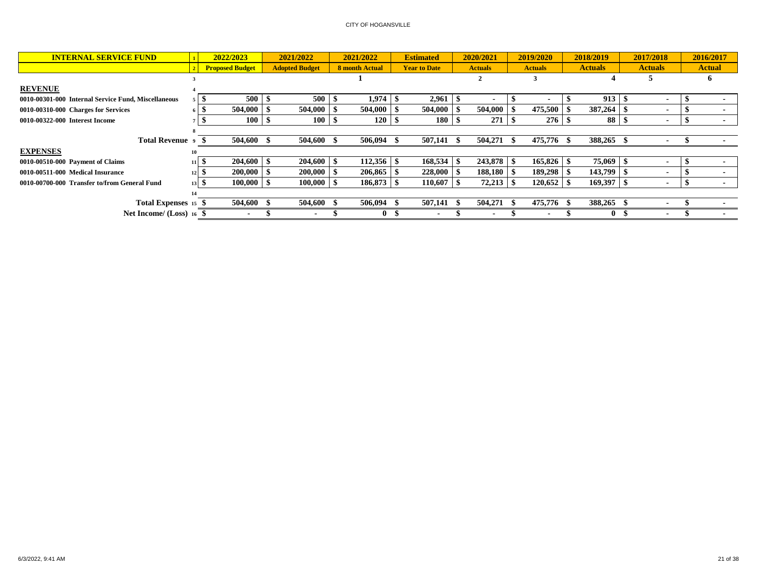| INTERNAL SERVICE FUND | | 2022/2023 | 2021/2022 | 2021/2022 | Estimated | 2020/2021 | 2019/2020 | 2018/2019 | 2017/2018 | 2016/2017 |
|---|---|---|---|---|---|---|---|---|---|---|
| | | Proposed Budget | Adopted Budget | 8 month Actual | Year to Date | Actuals | Actuals | Actuals | Actuals | Actual |
| | | | | 1 | | 2 | 3 | 4 | 5 | 6 |
| **REVENUE** | | | | | | | | | | |
| 0010-00301-000 Internal Service Fund, Miscellaneous | | $ 500 | $ 500 | $ 1,974 | $ 2,961 | $ - | $ - | $ 913 | $ - | $ - |
| 0010-00310-000 Charges for Services | | $ 504,000 | $ 504,000 | $ 504,000 | $ 504,000 | $ 504,000 | $ 475,500 | $ 387,264 | $ - | $ - |
| 0010-00322-000 Interest Income | | $ 100 | $ 100 | $ 120 | $ 180 | $ 271 | $ 276 | $ 88 | $ - | $ - |
| | | | | | | | | | | |
| Total Revenue | | $ 504,600 | $ 504,600 | $ 506,094 | $ 507,141 | $ 504,271 | $ 475,776 | $ 388,265 | $ - | $ - |
| **EXPENSES** | | | | | | | | | | |
| 0010-00510-000 Payment of Claims | | $ 204,600 | $ 204,600 | $ 112,356 | $ 168,534 | $ 243,878 | $ 165,826 | $ 75,069 | $ - | $ - |
| 0010-00511-000 Medical Insurance | | $ 200,000 | $ 200,000 | $ 206,865 | $ 228,000 | $ 188,180 | $ 189,298 | $ 143,799 | $ - | $ - |
| 0010-00700-000 Transfer to/from General Fund | | $ 100,000 | $ 100,000 | $ 186,873 | $ 110,607 | $ 72,213 | $ 120,652 | $ 169,397 | $ - | $ - |
| | | | | | | | | | | |
| Total Expenses | | $ 504,600 | $ 504,600 | $ 506,094 | $ 507,141 | $ 504,271 | $ 475,776 | $ 388,265 | $ - | $ - |
| Net Income/ (Loss) | | $ - | $ - | $ 0 | $ - | $ - | $ - | $ 0 | $ - | $ - |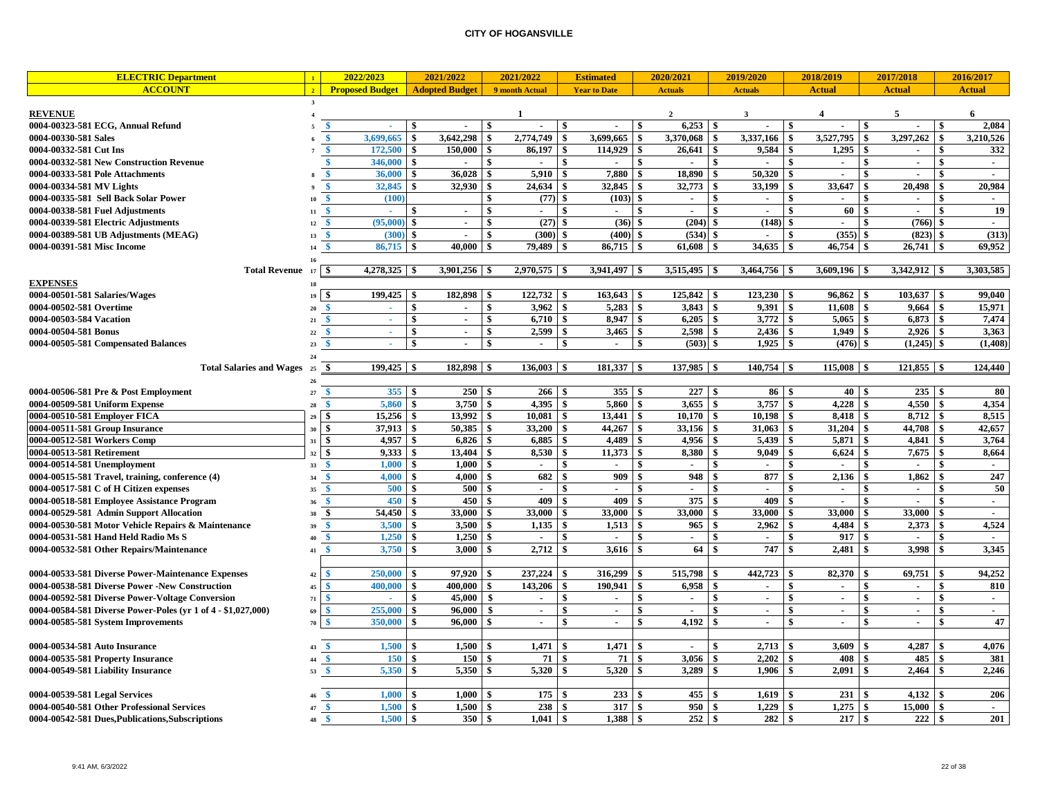# CITY OF HOGANSVILLE

| ELECTRIC Department | 1 | 2022/2023 | 2021/2022 | 2021/2022 | Estimated | 2020/2021 | 2019/2020 | 2018/2019 | 2017/2018 | 2016/2017 |
|---|---|---|---|---|---|---|---|---|---|---|
| ACCOUNT | 2 | Proposed Budget | Adopted Budget | 9 month Actual | Year to Date | Actuals | Actuals | Actual | Actual | Actual |
| | 3 | | | | | | | | | |
| REVENUE | 4 | | | 1 | | 2 | 3 | 4 | 5 | 6 |
| 0004-00323-581 ECG, Annual Refund | 5 | $ - | $ - | $ - | $ - | $ 6,253 | $ - | $ - | $ - | $ 2,084 |
| 0004-00330-581 Sales | 6 | $ 3,699,665 | $ 3,642,298 | $ 2,774,749 | $ 3,699,665 | $ 3,370,068 | $ 3,337,166 | $ 3,527,795 | $ 3,297,262 | $ 3,210,526 |
| 0004-00332-581 Cut Ins | 7 | $ 172,500 | $ 150,000 | $ 86,197 | $ 114,929 | $ 26,641 | $ 9,584 | $ 1,295 | $ - | $ 332 |
| 0004-00332-581 New Construction Revenue | | $ 346,000 | $ - | $ - | $ - | $ - | $ - | $ - | $ - | $ - |
| 0004-00333-581 Pole Attachments | 8 | $ 36,000 | $ 36,028 | $ 5,910 | $ 7,880 | $ 18,890 | $ 50,320 | $ - | $ - | $ - |
| 0004-00334-581 MV Lights | 9 | $ 32,845 | $ 32,930 | $ 24,634 | $ 32,845 | $ 32,773 | $ 33,199 | $ 33,647 | $ 20,498 | $ 20,984 |
| 0004-00335-581 Sell Back Solar Power | 10 | $ (100) | | $ (77) | $ (103) | $ - | $ - | $ - | $ - | $ - |
| 0004-00338-581 Fuel Adjustments | 11 | $ - | $ - | $ - | $ - | $ - | $ - | $ 60 | $ - | $ 19 |
| 0004-00339-581 Electric Adjustments | 12 | $ (95,000) | $ - | $ (27) | $ (36) | $ (204) | $ (148) | $ - | $ (766) | $ - |
| 0004-00389-581 UB Adjustments (MEAG) | 13 | $ (300) | $ - | $ (300) | $ (400) | $ (534) | $ - | $ (355) | $ (823) | $ (313) |
| 0004-00391-581 Misc Income | 14 | $ 86,715 | $ 40,000 | $ 79,489 | $ 86,715 | $ 61,608 | $ 34,635 | $ 46,754 | $ 26,741 | $ 69,952 |
| | 16 | | | | | | | | | |
| Total Revenue | 17 | $ 4,278,325 | $ 3,901,256 | $ 2,970,575 | $ 3,941,497 | $ 3,515,495 | $ 3,464,756 | $ 3,609,196 | $ 3,342,912 | $ 3,303,585 |
| EXPENSES | 18 | | | | | | | | | |
| 0004-00501-581 Salaries/Wages | 19 | $ 199,425 | $ 182,898 | $ 122,732 | $ 163,643 | $ 125,842 | $ 123,230 | $ 96,862 | $ 103,637 | $ 99,040 |
| 0004-00502-581 Overtime | 20 | $ - | $ - | $ 3,962 | $ 5,283 | $ 3,843 | $ 9,391 | $ 11,608 | $ 9,664 | $ 15,971 |
| 0004-00503-584 Vacation | 21 | $ - | $ - | $ 6,710 | $ 8,947 | $ 6,205 | $ 3,772 | $ 5,065 | $ 6,873 | $ 7,474 |
| 0004-00504-581 Bonus | 22 | $ - | $ - | $ 2,599 | $ 3,465 | $ 2,598 | $ 2,436 | $ 1,949 | $ 2,926 | $ 3,363 |
| 0004-00505-581 Compensated Balances | 23 | $ - | $ - | $ - | $ - | $ (503) | $ 1,925 | $ (476) | $ (1,245) | $ (1,408) |
| | 24 | | | | | | | | | |
| Total Salaries and Wages | 25 | $ 199,425 | $ 182,898 | $ 136,003 | $ 181,337 | $ 137,985 | $ 140,754 | $ 115,008 | $ 121,855 | $ 124,440 |
| | 26 | | | | | | | | | |
| 0004-00506-581 Pre & Post Employment | 27 | $ 355 | $ 250 | $ 266 | $ 355 | $ 227 | $ 86 | $ 40 | $ 235 | $ 80 |
| 0004-00509-581 Uniform Expense | 28 | $ 5,860 | $ 3,750 | $ 4,395 | $ 5,860 | $ 3,655 | $ 3,757 | $ 4,228 | $ 4,550 | $ 4,354 |
| 0004-00510-581 Employer FICA | 29 | $ 15,256 | $ 13,992 | $ 10,081 | $ 13,441 | $ 10,170 | $ 10,198 | $ 8,418 | $ 8,712 | $ 8,515 |
| 0004-00511-581 Group Insurance | 30 | $ 37,913 | $ 50,385 | $ 33,200 | $ 44,267 | $ 33,156 | $ 31,063 | $ 31,204 | $ 44,708 | $ 42,657 |
| 0004-00512-581 Workers Comp | 31 | $ 4,957 | $ 6,826 | $ 6,885 | $ 4,489 | $ 4,956 | $ 5,439 | $ 5,871 | $ 4,841 | $ 3,764 |
| 0004-00513-581 Retirement | 32 | $ 9,333 | $ 13,404 | $ 8,530 | $ 11,373 | $ 8,380 | $ 9,049 | $ 6,624 | $ 7,675 | $ 8,664 |
| 0004-00514-581 Unemployment | 33 | $ 1,000 | $ 1,000 | $ - | $ - | $ - | $ - | $ - | $ - | $ - |
| 0004-00515-581 Travel, training, conference (4) | 34 | $ 4,000 | $ 4,000 | $ 682 | $ 909 | $ 948 | $ 877 | $ 2,136 | $ 1,862 | $ 247 |
| 0004-00517-581 C of H Citizen expenses | 35 | $ 500 | $ 500 | $ - | $ - | $ - | $ - | $ - | $ - | $ 50 |
| 0004-00518-581 Employee Assistance Program | 36 | $ 450 | $ 450 | $ 409 | $ 409 | $ 375 | $ 409 | $ - | $ - | $ - |
| 0004-00529-581 Admin Support Allocation | 38 | $ 54,450 | $ 33,000 | $ 33,000 | $ 33,000 | $ 33,000 | $ 33,000 | $ 33,000 | $ 33,000 | $ - |
| 0004-00530-581 Motor Vehicle Repairs & Maintenance | 39 | $ 3,500 | $ 3,500 | $ 1,135 | $ 1,513 | $ 965 | $ 2,962 | $ 4,484 | $ 2,373 | $ 4,524 |
| 0004-00531-581 Hand Held Radio Ms S | 40 | $ 1,250 | $ 1,250 | $ - | $ - | $ - | $ - | $ 917 | $ - | $ - |
| 0004-00532-581 Other Repairs/Maintenance | 41 | $ 3,750 | $ 3,000 | $ 2,712 | $ 3,616 | $ 64 | $ 747 | $ 2,481 | $ 3,998 | $ 3,345 |
| | | | | | | | | | | |
| 0004-00533-581 Diverse Power-Maintenance Expenses | 42 | $ 250,000 | $ 97,920 | $ 237,224 | $ 316,299 | $ 515,798 | $ 442,723 | $ 82,370 | $ 69,751 | $ 94,252 |
| 0004-00538-581 Diverse Power -New Construction | 45 | $ 400,000 | $ 400,000 | $ 143,206 | $ 190,941 | $ 6,958 | $ - | $ - | $ - | $ 810 |
| 0004-00592-581 Diverse Power-Voltage Conversion | 71 | $ - | $ 45,000 | $ - | $ - | $ - | $ - | $ - | $ - | $ - |
| 0004-00584-581 Diverse Power-Poles (yr 1 of 4 - $1,027,000) | 69 | $ 255,000 | $ 96,000 | $ - | $ - | $ - | $ - | $ - | $ - | $ - |
| 0004-00585-581 System Improvements | 70 | $ 350,000 | $ 96,000 | $ - | $ - | $ 4,192 | $ - | $ - | $ - | $ 47 |
| | | | | | | | | | | |
| 0004-00534-581 Auto Insurance | 43 | $ 1,500 | $ 1,500 | $ 1,471 | $ 1,471 | $ - | $ 2,713 | $ 3,609 | $ 4,287 | $ 4,076 |
| 0004-00535-581 Property Insurance | 44 | $ 150 | $ 150 | $ 71 | $ 71 | $ 3,056 | $ 2,202 | $ 408 | $ 485 | $ 381 |
| 0004-00549-581 Liability Insurance | 53 | $ 5,350 | $ 5,350 | $ 5,320 | $ 5,320 | $ 3,289 | $ 1,906 | $ 2,091 | $ 2,464 | $ 2,246 |
| | | | | | | | | | | |
| 0004-00539-581 Legal Services | 46 | $ 1,000 | $ 1,000 | $ 175 | $ 233 | $ 455 | $ 1,619 | $ 231 | $ 4,132 | $ 206 |
| 0004-00540-581 Other Professional Services | 47 | $ 1,500 | $ 1,500 | $ 238 | $ 317 | $ 950 | $ 1,229 | $ 1,275 | $ 15,000 | $ - |
| 0004-00542-581 Dues,Publications,Subscriptions | 48 | $ 1,500 | $ 350 | $ 1,041 | $ 1,388 | $ 252 | $ 282 | $ 217 | $ 222 | $ 201 |

9:41 AM, 6/3/2022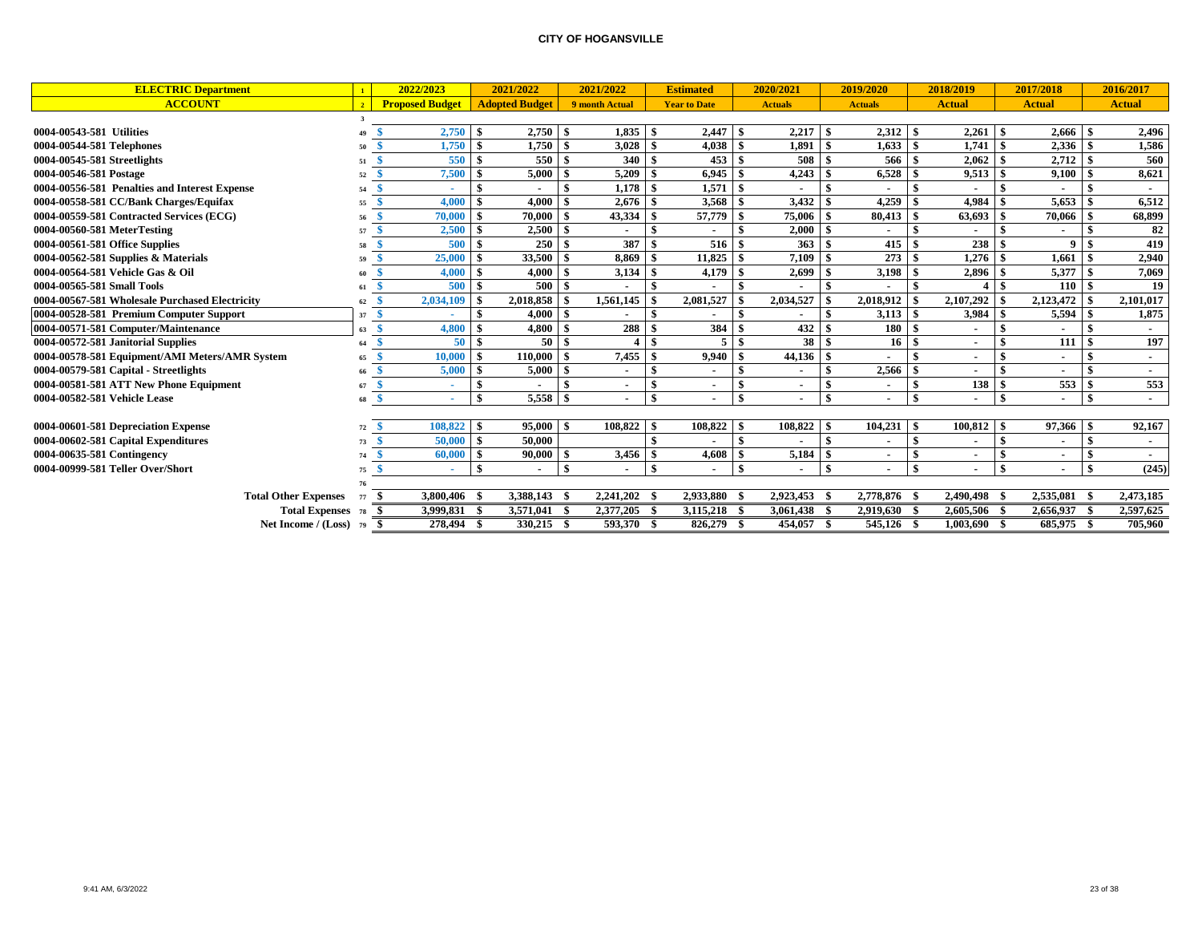# CITY OF HOGANSVILLE

| ELECTRIC Department | 1 | 2022/2023 | 2021/2022 | 2021/2022 | Estimated | 2020/2021 | 2019/2020 | 2018/2019 | 2017/2018 | 2016/2017 |
|---|---|---|---|---|---|---|---|---|---|---|
| ACCOUNT | 2 | Proposed Budget | Adopted Budget | 9 month Actual | Year to Date | Actuals | Actuals | Actual | Actual | Actual |
| | 3 | | | | | | | | | |
| 0004-00543-581 Utilities | 49 | $ 2,750 | $ 2,750 | $ 1,835 | $ 2,447 | $ 2,217 | $ 2,312 | $ 2,261 | $ 2,666 | $ 2,496 |
| 0004-00544-581 Telephones | 50 | $ 1,750 | $ 1,750 | $ 3,028 | $ 4,038 | $ 1,891 | $ 1,633 | $ 1,741 | $ 2,336 | $ 1,586 |
| 0004-00545-581 Streetlights | 51 | $ 550 | $ 550 | $ 340 | $ 453 | $ 508 | $ 566 | $ 2,062 | $ 2,712 | $ 560 |
| 0004-00546-581 Postage | 52 | $ 7,500 | $ 5,000 | $ 5,209 | $ 6,945 | $ 4,243 | $ 6,528 | $ 9,513 | $ 9,100 | $ 8,621 |
| 0004-00556-581 Penalties and Interest Expense | 54 | $ - | $ - | $ 1,178 | $ 1,571 | $ - | $ - | $ - | $ - | $ - |
| 0004-00558-581 CC/Bank Charges/Equifax | 55 | $ 4,000 | $ 4,000 | $ 2,676 | $ 3,568 | $ 3,432 | $ 4,259 | $ 4,984 | $ 5,653 | $ 6,512 |
| 0004-00559-581 Contracted Services (ECG) | 56 | $ 70,000 | $ 70,000 | $ 43,334 | $ 57,779 | $ 75,006 | $ 80,413 | $ 63,693 | $ 70,066 | $ 68,899 |
| 0004-00560-581 MeterTesting | 57 | $ 2,500 | $ 2,500 | $ - | $ - | $ 2,000 | $ - | $ - | $ - | $ 82 |
| 0004-00561-581 Office Supplies | 58 | $ 500 | $ 250 | $ 387 | $ 516 | $ 363 | $ 415 | $ 238 | $ 9 | $ 419 |
| 0004-00562-581 Supplies & Materials | 59 | $ 25,000 | $ 33,500 | $ 8,869 | $ 11,825 | $ 7,109 | $ 273 | $ 1,276 | $ 1,661 | $ 2,940 |
| 0004-00564-581 Vehicle Gas & Oil | 60 | $ 4,000 | $ 4,000 | $ 3,134 | $ 4,179 | $ 2,699 | $ 3,198 | $ 2,896 | $ 5,377 | $ 7,069 |
| 0004-00565-581 Small Tools | 61 | $ 500 | $ 500 | $ - | $ - | $ - | $ - | $ 4 | $ 110 | $ 19 |
| 0004-00567-581 Wholesale Purchased Electricity | 62 | $ 2,034,109 | $ 2,018,858 | $ 1,561,145 | $ 2,081,527 | $ 2,034,527 | $ 2,018,912 | $ 2,107,292 | $ 2,123,472 | $ 2,101,017 |
| 0004-00528-581 Premium Computer Support | 37 | $ - | $ 4,000 | $ - | $ - | $ - | $ 3,113 | $ 3,984 | $ 5,594 | $ 1,875 |
| 0004-00571-581 Computer/Maintenance | 63 | $ 4,800 | $ 4,800 | $ 288 | $ 384 | $ 432 | $ 180 | $ - | $ - | $ - |
| 0004-00572-581 Janitorial Supplies | 64 | $ 50 | $ 50 | $ 4 | $ 5 | $ 38 | $ 16 | $ - | $ 111 | $ 197 |
| 0004-00578-581 Equipment/AMI Meters/AMR System | 65 | $ 10,000 | $ 110,000 | $ 7,455 | $ 9,940 | $ 44,136 | $ - | $ - | $ - | $ - |
| 0004-00579-581 Capital - Streetlights | 66 | $ 5,000 | $ 5,000 | $ - | $ - | $ - | $ 2,566 | $ - | $ - | $ - |
| 0004-00581-581 ATT New Phone Equipment | 67 | $ - | $ - | $ - | $ - | $ - | $ - | $ 138 | $ 553 | $ 553 |
| 0004-00582-581 Vehicle Lease | 68 | $ - | $ 5,558 | $ - | $ - | $ - | $ - | $ - | $ - | $ - |
| | | | | | | | | | | |
| 0004-00601-581 Depreciation Expense | 72 | $ 108,822 | $ 95,000 | $ 108,822 | $ 108,822 | $ 108,822 | $ 104,231 | $ 100,812 | $ 97,366 | $ 92,167 |
| 0004-00602-581 Capital Expenditures | 73 | $ 50,000 | $ 50,000 | | $ - | $ - | $ - | $ - | $ - | $ - |
| 0004-00635-581 Contingency | 74 | $ 60,000 | $ 90,000 | $ 3,456 | $ 4,608 | $ 5,184 | $ - | $ - | $ - | $ - |
| 0004-00999-581 Teller Over/Short | 75 | $ - | $ - | $ - | $ - | $ - | $ - | $ - | $ - | $ (245) |
| | 76 | | | | | | | | | |
| Total Other Expenses | 77 | $ 3,800,406 | $ 3,388,143 | $ 2,241,202 | $ 2,933,880 | $ 2,923,453 | $ 2,778,876 | $ 2,490,498 | $ 2,535,081 | $ 2,473,185 |
| Total Expenses | 78 | $ 3,999,831 | $ 3,571,041 | $ 2,377,205 | $ 3,115,218 | $ 3,061,438 | $ 2,919,630 | $ 2,605,506 | $ 2,656,937 | $ 2,597,625 |
| Net Income / (Loss) | 79 | $ 278,494 | $ 330,215 | $ 593,370 | $ 826,279 | $ 454,057 | $ 545,126 | $ 1,003,690 | $ 685,975 | $ 705,960 |

9:41 AM, 6/3/2022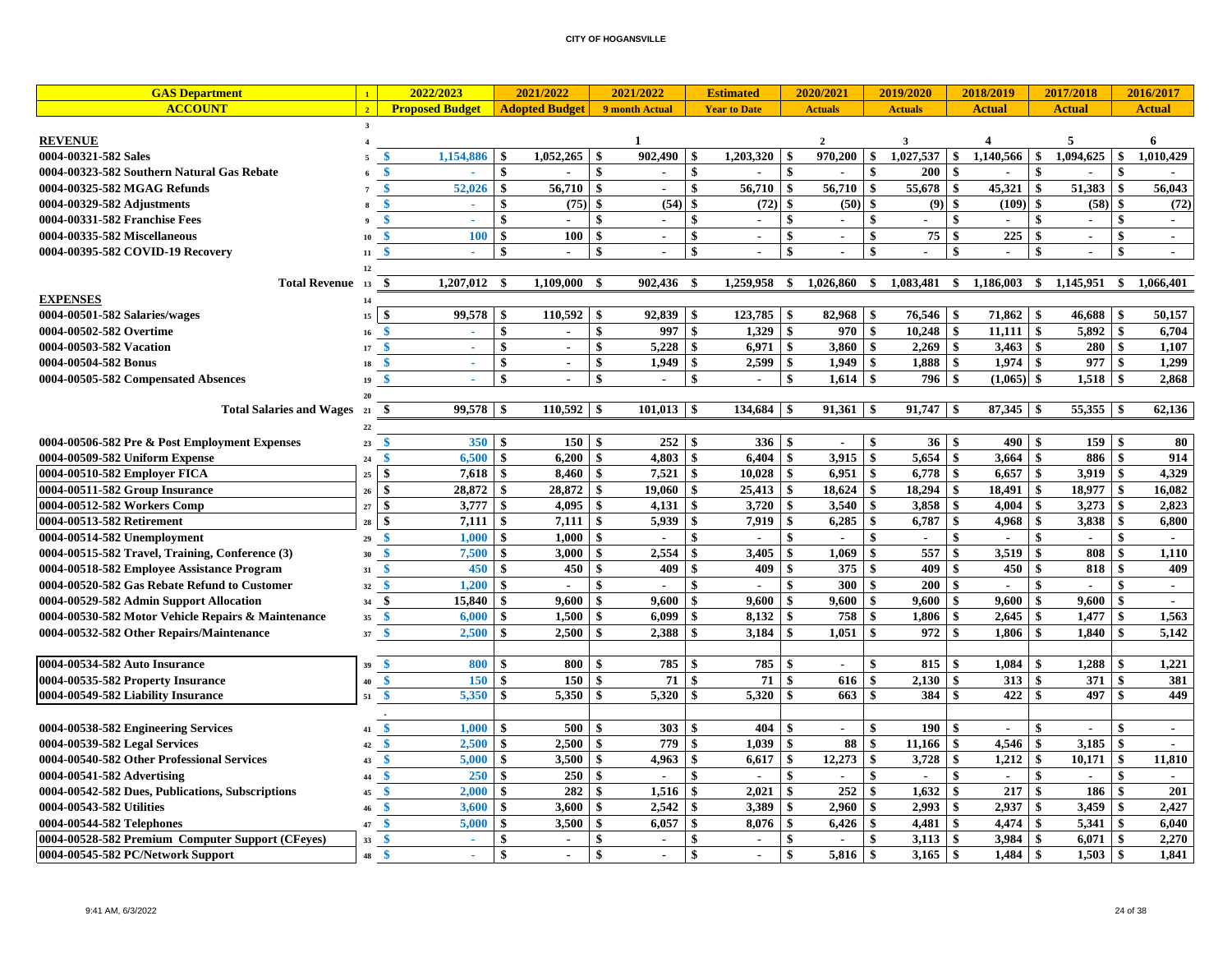CITY OF HOGANSVILLE

| GAS Department | 1 | 2022/2023 | 2021/2022 | 2021/2022 | Estimated | 2020/2021 | 2019/2020 | 2018/2019 | 2017/2018 | 2016/2017 |
|---|---|---|---|---|---|---|---|---|---|---|
| ACCOUNT | 2 | Proposed Budget | Adopted Budget | 9 month Actual | Year to Date | Actuals | Actuals | Actual | Actual | Actual |
| | 3 | | | | | | | | | |
| **REVENUE** | 4 | | | 1 | | 2 | 3 | 4 | 5 | 6 |
| 0004-00321-582 Sales | 5 | $ 1,154,886 | $ 1,052,265 | $ 902,490 | $ 1,203,320 | $ 970,200 | $ 1,027,537 | $ 1,140,566 | $ 1,094,625 | $ 1,010,429 |
| 0004-00323-582 Southern Natural Gas Rebate | 6 | $ - | $ - | $ - | $ - | $ - | $ 200 | $ - | $ - | $ - |
| 0004-00325-582 MGAG Refunds | 7 | $ 52,026 | $ 56,710 | $ - | $ 56,710 | $ 56,710 | $ 55,678 | $ 45,321 | $ 51,383 | $ 56,043 |
| 0004-00329-582 Adjustments | 8 | $ - | $ (75) | $ (54) | $ (72) | $ (50) | $ (9) | $ (109) | $ (58) | $ (72) |
| 0004-00331-582 Franchise Fees | 9 | $ - | $ - | $ - | $ - | $ - | $ - | $ - | $ - | $ - |
| 0004-00335-582 Miscellaneous | 10 | $ 100 | $ 100 | $ - | $ - | $ - | $ 75 | $ 225 | $ - | $ - |
| 0004-00395-582 COVID-19 Recovery | 11 | $ - | $ - | $ - | $ - | $ - | $ - | $ - | $ - | $ - |
| | 12 | | | | | | | | | |
| **Total Revenue** | 13 | $ 1,207,012 | $ 1,109,000 | $ 902,436 | $ 1,259,958 | $ 1,026,860 | $ 1,083,481 | $ 1,186,003 | $ 1,145,951 | $ 1,066,401 |
| **EXPENSES** | 14 | | | | | | | | | |
| 0004-00501-582 Salaries/wages | 15 | $ 99,578 | $ 110,592 | $ 92,839 | $ 123,785 | $ 82,968 | $ 76,546 | $ 71,862 | $ 46,688 | $ 50,157 |
| 0004-00502-582 Overtime | 16 | $ - | $ - | $ 997 | $ 1,329 | $ 970 | $ 10,248 | $ 11,111 | $ 5,892 | $ 6,704 |
| 0004-00503-582 Vacation | 17 | $ - | $ - | $ 5,228 | $ 6,971 | $ 3,860 | $ 2,269 | $ 3,463 | $ 280 | $ 1,107 |
| 0004-00504-582 Bonus | 18 | $ - | $ - | $ 1,949 | $ 2,599 | $ 1,949 | $ 1,888 | $ 1,974 | $ 977 | $ 1,299 |
| 0004-00505-582 Compensated Absences | 19 | $ - | $ - | $ - | $ - | $ 1,614 | $ 796 | $ (1,065) | $ 1,518 | $ 2,868 |
| | 20 | | | | | | | | | |
| **Total Salaries and Wages** | 21 | $ 99,578 | $ 110,592 | $ 101,013 | $ 134,684 | $ 91,361 | $ 91,747 | $ 87,345 | $ 55,355 | $ 62,136 |
| | 22 | | | | | | | | | |
| 0004-00506-582 Pre & Post Employment Expenses | 23 | $ 350 | $ 150 | $ 252 | $ 336 | $ - | $ 36 | $ 490 | $ 159 | $ 80 |
| 0004-00509-582 Uniform Expense | 24 | $ 6,500 | $ 6,200 | $ 4,803 | $ 6,404 | $ 3,915 | $ 5,654 | $ 3,664 | $ 886 | $ 914 |
| 0004-00510-582 Employer FICA | 25 | $ 7,618 | $ 8,460 | $ 7,521 | $ 10,028 | $ 6,951 | $ 6,778 | $ 6,657 | $ 3,919 | $ 4,329 |
| 0004-00511-582 Group Insurance | 26 | $ 28,872 | $ 28,872 | $ 19,060 | $ 25,413 | $ 18,624 | $ 18,294 | $ 18,491 | $ 18,977 | $ 16,082 |
| 0004-00512-582 Workers Comp | 27 | $ 3,777 | $ 4,095 | $ 4,131 | $ 3,720 | $ 3,540 | $ 3,858 | $ 4,004 | $ 3,273 | $ 2,823 |
| 0004-00513-582 Retirement | 28 | $ 7,111 | $ 7,111 | $ 5,939 | $ 7,919 | $ 6,285 | $ 6,787 | $ 4,968 | $ 3,838 | $ 6,800 |
| 0004-00514-582 Unemployment | 29 | $ 1,000 | $ 1,000 | $ - | $ - | $ - | $ - | $ - | $ - | $ - |
| 0004-00515-582 Travel, Training, Conference (3) | 30 | $ 7,500 | $ 3,000 | $ 2,554 | $ 3,405 | $ 1,069 | $ 557 | $ 3,519 | $ 808 | $ 1,110 |
| 0004-00518-582 Employee Assistance Program | 31 | $ 450 | $ 450 | $ 409 | $ 409 | $ 375 | $ 409 | $ 450 | $ 818 | $ 409 |
| 0004-00520-582 Gas Rebate Refund to Customer | 32 | $ 1,200 | $ - | $ - | $ - | $ 300 | $ 200 | $ - | $ - | $ - |
| 0004-00529-582 Admin Support Allocation | 34 | $ 15,840 | $ 9,600 | $ 9,600 | $ 9,600 | $ 9,600 | $ 9,600 | $ 9,600 | $ 9,600 | $ - |
| 0004-00530-582 Motor Vehicle Repairs & Maintenance | 35 | $ 6,000 | $ 1,500 | $ 6,099 | $ 8,132 | $ 758 | $ 1,806 | $ 2,645 | $ 1,477 | $ 1,563 |
| 0004-00532-582 Other Repairs/Maintenance | 37 | $ 2,500 | $ 2,500 | $ 2,388 | $ 3,184 | $ 1,051 | $ 972 | $ 1,806 | $ 1,840 | $ 5,142 |
| | | | | | | | | | | |
| 0004-00534-582 Auto Insurance | 39 | $ 800 | $ 800 | $ 785 | $ 785 | $ - | $ 815 | $ 1,084 | $ 1,288 | $ 1,221 |
| 0004-00535-582 Property Insurance | 40 | $ 150 | $ 150 | $ 71 | $ 71 | $ 616 | $ 2,130 | $ 313 | $ 371 | $ 381 |
| 0004-00549-582 Liability Insurance | 51 | $ 5,350 | $ 5,350 | $ 5,320 | $ 5,320 | $ 663 | $ 384 | $ 422 | $ 497 | $ 449 |
| | | | | | | | | | | |
| 0004-00538-582 Engineering Services | 41 | $ 1,000 | $ 500 | $ 303 | $ 404 | $ - | $ 190 | $ - | $ - | $ - |
| 0004-00539-582 Legal Services | 42 | $ 2,500 | $ 2,500 | $ 779 | $ 1,039 | $ 88 | $ 11,166 | $ 4,546 | $ 3,185 | $ - |
| 0004-00540-582 Other Professional Services | 43 | $ 5,000 | $ 3,500 | $ 4,963 | $ 6,617 | $ 12,273 | $ 3,728 | $ 1,212 | $ 10,171 | $ 11,810 |
| 0004-00541-582 Advertising | 44 | $ 250 | $ 250 | $ - | $ - | $ - | $ - | $ - | $ - | $ - |
| 0004-00542-582 Dues, Publications, Subscriptions | 45 | $ 2,000 | $ 282 | $ 1,516 | $ 2,021 | $ 252 | $ 1,632 | $ 217 | $ 186 | $ 201 |
| 0004-00543-582 Utilities | 46 | $ 3,600 | $ 3,600 | $ 2,542 | $ 3,389 | $ 2,960 | $ 2,993 | $ 2,937 | $ 3,459 | $ 2,427 |
| 0004-00544-582 Telephones | 47 | $ 5,000 | $ 3,500 | $ 6,057 | $ 8,076 | $ 6,426 | $ 4,481 | $ 4,474 | $ 5,341 | $ 6,040 |
| 0004-00528-582 Premium Computer Support (CFeyes) | 33 | $ - | $ - | $ - | $ - | $ - | $ 3,113 | $ 3,984 | $ 6,071 | $ 2,270 |
| 0004-00545-582 PC/Network Support | 48 | $ - | $ - | $ - | $ - | $ 5,816 | $ 3,165 | $ 1,484 | $ 1,503 | $ 1,841 |

9:41 AM, 6/3/2022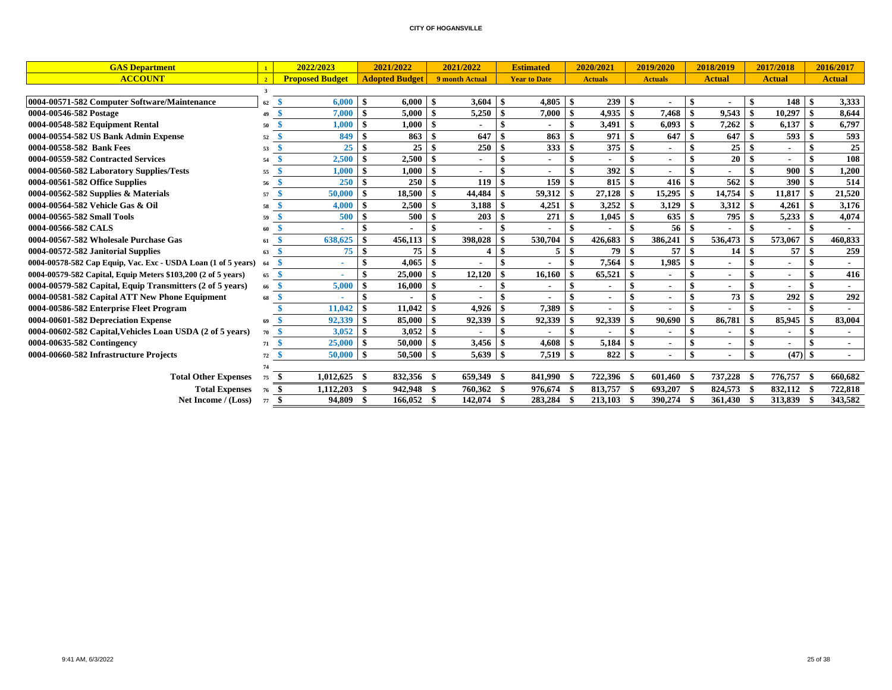**CITY OF HOGANSVILLE**

| GAS Department | 1 | 2022/2023 | 2021/2022 | 2021/2022 | Estimated | 2020/2021 | 2019/2020 | 2018/2019 | 2017/2018 | 2016/2017 |
|---|---|---|---|---|---|---|---|---|---|---|
| ACCOUNT | 2 | Proposed Budget | Adopted Budget | 9 month Actual | Year to Date | Actuals | Actuals | Actual | Actual | Actual |
| | 3 | | | | | | | | | |
| 0004-00571-582 Computer Software/Maintenance | 62 | $ 6,000 | $ 6,000 | $ 3,604 | $ 4,805 | $ 239 | $ - | $ - | $ 148 | $ 3,333 |
| 0004-00546-582 Postage | 49 | $ 7,000 | $ 5,000 | $ 5,250 | $ 7,000 | $ 4,935 | $ 7,468 | $ 9,543 | $ 10,297 | $ 8,644 |
| 0004-00548-582 Equipment Rental | 50 | $ 1,000 | $ 1,000 | $ - | $ - | $ 3,491 | $ 6,093 | $ 7,262 | $ 6,137 | $ 6,797 |
| 0004-00554-582 US Bank Admin Expense | 52 | $ 849 | $ 863 | $ 647 | $ 863 | $ 971 | $ 647 | $ 647 | $ 593 | $ 593 |
| 0004-00558-582 Bank Fees | 53 | $ 25 | $ 25 | $ 250 | $ 333 | $ 375 | $ - | $ 25 | $ - | $ 25 |
| 0004-00559-582 Contracted Services | 54 | $ 2,500 | $ 2,500 | $ - | $ - | $ - | $ - | $ 20 | $ - | $ 108 |
| 0004-00560-582 Laboratory Supplies/Tests | 55 | $ 1,000 | $ 1,000 | $ - | $ - | $ 392 | $ - | $ - | $ 900 | $ 1,200 |
| 0004-00561-582 Office Supplies | 56 | $ 250 | $ 250 | $ 119 | $ 159 | $ 815 | $ 416 | $ 562 | $ 390 | $ 514 |
| 0004-00562-582 Supplies & Materials | 57 | $ 50,000 | $ 18,500 | $ 44,484 | $ 59,312 | $ 27,128 | $ 15,295 | $ 14,754 | $ 11,817 | $ 21,520 |
| 0004-00564-582 Vehicle Gas & Oil | 58 | $ 4,000 | $ 2,500 | $ 3,188 | $ 4,251 | $ 3,252 | $ 3,129 | $ 3,312 | $ 4,261 | $ 3,176 |
| 0004-00565-582 Small Tools | 59 | $ 500 | $ 500 | $ 203 | $ 271 | $ 1,045 | $ 635 | $ 795 | $ 5,233 | $ 4,074 |
| 0004-00566-582 CALS | 60 | $ - | $ - | $ - | $ - | $ - | $ 56 | $ - | $ - | $ - |
| 0004-00567-582 Wholesale Purchase Gas | 61 | $ 638,625 | $ 456,113 | $ 398,028 | $ 530,704 | $ 426,683 | $ 386,241 | $ 536,473 | $ 573,067 | $ 460,833 |
| 0004-00572-582 Janitorial Supplies | 63 | $ 75 | $ 75 | $ 4 | $ 5 | $ 79 | $ 57 | $ 14 | $ 57 | $ 259 |
| 0004-00578-582 Cap Equip, Vac. Exc - USDA Loan (1 of 5 years) | 64 | $ - | $ 4,065 | $ - | $ - | $ 7,564 | $ 1,985 | $ - | $ - | $ - |
| 0004-00579-582 Capital, Equip Meters $103,200 (2 of 5 years) | 65 | $ - | $ 25,000 | $ 12,120 | $ 16,160 | $ 65,521 | $ - | $ - | $ - | $ 416 |
| 0004-00579-582 Capital, Equip Transmitters (2 of 5 years) | 66 | $ 5,000 | $ 16,000 | $ - | $ - | $ - | $ - | $ - | $ - | $ - |
| 0004-00581-582 Capital ATT New Phone Equipment | 68 | $ - | $ - | $ - | $ - | $ - | $ - | $ 73 | $ 292 | $ 292 |
| 0004-00586-582 Enterprise Fleet Program | | $ 11,042 | $ 11,042 | $ 4,926 | $ 7,389 | $ - | $ - | $ - | $ - | $ - |
| 0004-00601-582 Depreciation Expense | 69 | $ 92,339 | $ 85,000 | $ 92,339 | $ 92,339 | $ 92,339 | $ 90,690 | $ 86,781 | $ 85,945 | $ 83,004 |
| 0004-00602-582 Capital,Vehicles Loan USDA (2 of 5 years) | 70 | $ 3,052 | $ 3,052 | $ - | $ - | $ - | $ - | $ - | $ - | $ - |
| 0004-00635-582 Contingency | 71 | $ 25,000 | $ 50,000 | $ 3,456 | $ 4,608 | $ 5,184 | $ - | $ - | $ - | $ - |
| 0004-00660-582 Infrastructure Projects | 72 | $ 50,000 | $ 50,500 | $ 5,639 | $ 7,519 | $ 822 | $ - | $ - | $ (47) | $ - |
| | 74 | | | | | | | | | |
| Total Other Expenses | 75 | $ 1,012,625 | $ 832,356 | $ 659,349 | $ 841,990 | $ 722,396 | $ 601,460 | $ 737,228 | $ 776,757 | $ 660,682 |
| Total Expenses | 76 | $ 1,112,203 | $ 942,948 | $ 760,362 | $ 976,674 | $ 813,757 | $ 693,207 | $ 824,573 | $ 832,112 | $ 722,818 |
| Net Income / (Loss) | 77 | $ 94,809 | $ 166,052 | $ 142,074 | $ 283,284 | $ 213,103 | $ 390,274 | $ 361,430 | $ 313,839 | $ 343,582 |

9:41 AM, 6/3/2022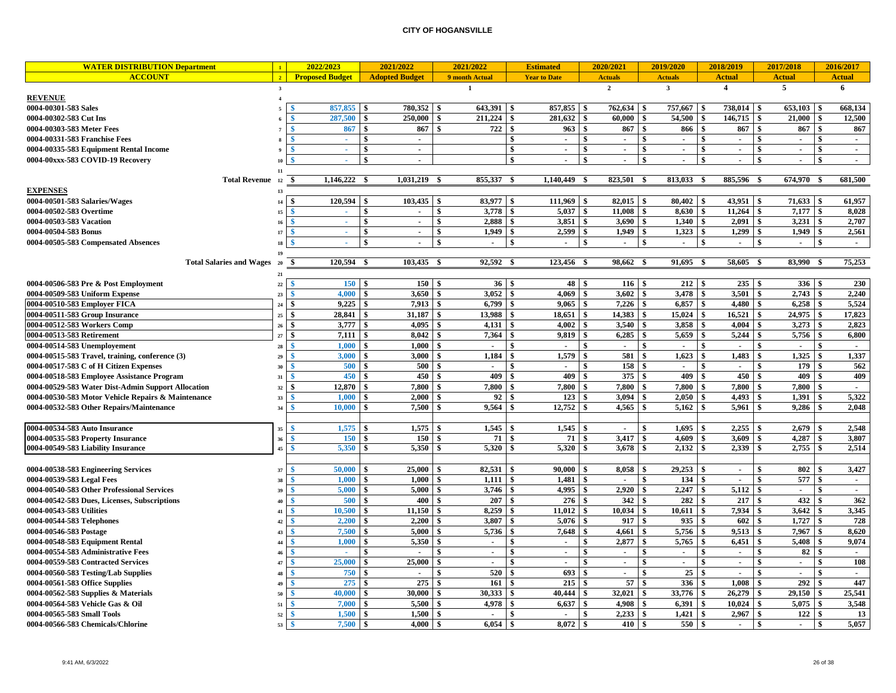## CITY OF HOGANSVILLE

| WATER DISTRIBUTION Department | 1 | 2022/2023 | 2021/2022 | 2021/2022 | Estimated | 2020/2021 | 2019/2020 | 2018/2019 | 2017/2018 | 2016/2017 |
|---|---|---|---|---|---|---|---|---|---|---|
| ACCOUNT | 2 | Proposed Budget | Adopted Budget | 9 month Actual | Year to Date | Actuals | Actuals | Actual | Actual | Actual |
| | 3 | | | 1 | | 2 | 3 | 4 | 5 | 6 |
| **REVENUE** | 4 | | | | | | | | | |
| 0004-00301-583 Sales | 5 | $ 857,855 | $ 780,352 | $ 643,391 | $ 857,855 | $ 762,634 | $ 757,667 | $ 738,014 | $ 653,103 | $ 668,134 |
| 0004-00302-583 Cut Ins | 6 | $ 287,500 | $ 250,000 | $ 211,224 | $ 281,632 | $ 60,000 | $ 54,500 | $ 146,715 | $ 21,000 | $ 12,500 |
| 0004-00303-583 Meter Fees | 7 | $ 867 | $ 867 | $ 722 | $ 963 | $ 867 | $ 866 | $ 867 | $ 867 | $ 867 |
| 0004-00331-583 Franchise Fees | 8 | $ - | $ - | | $ - | $ - | $ - | $ - | $ - | $ - |
| 0004-00335-583 Equipment Rental Income | 9 | $ - | $ - | | $ - | $ - | $ - | $ - | $ - | $ - |
| 0004-00xxx-583 COVID-19 Recovery | 10 | $ - | $ - | | $ - | $ - | $ - | $ - | $ - | $ - |
| | 11 | | | | | | | | | |
| **Total Revenue** | 12 | $ 1,146,222 | $ 1,031,219 | $ 855,337 | $ 1,140,449 | $ 823,501 | $ 813,033 | $ 885,596 | $ 674,970 | $ 681,500 |
| **EXPENSES** | 13 | | | | | | | | | |
| 0004-00501-583 Salaries/Wages | 14 | $ 120,594 | $ 103,435 | $ 83,977 | $ 111,969 | $ 82,015 | $ 80,402 | $ 43,951 | $ 71,633 | $ 61,957 |
| 0004-00502-583 Overtime | 15 | $ - | $ - | $ 3,778 | $ 5,037 | $ 11,008 | $ 8,630 | $ 11,264 | $ 7,177 | $ 8,028 |
| 0004-00503-583 Vacation | 16 | $ - | $ - | $ 2,888 | $ 3,851 | $ 3,690 | $ 1,340 | $ 2,091 | $ 3,231 | $ 2,707 |
| 0004-00504-583 Bonus | 17 | $ - | $ - | $ 1,949 | $ 2,599 | $ 1,949 | $ 1,323 | $ 1,299 | $ 1,949 | $ 2,561 |
| 0004-00505-583 Compensated Absences | 18 | $ - | $ - | $ - | $ - | $ - | $ - | $ - | $ - | $ - |
| | 19 | | | | | | | | | |
| **Total Salaries and Wages** | 20 | $ 120,594 | $ 103,435 | $ 92,592 | $ 123,456 | $ 98,662 | $ 91,695 | $ 58,605 | $ 83,990 | $ 75,253 |
| | 21 | | | | | | | | | |
| 0004-00506-583 Pre & Post Employment | 22 | $ 150 | $ 150 | $ 36 | $ 48 | $ 116 | $ 212 | $ 235 | $ 336 | $ 230 |
| 0004-00509-583 Uniform Expense | 23 | $ 4,000 | $ 3,650 | $ 3,052 | $ 4,069 | $ 3,602 | $ 3,478 | $ 3,501 | $ 2,743 | $ 2,240 |
| 0004-00510-583 Employer FICA | 24 | $ 9,225 | $ 7,913 | $ 6,799 | $ 9,065 | $ 7,226 | $ 6,857 | $ 4,480 | $ 6,258 | $ 5,524 |
| 0004-00511-583 Group Insurance | 25 | $ 28,841 | $ 31,187 | $ 13,988 | $ 18,651 | $ 14,383 | $ 15,024 | $ 16,521 | $ 24,975 | $ 17,823 |
| 0004-00512-583 Workers Comp | 26 | $ 3,777 | $ 4,095 | $ 4,131 | $ 4,002 | $ 3,540 | $ 3,858 | $ 4,004 | $ 3,273 | $ 2,823 |
| 0004-00513-583 Retirement | 27 | $ 7,111 | $ 8,042 | $ 7,364 | $ 9,819 | $ 6,285 | $ 5,659 | $ 5,244 | $ 5,756 | $ 6,800 |
| 0004-00514-583 Unemployement | 28 | $ 1,000 | $ 1,000 | $ - | $ - | $ - | $ - | $ - | $ - | $ - |
| 0004-00515-583 Travel, training, conference (3) | 29 | $ 3,000 | $ 3,000 | $ 1,184 | $ 1,579 | $ 581 | $ 1,623 | $ 1,483 | $ 1,325 | $ 1,337 |
| 0004-00517-583 C of H Citizen Expenses | 30 | $ 500 | $ 500 | $ - | $ - | $ 158 | $ - | $ - | $ 179 | $ 562 |
| 0004-00518-583 Employee Assistance Program | 31 | $ 450 | $ 450 | $ 409 | $ 409 | $ 375 | $ 409 | $ 450 | $ 409 | $ 409 |
| 0004-00529-583 Water Dist-Admin Support Allocation | 32 | $ 12,870 | $ 7,800 | $ 7,800 | $ 7,800 | $ 7,800 | $ 7,800 | $ 7,800 | $ 7,800 | $ - |
| 0004-00530-583 Motor Vehicle Repairs & Maintenance | 33 | $ 1,000 | $ 2,000 | $ 92 | $ 123 | $ 3,094 | $ 2,050 | $ 4,493 | $ 1,391 | $ 5,322 |
| 0004-00532-583 Other Repairs/Maintenance | 34 | $ 10,000 | $ 7,500 | $ 9,564 | $ 12,752 | $ 4,565 | $ 5,162 | $ 5,961 | $ 9,286 | $ 2,048 |
| | | | | | | | | | | |
| 0004-00534-583 Auto Insurance | 35 | $ 1,575 | $ 1,575 | $ 1,545 | $ 1,545 | $ - | $ 1,695 | $ 2,255 | $ 2,679 | $ 2,548 |
| 0004-00535-583 Property Insurance | 36 | $ 150 | $ 150 | $ 71 | $ 71 | $ 3,417 | $ 4,609 | $ 3,609 | $ 4,287 | $ 3,807 |
| 0004-00549-583 Liability Insurance | 45 | $ 5,350 | $ 5,350 | $ 5,320 | $ 5,320 | $ 3,678 | $ 2,132 | $ 2,339 | $ 2,755 | $ 2,514 |
| | | | | | | | | | | |
| 0004-00538-583 Engineering Services | 37 | $ 50,000 | $ 25,000 | $ 82,531 | $ 90,000 | $ 8,058 | $ 29,253 | $ - | $ 802 | $ 3,427 |
| 0004-00539-583 Legal Fees | 38 | $ 1,000 | $ 1,000 | $ 1,111 | $ 1,481 | $ - | $ 134 | $ - | $ 577 | $ - |
| 0004-00540-583 Other Professional Services | 39 | $ 5,000 | $ 5,000 | $ 3,746 | $ 4,995 | $ 2,920 | $ 2,247 | $ 5,112 | $ - | $ - |
| 0004-00542-583 Dues, Licenses, Subscriptions | 40 | $ 500 | $ 400 | $ 207 | $ 276 | $ 342 | $ 282 | $ 217 | $ 432 | $ 362 |
| 0004-00543-583 Utilities | 41 | $ 10,500 | $ 11,150 | $ 8,259 | $ 11,012 | $ 10,034 | $ 10,611 | $ 7,934 | $ 3,642 | $ 3,345 |
| 0004-00544-583 Telephones | 42 | $ 2,200 | $ 2,200 | $ 3,807 | $ 5,076 | $ 917 | $ 935 | $ 602 | $ 1,727 | $ 728 |
| 0004-00546-583 Postage | 43 | $ 7,500 | $ 5,000 | $ 5,736 | $ 7,648 | $ 4,661 | $ 5,756 | $ 9,513 | $ 7,967 | $ 8,620 |
| 0004-00548-583 Equipment Rental | 44 | $ 1,000 | $ 5,350 | $ - | $ - | $ 2,877 | $ 5,765 | $ 6,451 | $ 5,408 | $ 9,074 |
| 0004-00554-583 Administrative Fees | 46 | $ - | $ - | $ - | $ - | $ - | $ - | $ - | $ 82 | $ - |
| 0004-00559-583 Contracted Services | 47 | $ 25,000 | $ 25,000 | $ - | $ - | $ - | $ - | $ - | $ - | $ 108 |
| 0004-00560-583 Testing/Lab Supplies | 48 | $ 750 | $ - | $ 520 | $ 693 | $ - | $ 25 | $ - | $ - | $ - |
| 0004-00561-583 Office Supplies | 49 | $ 275 | $ 275 | $ 161 | $ 215 | $ 57 | $ 336 | $ 1,008 | $ 292 | $ 447 |
| 0004-00562-583 Supplies & Materials | 50 | $ 40,000 | $ 30,000 | $ 30,333 | $ 40,444 | $ 32,021 | $ 33,776 | $ 26,279 | $ 29,150 | $ 25,541 |
| 0004-00564-583 Vehicle Gas & Oil | 51 | $ 7,000 | $ 5,500 | $ 4,978 | $ 6,637 | $ 4,908 | $ 6,391 | $ 10,024 | $ 5,075 | $ 3,548 |
| 0004-00565-583 Small Tools | 52 | $ 1,500 | $ 1,500 | $ - | $ - | $ 2,233 | $ 1,421 | $ 2,967 | $ 122 | $ 13 |
| 0004-00566-583 Chemicals/Chlorine | 53 | $ 7,500 | $ 4,000 | $ 6,054 | $ 8,072 | $ 410 | $ 550 | $ - | $ - | $ 5,057 |

9:41 AM, 6/3/2022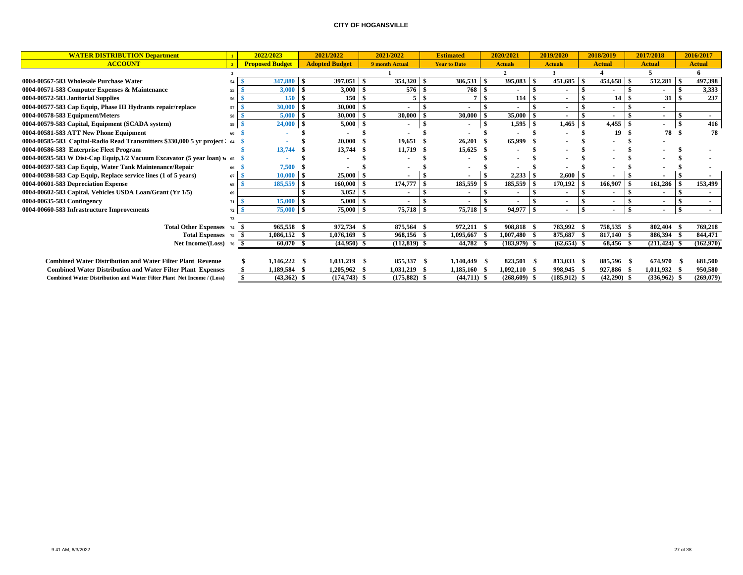# CITY OF HOGANSVILLE

| WATER DISTRIBUTION Department | 1 | 2022/2023 | 2021/2022 | 2021/2022 | Estimated | 2020/2021 | 2019/2020 | 2018/2019 | 2017/2018 | 2016/2017 |
|---|---|---|---|---|---|---|---|---|---|---|
| ACCOUNT | 2 | Proposed Budget | Adopted Budget | 9 month Actual | Year to Date | Actuals | Actuals | Actual | Actual | Actual |
| | 3 | | | 1 | | 2 | 3 | 4 | 5 | 6 |
| 0004-00567-583 Wholesale Purchase Water | 54 | $ 347,880 | $ 397,051 | $ 354,320 | $ 386,531 | $ 395,083 | $ 451,685 | $ 454,658 | $ 512,281 | $ 497,398 |
| 0004-00571-583 Computer Expenses & Maintenance | 55 | $ 3,000 | $ 3,000 | $ 576 | $ 768 | $ - | $ - | $ - | $ - | $ 3,333 |
| 0004-00572-583 Janitorial Supplies | 56 | $ 150 | $ 150 | $ 5 | $ 7 | $ 114 | $ - | $ 14 | $ 31 | $ 237 |
| 0004-00577-583 Cap Equip, Phase III Hydrants repair/replace | 57 | $ 30,000 | $ 30,000 | $ - | $ - | $ - | $ - | $ - | $ - | |
| 0004-00578-583 Equipment/Meters | 58 | $ 5,000 | $ 30,000 | $ 30,000 | $ 30,000 | $ 35,000 | $ - | $ - | $ - | $ - |
| 0004-00579-583 Capital, Equipment (SCADA system) | 59 | $ 24,000 | $ 5,000 | $ - | $ - | $ 1,595 | $ 1,465 | $ 4,455 | $ - | $ 416 |
| 0004-00581-583 ATT New Phone Equipment | 60 | $ - | $ - | $ - | $ - | $ - | $ - | $ 19 | $ 78 | $ 78 |
| 0004-00585-583 Capital-Radio Read Transmitters $330,000 5 yr project | 64 | $ - | $ 20,000 | $ 19,651 | $ 26,201 | $ 65,999 | $ - | $ - | $ - | |
| 0004-00586-583 Enterprise Fleet Program | | $ 13,744 | $ 13,744 | $ 11,719 | $ 15,625 | $ - | $ - | $ - | $ - | $ - |
| 0004-00595-583 W Dist-Cap Equip,1/2 Vacuum Excavator (5 year loan) w | 65 | $ - | $ - | $ - | $ - | $ - | $ - | $ - | $ - | $ - |
| 0004-00597-583 Cap Equip, Water Tank Maintenance/Repair | 66 | $ 7,500 | $ - | $ - | $ - | $ - | $ - | $ - | $ - | $ - |
| 0004-00598-583 Cap Equip, Replace service lines (1 of 5 years) | 67 | $ 10,000 | $ 25,000 | $ - | $ - | $ 2,233 | $ 2,600 | $ - | $ - | $ - |
| 0004-00601-583 Depreciation Expense | 68 | $ 185,559 | $ 160,000 | $ 174,777 | $ 185,559 | $ 185,559 | $ 170,192 | $ 166,907 | $ 161,286 | $ 153,499 |
| 0004-00602-583 Capital, Vehicles USDA Loan/Grant (Yr 1/5) | 69 | | $ 3,052 | $ - | $ - | $ - | $ - | $ - | $ - | $ - |
| 0004-00635-583 Contingency | 71 | $ 15,000 | $ 5,000 | $ - | $ - | $ - | $ - | $ - | $ - | $ - |
| 0004-00660-583 Infrastructure Improvements | 72 | $ 75,000 | $ 75,000 | $ 75,718 | $ 75,718 | $ 94,977 | $ - | $ - | $ - | $ - |
| | 73 | | | | | | | | | |
| Total Other Expenses | 74 | $ 965,558 | $ 972,734 | $ 875,564 | $ 972,211 | $ 908,818 | $ 783,992 | $ 758,535 | $ 802,404 | $ 769,218 |
| Total Expenses | 75 | $ 1,086,152 | $ 1,076,169 | $ 968,156 | $ 1,095,667 | $ 1,007,480 | $ 875,687 | $ 817,140 | $ 886,394 | $ 844,471 |
| Net Income/(Loss) | 76 | $ 60,070 | $ (44,950) | $ (112,819) | $ 44,782 | $ (183,979) | $ (62,654) | $ 68,456 | $ (211,424) | $ (162,970) |
| | | | | | | | | | | |
| Combined Water Distribution and Water Filter Plant Revenue | | $ 1,146,222 | $ 1,031,219 | $ 855,337 | $ 1,140,449 | $ 823,501 | $ 813,033 | $ 885,596 | $ 674,970 | $ 681,500 |
| Combined Water Distribution and Water Filter Plant Expenses | | $ 1,189,584 | $ 1,205,962 | $ 1,031,219 | $ 1,185,160 | $ 1,092,110 | $ 998,945 | $ 927,886 | $ 1,011,932 | $ 950,580 |
| Combined Water Distribution and Water Filter Plant Net Income / (Loss) | | $ (43,362) | $ (174,743) | $ (175,882) | $ (44,711) | $ (268,609) | $ (185,912) | $ (42,290) | $ (336,962) | $ (269,079) |

9:41 AM, 6/3/2022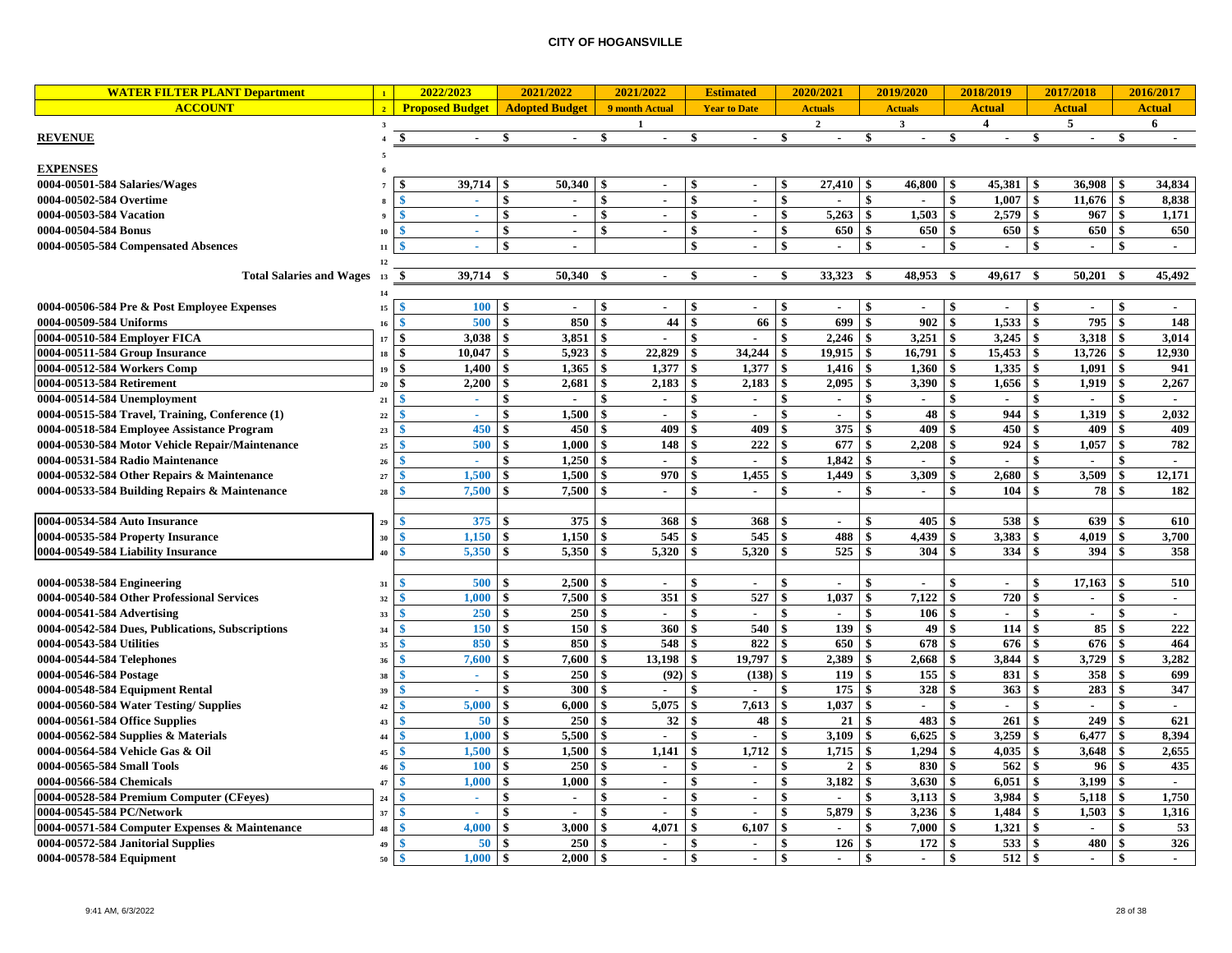## CITY OF HOGANSVILLE

| WATER FILTER PLANT Department | 1 | 2022/2023 | 2021/2022 | 2021/2022 | Estimated | 2020/2021 | 2019/2020 | 2018/2019 | 2017/2018 | 2016/2017 |
|---|---|---|---|---|---|---|---|---|---|---|
| ACCOUNT | 2 | Proposed Budget | Adopted Budget | 9 month Actual | Year to Date | Actuals | Actuals | Actual | Actual | Actual |
| | 3 | | | 1 | | 2 | 3 | 4 | 5 | 6 |
| **REVENUE** | 4 | $ - | $ - | $ - | $ - | $ - | $ - | $ - | $ - | $ - |
| | 5 | | | | | | | | | |
| **EXPENSES** | 6 | | | | | | | | | |
| 0004-00501-584 Salaries/Wages | 7 | $ 39,714 | $ 50,340 | $ - | $ - | $ 27,410 | $ 46,800 | $ 45,381 | $ 36,908 | $ 34,834 |
| 0004-00502-584 Overtime | 8 | $ - | $ - | $ - | $ - | $ - | $ - | $ 1,007 | $ 11,676 | $ 8,838 |
| 0004-00503-584 Vacation | 9 | $ - | $ - | $ - | $ - | $ 5,263 | $ 1,503 | $ 2,579 | $ 967 | $ 1,171 |
| 0004-00504-584 Bonus | 10 | $ - | $ - | $ - | $ - | $ 650 | $ 650 | $ 650 | $ 650 | $ 650 |
| 0004-00505-584 Compensated Absences | 11 | $ - | $ - | | $ - | $ - | $ - | $ - | $ - | $ - |
| | 12 | | | | | | | | | |
| **Total Salaries and Wages** | 13 | $ 39,714 | $ 50,340 | $ - | $ - | $ 33,323 | $ 48,953 | $ 49,617 | $ 50,201 | $ 45,492 |
| | 14 | | | | | | | | | |
| 0004-00506-584 Pre & Post Employee Expenses | 15 | $ 100 | $ - | $ - | $ - | $ - | $ - | $ - | $ - | $ - |
| 0004-00509-584 Uniforms | 16 | $ 500 | $ 850 | $ 44 | $ 66 | $ 699 | $ 902 | $ 1,533 | $ 795 | $ 148 |
| 0004-00510-584 Employer FICA | 17 | $ 3,038 | $ 3,851 | $ - | $ - | $ 2,246 | $ 3,251 | $ 3,245 | $ 3,318 | $ 3,014 |
| 0004-00511-584 Group Insurance | 18 | $ 10,047 | $ 5,923 | $ 22,829 | $ 34,244 | $ 19,915 | $ 16,791 | $ 15,453 | $ 13,726 | $ 12,930 |
| 0004-00512-584 Workers Comp | 19 | $ 1,400 | $ 1,365 | $ 1,377 | $ 1,377 | $ 1,416 | $ 1,360 | $ 1,335 | $ 1,091 | $ 941 |
| 0004-00513-584 Retirement | 20 | $ 2,200 | $ 2,681 | $ 2,183 | $ 2,183 | $ 2,095 | $ 3,390 | $ 1,656 | $ 1,919 | $ 2,267 |
| 0004-00514-584 Unemployment | 21 | $ - | $ - | $ - | $ - | $ - | $ - | $ - | $ - | $ - |
| 0004-00515-584 Travel, Training, Conference (1) | 22 | $ - | $ 1,500 | $ - | $ - | $ - | $ 48 | $ 944 | $ 1,319 | $ 2,032 |
| 0004-00518-584 Employee Assistance Program | 23 | $ 450 | $ 450 | $ 409 | $ 409 | $ 375 | $ 409 | $ 450 | $ 409 | $ 409 |
| 0004-00530-584 Motor Vehicle Repair/Maintenance | 25 | $ 500 | $ 1,000 | $ 148 | $ 222 | $ 677 | $ 2,208 | $ 924 | $ 1,057 | $ 782 |
| 0004-00531-584 Radio Maintenance | 26 | $ - | $ 1,250 | $ - | $ - | $ 1,842 | $ - | $ - | $ - | $ - |
| 0004-00532-584 Other Repairs & Maintenance | 27 | $ 1,500 | $ 1,500 | $ 970 | $ 1,455 | $ 1,449 | $ 3,309 | $ 2,680 | $ 3,509 | $ 12,171 |
| 0004-00533-584 Building Repairs & Maintenance | 28 | $ 7,500 | $ 7,500 | $ - | $ - | $ - | $ - | $ 104 | $ 78 | $ 182 |
| | | | | | | | | | | |
| 0004-00534-584 Auto Insurance | 29 | $ 375 | $ 375 | $ 368 | $ 368 | $ - | $ 405 | $ 538 | $ 639 | $ 610 |
| 0004-00535-584 Property Insurance | 30 | $ 1,150 | $ 1,150 | $ 545 | $ 545 | $ 488 | $ 4,439 | $ 3,383 | $ 4,019 | $ 3,700 |
| 0004-00549-584 Liability Insurance | 40 | $ 5,350 | $ 5,350 | $ 5,320 | $ 5,320 | $ 525 | $ 304 | $ 334 | $ 394 | $ 358 |
| | | | | | | | | | | |
| 0004-00538-584 Engineering | 31 | $ 500 | $ 2,500 | $ - | $ - | $ - | $ - | $ - | $ 17,163 | $ 510 |
| 0004-00540-584 Other Professional Services | 32 | $ 1,000 | $ 7,500 | $ 351 | $ 527 | $ 1,037 | $ 7,122 | $ 720 | $ - | $ - |
| 0004-00541-584 Advertising | 33 | $ 250 | $ 250 | $ - | $ - | $ - | $ 106 | $ - | $ - | $ - |
| 0004-00542-584 Dues, Publications, Subscriptions | 34 | $ 150 | $ 150 | $ 360 | $ 540 | $ 139 | $ 49 | $ 114 | $ 85 | $ 222 |
| 0004-00543-584 Utilities | 35 | $ 850 | $ 850 | $ 548 | $ 822 | $ 650 | $ 678 | $ 676 | $ 676 | $ 464 |
| 0004-00544-584 Telephones | 36 | $ 7,600 | $ 7,600 | $ 13,198 | $ 19,797 | $ 2,389 | $ 2,668 | $ 3,844 | $ 3,729 | $ 3,282 |
| 0004-00546-584 Postage | 38 | $ - | $ 250 | $ (92) | $ (138) | $ 119 | $ 155 | $ 831 | $ 358 | $ 699 |
| 0004-00548-584 Equipment Rental | 39 | $ - | $ 300 | $ - | $ - | $ 175 | $ 328 | $ 363 | $ 283 | $ 347 |
| 0004-00560-584 Water Testing/ Supplies | 42 | $ 5,000 | $ 6,000 | $ 5,075 | $ 7,613 | $ 1,037 | $ - | $ - | $ - | $ - |
| 0004-00561-584 Office Supplies | 43 | $ 50 | $ 250 | $ 32 | $ 48 | $ 21 | $ 483 | $ 261 | $ 249 | $ 621 |
| 0004-00562-584 Supplies & Materials | 44 | $ 1,000 | $ 5,500 | $ - | $ - | $ 3,109 | $ 6,625 | $ 3,259 | $ 6,477 | $ 8,394 |
| 0004-00564-584 Vehicle Gas & Oil | 45 | $ 1,500 | $ 1,500 | $ 1,141 | $ 1,712 | $ 1,715 | $ 1,294 | $ 4,035 | $ 3,648 | $ 2,655 |
| 0004-00565-584 Small Tools | 46 | $ 100 | $ 250 | $ - | $ - | $ 2 | $ 830 | $ 562 | $ 96 | $ 435 |
| 0004-00566-584 Chemicals | 47 | $ 1,000 | $ 1,000 | $ - | $ - | $ 3,182 | $ 3,630 | $ 6,051 | $ 3,199 | $ - |
| 0004-00528-584 Premium Computer (CFeyes) | 24 | $ - | $ - | $ - | $ - | $ - | $ 3,113 | $ 3,984 | $ 5,118 | $ 1,750 |
| 0004-00545-584 PC/Network | 37 | $ - | $ - | $ - | $ - | $ 5,879 | $ 3,236 | $ 1,484 | $ 1,503 | $ 1,316 |
| 0004-00571-584 Computer Expenses & Maintenance | 48 | $ 4,000 | $ 3,000 | $ 4,071 | $ 6,107 | $ - | $ 7,000 | $ 1,321 | $ - | $ 53 |
| 0004-00572-584 Janitorial Supplies | 49 | $ 50 | $ 250 | $ - | $ - | $ 126 | $ 172 | $ 533 | $ 480 | $ 326 |
| 0004-00578-584 Equipment | 50 | $ 1,000 | $ 2,000 | $ - | $ - | $ - | $ - | $ 512 | $ - | $ - |

9:41 AM, 6/3/2022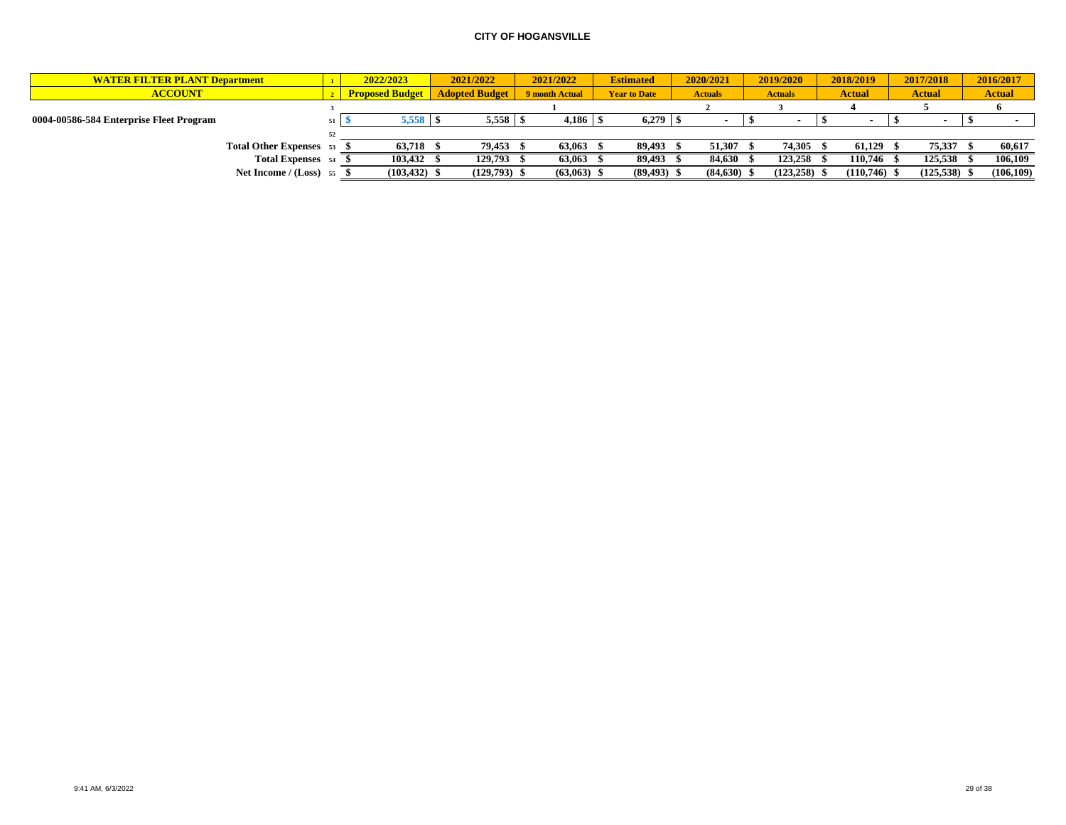# CITY OF HOGANSVILLE

| WATER FILTER PLANT Department | 1 | 2022/2023 | 2021/2022 | 2021/2022 | Estimated | 2020/2021 | 2019/2020 | 2018/2019 | 2017/2018 | 2016/2017 |
|---|---|---|---|---|---|---|---|---|---|---|
| ACCOUNT | 2 | Proposed Budget | Adopted Budget | 9 month Actual | Year to Date | Actuals | Actuals | Actual | Actual | Actual |
| | 3 | | | 1 | | 2 | 3 | 4 | 5 | 6 |
| 0004-00586-584 Enterprise Fleet Program | 51 | $ 5,558 | $ 5,558 | $ 4,186 | $ 6,279 | $ - | $ - | $ - | $ - | $ - |
| | 52 | | | | | | | | | |
| Total Other Expenses | 53 | $ 63,718 | $ 79,453 | $ 63,063 | $ 89,493 | $ 51,307 | $ 74,305 | $ 61,129 | $ 75,337 | $ 60,617 |
| Total Expenses | 54 | $ 103,432 | $ 129,793 | $ 63,063 | $ 89,493 | $ 84,630 | $ 123,258 | $ 110,746 | $ 125,538 | $ 106,109 |
| Net Income / (Loss) | 55 | $ (103,432) | $ (129,793) | $ (63,063) | $ (89,493) | $ (84,630) | $ (123,258) | $ (110,746) | $ (125,538) | $ (106,109) |

9:41 AM, 6/3/2022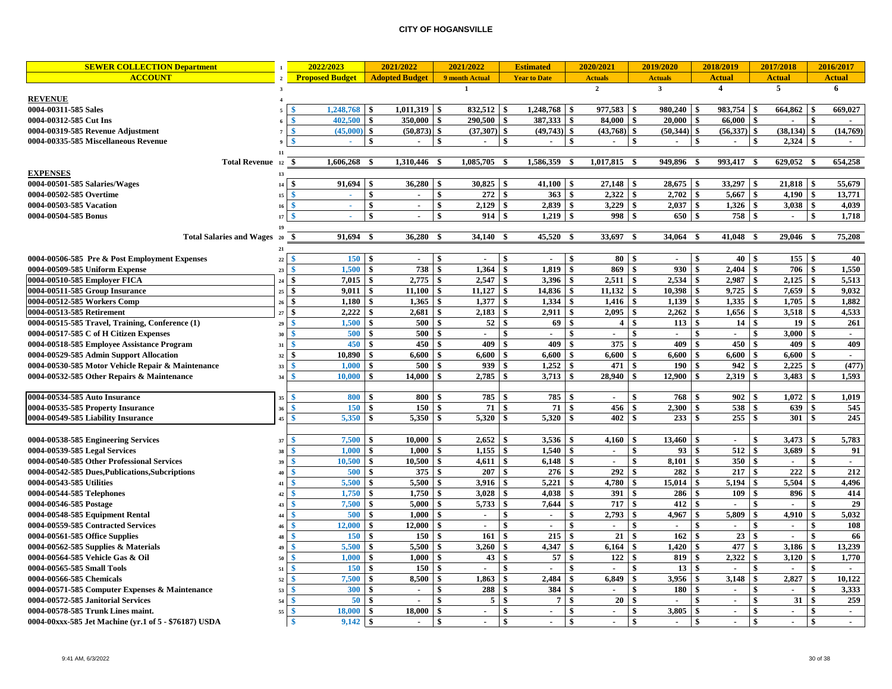## CITY OF HOGANSVILLE

| SEWER COLLECTION Department | | 2022/2023 | 2021/2022 | 2021/2022 | Estimated | 2020/2021 | 2019/2020 | 2018/2019 | 2017/2018 | 2016/2017 |
|---|---|---|---|---|---|---|---|---|---|---|
| ACCOUNT | | Proposed Budget | Adopted Budget | 9 month Actual | Year to Date | Actuals | Actuals | Actual | Actual | Actual |
| | | | | 1 | | 2 | 3 | 4 | 5 | 6 |
| **REVENUE** | | | | | | | | | | |
| 0004-00311-585 Sales | 5 | $ 1,248,768 | $ 1,011,319 | $ 832,512 | $ 1,248,768 | $ 977,583 | $ 980,240 | $ 983,754 | $ 664,862 | $ 669,027 |
| 0004-00312-585 Cut Ins | 6 | $ 402,500 | $ 350,000 | $ 290,500 | $ 387,333 | $ 84,000 | $ 20,000 | $ 66,000 | $ - | $ - |
| 0004-00319-585 Revenue Adjustment | 7 | $ (45,000) | $ (50,873) | $ (37,307) | $ (49,743) | $ (43,768) | $ (50,344) | $ (56,337) | $ (38,134) | $ (14,769) |
| 0004-00335-585 Miscellaneous Revenue | 9 | $ - | $ - | $ - | $ - | $ - | $ - | $ - | $ 2,324 | $ - |
| **Total Revenue** | 12 | $ 1,606,268 | $ 1,310,446 | $ 1,085,705 | $ 1,586,359 | $ 1,017,815 | $ 949,896 | $ 993,417 | $ 629,052 | $ 654,258 |
| **EXPENSES** | | | | | | | | | | |
| 0004-00501-585 Salaries/Wages | 14 | $ 91,694 | $ 36,280 | $ 30,825 | $ 41,100 | $ 27,148 | $ 28,675 | $ 33,297 | $ 21,818 | $ 55,679 |
| 0004-00502-585 Overtime | 15 | $ - | $ - | $ 272 | $ 363 | $ 2,322 | $ 2,702 | $ 5,667 | $ 4,190 | $ 13,771 |
| 0004-00503-585 Vacation | 16 | $ - | $ - | $ 2,129 | $ 2,839 | $ 3,229 | $ 2,037 | $ 1,326 | $ 3,038 | $ 4,039 |
| 0004-00504-585 Bonus | 17 | $ - | $ - | $ 914 | $ 1,219 | $ 998 | $ 650 | $ 758 | $ - | $ 1,718 |
| **Total Salaries and Wages** | 20 | $ 91,694 | $ 36,280 | $ 34,140 | $ 45,520 | $ 33,697 | $ 34,064 | $ 41,048 | $ 29,046 | $ 75,208 |
| 0004-00506-585 Pre & Post Employment Expenses | 22 | $ 150 | $ - | $ - | $ - | $ 80 | $ - | $ 40 | $ 155 | $ 40 |
| 0004-00509-585 Uniform Expense | 23 | $ 1,500 | $ 738 | $ 1,364 | $ 1,819 | $ 869 | $ 930 | $ 2,404 | $ 706 | $ 1,550 |
| 0004-00510-585 Employer FICA | 24 | $ 7,015 | $ 2,775 | $ 2,547 | $ 3,396 | $ 2,511 | $ 2,534 | $ 2,987 | $ 2,125 | $ 5,513 |
| 0004-00511-585 Group Insurance | 25 | $ 9,011 | $ 11,100 | $ 11,127 | $ 14,836 | $ 11,132 | $ 10,398 | $ 9,725 | $ 7,659 | $ 9,032 |
| 0004-00512-585 Workers Comp | 26 | $ 1,180 | $ 1,365 | $ 1,377 | $ 1,334 | $ 1,416 | $ 1,139 | $ 1,335 | $ 1,705 | $ 1,882 |
| 0004-00513-585 Retirement | 27 | $ 2,222 | $ 2,681 | $ 2,183 | $ 2,911 | $ 2,095 | $ 2,262 | $ 1,656 | $ 3,518 | $ 4,533 |
| 0004-00515-585 Travel, Training, Conference (1) | 29 | $ 1,500 | $ 500 | $ 52 | $ 69 | $ 4 | $ 113 | $ 14 | $ 19 | $ 261 |
| 0004-00517-585 C of H Citizen Expenses | 30 | $ 500 | $ 500 | $ - | $ - | $ - | $ - | $ - | $ 3,000 | $ - |
| 0004-00518-585 Employee Assistance Program | 31 | $ 450 | $ 450 | $ 409 | $ 409 | $ 375 | $ 409 | $ 450 | $ 409 | $ 409 |
| 0004-00529-585 Admin Support Allocation | 32 | $ 10,890 | $ 6,600 | $ 6,600 | $ 6,600 | $ 6,600 | $ 6,600 | $ 6,600 | $ 6,600 | $ - |
| 0004-00530-585 Motor Vehicle Repair & Maintenance | 33 | $ 1,000 | $ 500 | $ 939 | $ 1,252 | $ 471 | $ 190 | $ 942 | $ 2,225 | $ (477) |
| 0004-00532-585 Other Repairs & Maintenance | 34 | $ 10,000 | $ 14,000 | $ 2,785 | $ 3,713 | $ 28,940 | $ 12,900 | $ 2,319 | $ 3,483 | $ 1,593 |
| 0004-00534-585 Auto Insurance | 35 | $ 800 | $ 800 | $ 785 | $ 785 | $ - | $ 768 | $ 902 | $ 1,072 | $ 1,019 |
| 0004-00535-585 Property Insurance | 36 | $ 150 | $ 150 | $ 71 | $ 71 | $ 456 | $ 2,300 | $ 538 | $ 639 | $ 545 |
| 0004-00549-585 Liability Insurance | 45 | $ 5,350 | $ 5,350 | $ 5,320 | $ 5,320 | $ 402 | $ 233 | $ 255 | $ 301 | $ 245 |
| 0004-00538-585 Engineering Services | 37 | $ 7,500 | $ 10,000 | $ 2,652 | $ 3,536 | $ 4,160 | $ 13,460 | $ - | $ 3,473 | $ 5,783 |
| 0004-00539-585 Legal Services | 38 | $ 1,000 | $ 1,000 | $ 1,155 | $ 1,540 | $ - | $ 93 | $ 512 | $ 3,689 | $ 91 |
| 0004-00540-585 Other Professional Services | 39 | $ 10,500 | $ 10,500 | $ 4,611 | $ 6,148 | $ - | $ 8,101 | $ 350 | $ - | $ - |
| 0004-00542-585 Dues,Publications,Subcriptions | 40 | $ 500 | $ 375 | $ 207 | $ 276 | $ 292 | $ 282 | $ 217 | $ 222 | $ 212 |
| 0004-00543-585 Utilities | 41 | $ 5,500 | $ 5,500 | $ 3,916 | $ 5,221 | $ 4,780 | $ 15,014 | $ 5,194 | $ 5,504 | $ 4,496 |
| 0004-00544-585 Telephones | 42 | $ 1,750 | $ 1,750 | $ 3,028 | $ 4,038 | $ 391 | $ 286 | $ 109 | $ 896 | $ 414 |
| 0004-00546-585 Postage | 43 | $ 7,500 | $ 5,000 | $ 5,733 | $ 7,644 | $ 717 | $ 412 | $ - | $ - | $ 29 |
| 0004-00548-585 Equipment Rental | 44 | $ 500 | $ 1,000 | $ - | $ - | $ 2,793 | $ 4,967 | $ 5,809 | $ 4,910 | $ 5,032 |
| 0004-00559-585 Contracted Services | 46 | $ 12,000 | $ 12,000 | $ - | $ - | $ - | $ - | $ - | $ - | $ 108 |
| 0004-00561-585 Office Supplies | 48 | $ 150 | $ 150 | $ 161 | $ 215 | $ 21 | $ 162 | $ 23 | $ - | $ 66 |
| 0004-00562-585 Supplies & Materials | 49 | $ 5,500 | $ 5,500 | $ 3,260 | $ 4,347 | $ 6,164 | $ 1,420 | $ 477 | $ 3,186 | $ 13,239 |
| 0004-00564-585 Vehicle Gas & Oil | 50 | $ 1,000 | $ 1,000 | $ 43 | $ 57 | $ 122 | $ 819 | $ 2,322 | $ 3,120 | $ 1,770 |
| 0004-00565-585 Small Tools | 51 | $ 150 | $ 150 | $ - | $ - | $ - | $ 13 | $ - | $ - | $ - |
| 0004-00566-585 Chemicals | 52 | $ 7,500 | $ 8,500 | $ 1,863 | $ 2,484 | $ 6,849 | $ 3,956 | $ 3,148 | $ 2,827 | $ 10,122 |
| 0004-00571-585 Computer Expenses & Maintenance | 53 | $ 300 | $ - | $ 288 | $ 384 | $ - | $ 180 | $ - | $ - | $ 3,333 |
| 0004-00572-585 Janitorial Services | 54 | $ 50 | $ - | $ 5 | $ 7 | $ 20 | $ - | $ - | $ 31 | $ 259 |
| 0004-00578-585 Trunk Lines maint. | 55 | $ 18,000 | $ 18,000 | $ - | $ - | $ - | $ 3,805 | $ - | $ - | $ - |
| 0004-00xxx-585 Jet Machine (yr.1 of 5 - $76187) USDA | | $ 9,142 | $ - | $ - | $ - | $ - | $ - | $ - | $ - | $ - |

9:41 AM, 6/3/2022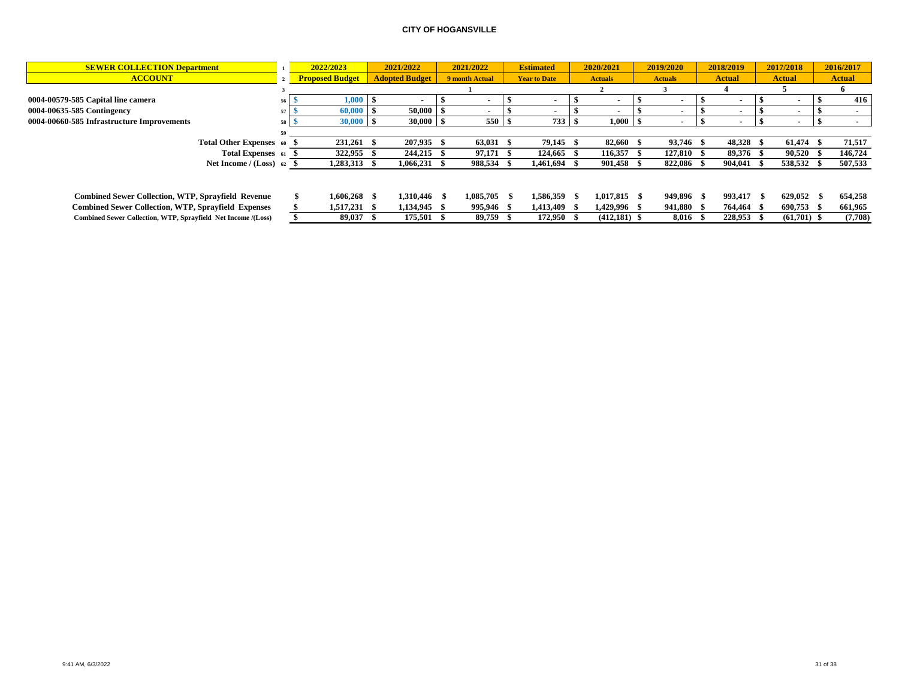# CITY OF HOGANSVILLE

| SEWER COLLECTION Department | 1 | 2022/2023 | 2021/2022 | 2021/2022 | Estimated | 2020/2021 | 2019/2020 | 2018/2019 | 2017/2018 | 2016/2017 |
|---|---|---|---|---|---|---|---|---|---|---|
| ACCOUNT | 2 | Proposed Budget | Adopted Budget | 9 month Actual | Year to Date | Actuals | Actuals | Actual | Actual | Actual |
| | 3 | | | 1 | | 2 | 3 | 4 | 5 | 6 |
| 0004-00579-585 Capital line camera | 56 | $ 1,000 | $ - | $ - | $ - | $ - | $ - | $ - | $ - | $ 416 |
| 0004-00635-585 Contingency | 57 | $ 60,000 | $ 50,000 | $ - | $ - | $ - | $ - | $ - | $ - | $ - |
| 0004-00660-585 Infrastructure Improvements | 58 | $ 30,000 | $ 30,000 | $ 550 | $ 733 | $ 1,000 | $ - | $ - | $ - | $ - |
| | 59 | | | | | | | | | |
| Total Other Expenses | 60 | $ 231,261 | $ 207,935 | $ 63,031 | $ 79,145 | $ 82,660 | $ 93,746 | $ 48,328 | $ 61,474 | $ 71,517 |
| Total Expenses | 61 | $ 322,955 | $ 244,215 | $ 97,171 | $ 124,665 | $ 116,357 | $ 127,810 | $ 89,376 | $ 90,520 | $ 146,724 |
| Net Income / (Loss) | 62 | $ 1,283,313 | $ 1,066,231 | $ 988,534 | $ 1,461,694 | $ 901,458 | $ 822,086 | $ 904,041 | $ 538,532 | $ 507,533 |
| | | | | | | | | | | |
| Combined Sewer Collection, WTP, Sprayfield Revenue | | $ 1,606,268 | $ 1,310,446 | $ 1,085,705 | $ 1,586,359 | $ 1,017,815 | $ 949,896 | $ 993,417 | $ 629,052 | $ 654,258 |
| Combined Sewer Collection, WTP, Sprayfield Expenses | | $ 1,517,231 | $ 1,134,945 | $ 995,946 | $ 1,413,409 | $ 1,429,996 | $ 941,880 | $ 764,464 | $ 690,753 | $ 661,965 |
| Combined Sewer Collection, WTP, Sprayfield Net Income /(Loss) | | $ 89,037 | $ 175,501 | $ 89,759 | $ 172,950 | $ (412,181) | $ 8,016 | $ 228,953 | $ (61,701) | $ (7,708) |

9:41 AM, 6/3/2022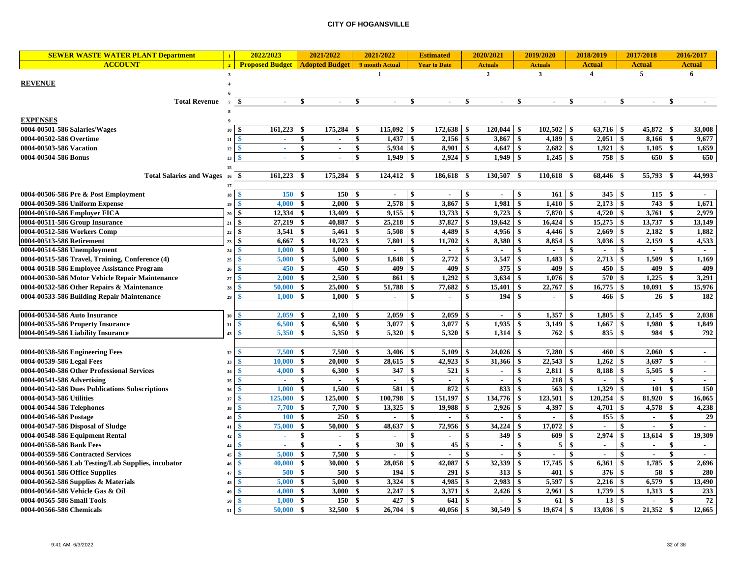# CITY OF HOGANSVILLE

| SEWER WASTE WATER PLANT Department | 1 | 2022/2023 | 2021/2022 | 2021/2022 | Estimated | 2020/2021 | 2019/2020 | 2018/2019 | 2017/2018 | 2016/2017 |
|---|---|---|---|---|---|---|---|---|---|---|
| ACCOUNT | 2 | Proposed Budget | Adopted Budget | 9 month Actual | Year to Date | Actuals | Actuals | Actual | Actual | Actual |
| | 3 | | | 1 | | 2 | 3 | 4 | 5 | 6 |
| **REVENUE** | 4 | | | | | | | | | |
| | 6 | | | | | | | | | |
| **Total Revenue** | 7 | $ - | $ - | $ - | $ - | $ - | $ - | $ - | $ - | $ - |
| | 8 | | | | | | | | | |
| **EXPENSES** | 9 | | | | | | | | | |
| 0004-00501-586 Salaries/Wages | 10 | $ 161,223 | $ 175,284 | $ 115,092 | $ 172,638 | $ 120,044 | $ 102,502 | $ 63,716 | $ 45,872 | $ 33,008 |
| 0004-00502-586 Overtime | 11 | $ - | $ - | $ 1,437 | $ 2,156 | $ 3,867 | $ 4,189 | $ 2,051 | $ 8,166 | $ 9,677 |
| 0004-00503-586 Vacation | 12 | $ - | $ - | $ 5,934 | $ 8,901 | $ 4,647 | $ 2,682 | $ 1,921 | $ 1,105 | $ 1,659 |
| 0004-00504-586 Bonus | 13 | $ - | $ - | $ 1,949 | $ 2,924 | $ 1,949 | $ 1,245 | $ 758 | $ 650 | $ 650 |
| | 15 | | | | | | | | | |
| **Total Salaries and Wages** | 16 | $ 161,223 | $ 175,284 | $ 124,412 | $ 186,618 | $ 130,507 | $ 110,618 | $ 68,446 | $ 55,793 | $ 44,993 |
| | 17 | | | | | | | | | |
| 0004-00506-586 Pre & Post Employment | 18 | $ 150 | $ 150 | $ - | $ - | $ - | $ 161 | $ 345 | $ 115 | $ - |
| 0004-00509-586 Uniform Expense | 19 | $ 4,000 | $ 2,000 | $ 2,578 | $ 3,867 | $ 1,981 | $ 1,410 | $ 2,173 | $ 743 | $ 1,671 |
| 0004-00510-586 Employer FICA | 20 | $ 12,334 | $ 13,409 | $ 9,155 | $ 13,733 | $ 9,723 | $ 7,870 | $ 4,720 | $ 3,761 | $ 2,979 |
| 0004-00511-586 Group Insurance | 21 | $ 27,219 | $ 40,887 | $ 25,218 | $ 37,827 | $ 19,642 | $ 16,424 | $ 15,275 | $ 13,737 | $ 13,149 |
| 0004-00512-586 Workers Comp | 22 | $ 3,541 | $ 5,461 | $ 5,508 | $ 4,489 | $ 4,956 | $ 4,446 | $ 2,669 | $ 2,182 | $ 1,882 |
| 0004-00513-586 Retirement | 23 | $ 6,667 | $ 10,723 | $ 7,801 | $ 11,702 | $ 8,380 | $ 8,854 | $ 3,036 | $ 2,159 | $ 4,533 |
| 0004-00514-586 Unemployment | 24 | $ 1,000 | $ 1,000 | $ - | $ - | $ - | $ - | $ - | $ - | $ - |
| 0004-00515-586 Travel, Training, Conference (4) | 25 | $ 5,000 | $ 5,000 | $ 1,848 | $ 2,772 | $ 3,547 | $ 1,483 | $ 2,713 | $ 1,509 | $ 1,169 |
| 0004-00518-586 Employee Assistance Program | 26 | $ 450 | $ 450 | $ 409 | $ 409 | $ 375 | $ 409 | $ 450 | $ 409 | $ 409 |
| 0004-00530-586 Motor Vehicle Repair Maintenance | 27 | $ 2,000 | $ 2,500 | $ 861 | $ 1,292 | $ 3,634 | $ 1,076 | $ 570 | $ 1,225 | $ 3,291 |
| 0004-00532-586 Other Repairs & Maintenance | 28 | $ 50,000 | $ 25,000 | $ 51,788 | $ 77,682 | $ 15,401 | $ 22,767 | $ 16,775 | $ 10,091 | $ 15,976 |
| 0004-00533-586 Building Repair Maintenance | 29 | $ 1,000 | $ 1,000 | $ - | $ - | $ 194 | $ - | $ 466 | $ 26 | $ 182 |
| | | | | | | | | | | |
| 0004-00534-586 Auto Insurance | 30 | $ 2,059 | $ 2,100 | $ 2,059 | $ 2,059 | $ - | $ 1,357 | $ 1,805 | $ 2,145 | $ 2,038 |
| 0004-00535-586 Property Insurance | 31 | $ 6,500 | $ 6,500 | $ 3,077 | $ 3,077 | $ 1,935 | $ 3,149 | $ 1,667 | $ 1,980 | $ 1,849 |
| 0004-00549-586 Liability Insurance | 43 | $ 5,350 | $ 5,350 | $ 5,320 | $ 5,320 | $ 1,314 | $ 762 | $ 835 | $ 984 | $ 792 |
| | | | | | | | | | | |
| 0004-00538-586 Engineering Fees | 32 | $ 7,500 | $ 7,500 | $ 3,406 | $ 5,109 | $ 24,026 | $ 7,280 | $ 460 | $ 2,060 | $ - |
| 0004-00539-586 Legal Fees | 33 | $ 10,000 | $ 20,000 | $ 28,615 | $ 42,923 | $ 31,366 | $ 22,543 | $ 1,262 | $ 3,697 | $ - |
| 0004-00540-586 Other Professional Services | 34 | $ 4,000 | $ 6,300 | $ 347 | $ 521 | $ - | $ 2,811 | $ 8,188 | $ 5,505 | $ - |
| 0004-00541-586 Advertising | 35 | $ - | $ - | $ - | $ - | $ - | $ 218 | $ - | $ - | $ - |
| 0004-00542-586 Dues Publications Subscriptions | 36 | $ 1,000 | $ 1,500 | $ 581 | $ 872 | $ 833 | $ 563 | $ 1,329 | $ 101 | $ 150 |
| 0004-00543-586 Utilities | 37 | $ 125,000 | $ 125,000 | $ 100,798 | $ 151,197 | $ 134,776 | $ 123,501 | $ 120,254 | $ 81,920 | $ 16,065 |
| 0004-00544-586 Telephones | 38 | $ 7,700 | $ 7,700 | $ 13,325 | $ 19,988 | $ 2,926 | $ 4,397 | $ 4,701 | $ 4,578 | $ 4,238 |
| 0004-00546-586 Postage | 40 | $ 100 | $ 250 | $ - | $ - | $ - | $ - | $ 155 | $ - | $ 29 |
| 0004-00547-586 Disposal of Sludge | 41 | $ 75,000 | $ 50,000 | $ 48,637 | $ 72,956 | $ 34,224 | $ 17,072 | $ - | $ - | $ - |
| 0004-00548-586 Equipment Rental | 42 | $ - | $ - | $ - | $ - | $ 349 | $ 609 | $ 2,974 | $ 13,614 | $ 19,309 |
| 0004-00558-586 Bank Fees | 44 | $ - | $ - | $ 30 | $ 45 | $ - | $ 5 | $ - | $ - | $ - |
| 0004-00559-586 Contracted Services | 45 | $ 5,000 | $ 7,500 | $ - | $ - | $ - | $ - | $ - | $ - | $ - |
| 0004-00560-586 Lab Testing/Lab Supplies, incubator | 46 | $ 40,000 | $ 30,000 | $ 28,058 | $ 42,087 | $ 32,339 | $ 17,745 | $ 6,361 | $ 1,785 | $ 2,696 |
| 0004-00561-586 Office Supplies | 47 | $ 500 | $ 500 | $ 194 | $ 291 | $ 313 | $ 401 | $ 376 | $ 58 | $ 280 |
| 0004-00562-586 Supplies & Materials | 48 | $ 5,000 | $ 5,000 | $ 3,324 | $ 4,985 | $ 2,983 | $ 5,597 | $ 2,216 | $ 6,579 | $ 13,490 |
| 0004-00564-586 Vehicle Gas & Oil | 49 | $ 4,000 | $ 3,000 | $ 2,247 | $ 3,371 | $ 2,426 | $ 2,961 | $ 1,739 | $ 1,313 | $ 233 |
| 0004-00565-586 Small Tools | 50 | $ 1,000 | $ 150 | $ 427 | $ 641 | $ - | $ 61 | $ 13 | $ - | $ 72 |
| 0004-00566-586 Chemicals | 51 | $ 50,000 | $ 32,500 | $ 26,704 | $ 40,056 | $ 30,549 | $ 19,674 | $ 13,036 | $ 21,352 | $ 12,665 |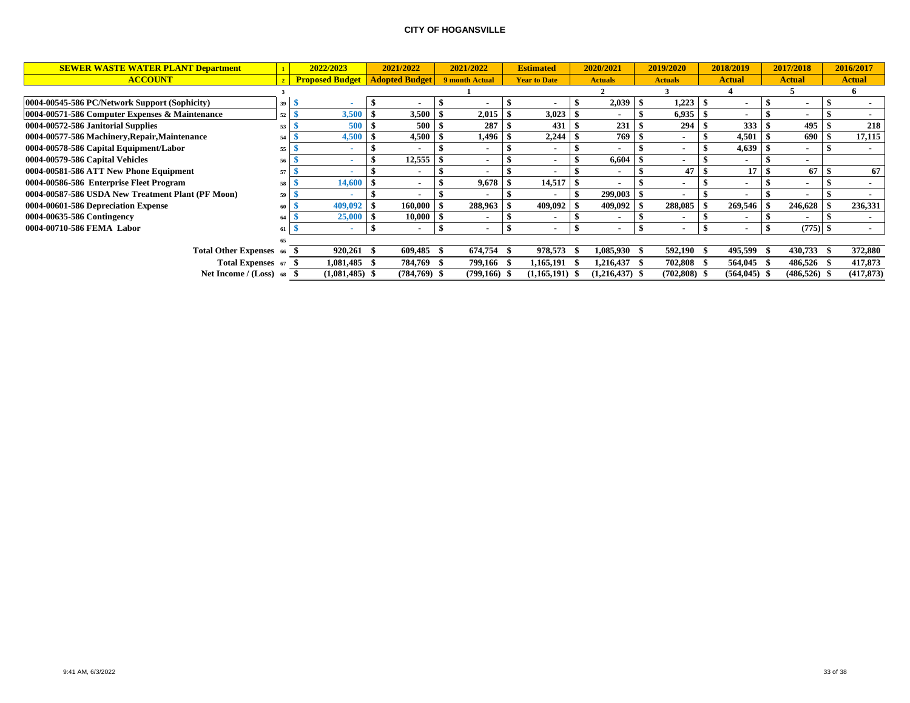**CITY OF HOGANSVILLE**

| SEWER WASTE WATER PLANT Department | 1 | 2022/2023 | 2021/2022 | 2021/2022 | Estimated | 2020/2021 | 2019/2020 | 2018/2019 | 2017/2018 | 2016/2017 |
|---|---|---|---|---|---|---|---|---|---|---|
| **ACCOUNT** | 2 | Proposed Budget | Adopted Budget | 9 month Actual | Year to Date | Actuals | Actuals | Actual | Actual | Actual |
| | 3 | | | 1 | | 2 | 3 | 4 | 5 | 6 |
| 0004-00545-586 PC/Network Support (Sophicity) | 39 | $ - | $ - | $ - | $ - | $ 2,039 | $ 1,223 | $ - | $ - | $ - |
| 0004-00571-586 Computer Expenses & Maintenance | 52 | $ 3,500 | $ 3,500 | $ 2,015 | $ 3,023 | $ - | $ 6,935 | $ - | $ - | $ - |
| 0004-00572-586 Janitorial Supplies | 53 | $ 500 | $ 500 | $ 287 | $ 431 | $ 231 | $ 294 | $ 333 | $ 495 | $ 218 |
| 0004-00577-586 Machinery,Repair,Maintenance | 54 | $ 4,500 | $ 4,500 | $ 1,496 | $ 2,244 | $ 769 | $ - | $ 4,501 | $ 690 | $ 17,115 |
| 0004-00578-586 Capital Equipment/Labor | 55 | $ - | $ - | $ - | $ - | $ - | $ - | $ 4,639 | $ - | $ - |
| 0004-00579-586 Capital Vehicles | 56 | $ - | $ 12,555 | $ - | $ - | $ 6,604 | $ - | $ - | $ - | |
| 0004-00581-586 ATT New Phone Equipment | 57 | $ - | $ - | $ - | $ - | $ - | $ 47 | $ 17 | $ 67 | $ 67 |
| 0004-00586-586 Enterprise Fleet Program | 58 | $ 14,600 | $ - | $ 9,678 | $ 14,517 | $ - | $ - | $ - | $ - | $ - |
| 0004-00587-586 USDA New Treatment Plant (PF Moon) | 59 | $ - | $ - | $ - | $ - | $ 299,003 | $ - | $ - | $ - | $ - |
| 0004-00601-586 Depreciation Expense | 60 | $ 409,092 | $ 160,000 | $ 288,963 | $ 409,092 | $ 409,092 | $ 288,085 | $ 269,546 | $ 246,628 | $ 236,331 |
| 0004-00635-586 Contingency | 64 | $ 25,000 | $ 10,000 | $ - | $ - | $ - | $ - | $ - | $ - | $ - |
| 0004-00710-586 FEMA Labor | 61 | $ - | $ - | $ - | $ - | $ - | $ - | $ - | $ (775) | $ - |
| | 65 | | | | | | | | | |
| **Total Other Expenses** | 66 | $ 920,261 | $ 609,485 | $ 674,754 | $ 978,573 | $ 1,085,930 | $ 592,190 | $ 495,599 | $ 430,733 | $ 372,880 |
| **Total Expenses** | 67 | $ 1,081,485 | $ 784,769 | $ 799,166 | $ 1,165,191 | $ 1,216,437 | $ 702,808 | $ 564,045 | $ 486,526 | $ 417,873 |
| **Net Income / (Loss)** | 68 | $ (1,081,485) | $ (784,769) | $ (799,166) | $ (1,165,191) | $ (1,216,437) | $ (702,808) | $ (564,045) | $ (486,526) | $ (417,873) |

9:41 AM, 6/3/2022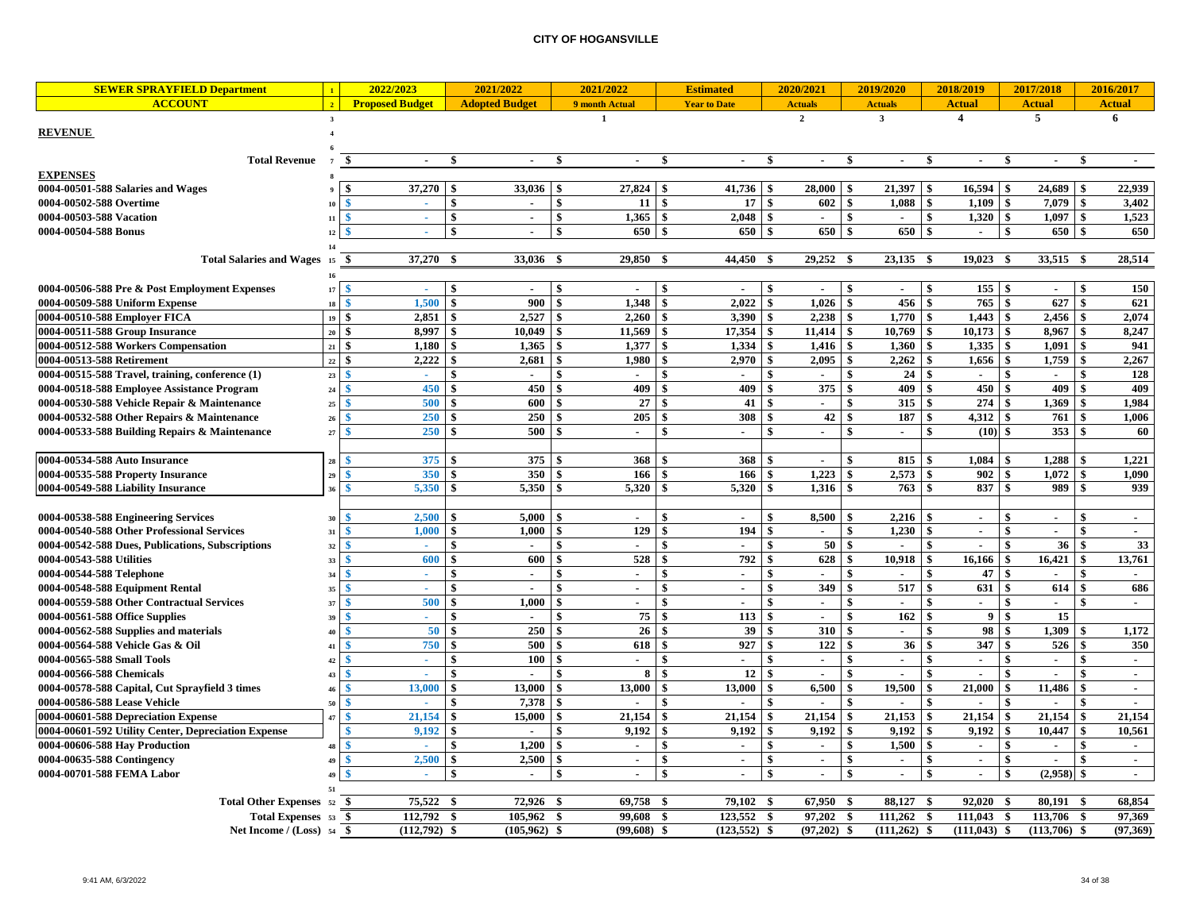# CITY OF HOGANSVILLE

| SEWER SPRAYFIELD Department | 1 | 2022/2023 | 2021/2022 | 2021/2022 | Estimated | 2020/2021 | 2019/2020 | 2018/2019 | 2017/2018 | 2016/2017 |
|---|---|---|---|---|---|---|---|---|---|---|
| ACCOUNT | 2 | Proposed Budget | Adopted Budget | 9 month Actual | Year to Date | Actuals | Actuals | Actual | Actual | Actual |
| | 3 | | | 1 | | 2 | 3 | 4 | 5 | 6 |
| **REVENUE** | 4 | | | | | | | | | |
| | 6 | | | | | | | | | |
| **Total Revenue** | 7 | $ - | $ - | $ - | $ - | $ - | $ - | $ - | $ - | $ - |
| **EXPENSES** | 8 | | | | | | | | | |
| 0004-00501-588 Salaries and Wages | 9 | $ 37,270 | $ 33,036 | $ 27,824 | $ 41,736 | $ 28,000 | $ 21,397 | $ 16,594 | $ 24,689 | $ 22,939 |
| 0004-00502-588 Overtime | 10 | $ - | $ - | $ 11 | $ 17 | $ 602 | $ 1,088 | $ 1,109 | $ 7,079 | $ 3,402 |
| 0004-00503-588 Vacation | 11 | $ - | $ - | $ 1,365 | $ 2,048 | $ - | $ - | $ 1,320 | $ 1,097 | $ 1,523 |
| 0004-00504-588 Bonus | 12 | $ - | $ - | $ 650 | $ 650 | $ 650 | $ 650 | $ - | $ 650 | $ 650 |
| | 14 | | | | | | | | | |
| **Total Salaries and Wages** | 15 | $ 37,270 | $ 33,036 | $ 29,850 | $ 44,450 | $ 29,252 | $ 23,135 | $ 19,023 | $ 33,515 | $ 28,514 |
| | 16 | | | | | | | | | |
| 0004-00506-588 Pre & Post Employment Expenses | 17 | $ - | $ - | $ - | $ - | $ - | $ - | $ 155 | $ - | $ 150 |
| 0004-00509-588 Uniform Expense | 18 | $ 1,500 | $ 900 | $ 1,348 | $ 2,022 | $ 1,026 | $ 456 | $ 765 | $ 627 | $ 621 |
| 0004-00510-588 Employer FICA | 19 | $ 2,851 | $ 2,527 | $ 2,260 | $ 3,390 | $ 2,238 | $ 1,770 | $ 1,443 | $ 2,456 | $ 2,074 |
| 0004-00511-588 Group Insurance | 20 | $ 8,997 | $ 10,049 | $ 11,569 | $ 17,354 | $ 11,414 | $ 10,769 | $ 10,173 | $ 8,967 | $ 8,247 |
| 0004-00512-588 Workers Compensation | 21 | $ 1,180 | $ 1,365 | $ 1,377 | $ 1,334 | $ 1,416 | $ 1,360 | $ 1,335 | $ 1,091 | $ 941 |
| 0004-00513-588 Retirement | 22 | $ 2,222 | $ 2,681 | $ 1,980 | $ 2,970 | $ 2,095 | $ 2,262 | $ 1,656 | $ 1,759 | $ 2,267 |
| 0004-00515-588 Travel, training, conference (1) | 23 | $ - | $ - | $ - | $ - | $ - | $ 24 | $ - | $ - | $ 128 |
| 0004-00518-588 Employee Assistance Program | 24 | $ 450 | $ 450 | $ 409 | $ 409 | $ 375 | $ 409 | $ 450 | $ 409 | $ 409 |
| 0004-00530-588 Vehicle Repair & Maintenance | 25 | $ 500 | $ 600 | $ 27 | $ 41 | $ - | $ 315 | $ 274 | $ 1,369 | $ 1,984 |
| 0004-00532-588 Other Repairs & Maintenance | 26 | $ 250 | $ 250 | $ 205 | $ 308 | $ 42 | $ 187 | $ 4,312 | $ 761 | $ 1,006 |
| 0004-00533-588 Building Repairs & Maintenance | 27 | $ 250 | $ 500 | $ - | $ - | $ - | $ - | $ (10) | $ 353 | $ 60 |
| | | | | | | | | | | |
| 0004-00534-588 Auto Insurance | 28 | $ 375 | $ 375 | $ 368 | $ 368 | $ - | $ 815 | $ 1,084 | $ 1,288 | $ 1,221 |
| 0004-00535-588 Property Insurance | 29 | $ 350 | $ 350 | $ 166 | $ 166 | $ 1,223 | $ 2,573 | $ 902 | $ 1,072 | $ 1,090 |
| 0004-00549-588 Liability Insurance | 36 | $ 5,350 | $ 5,350 | $ 5,320 | $ 5,320 | $ 1,316 | $ 763 | $ 837 | $ 989 | $ 939 |
| | | | | | | | | | | |
| 0004-00538-588 Engineering Services | 30 | $ 2,500 | $ 5,000 | $ - | $ - | $ 8,500 | $ 2,216 | $ - | $ - | $ - |
| 0004-00540-588 Other Professional Services | 31 | $ 1,000 | $ 1,000 | $ 129 | $ 194 | $ - | $ 1,230 | $ - | $ - | $ - |
| 0004-00542-588 Dues, Publications, Subscriptions | 32 | $ - | $ - | $ - | $ - | $ 50 | $ - | $ - | $ 36 | $ 33 |
| 0004-00543-588 Utilities | 33 | $ 600 | $ 600 | $ 528 | $ 792 | $ 628 | $ 10,918 | $ 16,166 | $ 16,421 | $ 13,761 |
| 0004-00544-588 Telephone | 34 | $ - | $ - | $ - | $ - | $ - | $ - | $ 47 | $ - | $ - |
| 0004-00548-588 Equipment Rental | 35 | $ - | $ - | $ - | $ - | $ 349 | $ 517 | $ 631 | $ 614 | $ 686 |
| 0004-00559-588 Other Contractual Services | 37 | $ 500 | $ 1,000 | $ - | $ - | $ - | $ - | $ - | $ - | $ - |
| 0004-00561-588 Office Supplies | 39 | $ - | $ - | $ 75 | $ 113 | $ - | $ 162 | $ 9 | $ 15 | |
| 0004-00562-588 Supplies and materials | 40 | $ 50 | $ 250 | $ 26 | $ 39 | $ 310 | $ - | $ 98 | $ 1,309 | $ 1,172 |
| 0004-00564-588 Vehicle Gas & Oil | 41 | $ 750 | $ 500 | $ 618 | $ 927 | $ 122 | $ 36 | $ 347 | $ 526 | $ 350 |
| 0004-00565-588 Small Tools | 42 | $ - | $ 100 | $ - | $ - | $ - | $ - | $ - | $ - | $ - |
| 0004-00566-588 Chemicals | 43 | $ - | $ - | $ 8 | $ 12 | $ - | $ - | $ - | $ - | $ - |
| 0004-00578-588 Capital, Cut Sprayfield 3 times | 46 | $ 13,000 | $ 13,000 | $ 13,000 | $ 13,000 | $ 6,500 | $ 19,500 | $ 21,000 | $ 11,486 | $ - |
| 0004-00586-588 Lease Vehicle | 50 | $ - | $ 7,378 | $ - | $ - | $ - | $ - | $ - | $ - | $ - |
| 0004-00601-588 Depreciation Expense | 47 | $ 21,154 | $ 15,000 | $ 21,154 | $ 21,154 | $ 21,154 | $ 21,153 | $ 21,154 | $ 21,154 | $ 21,154 |
| 0004-00601-592 Utility Center, Depreciation Expense | | $ 9,192 | $ - | $ 9,192 | $ 9,192 | $ 9,192 | $ 9,192 | $ 9,192 | $ 10,447 | $ 10,561 |
| 0004-00606-588 Hay Production | 48 | $ - | $ 1,200 | $ - | $ - | $ - | $ 1,500 | $ - | $ - | $ - |
| 0004-00635-588 Contingency | 49 | $ 2,500 | $ 2,500 | $ - | $ - | $ - | $ - | $ - | $ - | $ - |
| 0004-00701-588 FEMA Labor | 49 | $ - | $ - | $ - | $ - | $ - | $ - | $ - | $ (2,958) | $ - |
| | 51 | | | | | | | | | |
| **Total Other Expenses** | 52 | $ 75,522 | $ 72,926 | $ 69,758 | $ 79,102 | $ 67,950 | $ 88,127 | $ 92,020 | $ 80,191 | $ 68,854 |
| **Total Expenses** | 53 | $ 112,792 | $ 105,962 | $ 99,608 | $ 123,552 | $ 97,202 | $ 111,262 | $ 111,043 | $ 113,706 | $ 97,369 |
| **Net Income / (Loss)** | 54 | $ (112,792) | $ (105,962) | $ (99,608) | $ (123,552) | $ (97,202) | $ (111,262) | $ (111,043) | $ (113,706) | $ (97,369) |

9:41 AM, 6/3/2022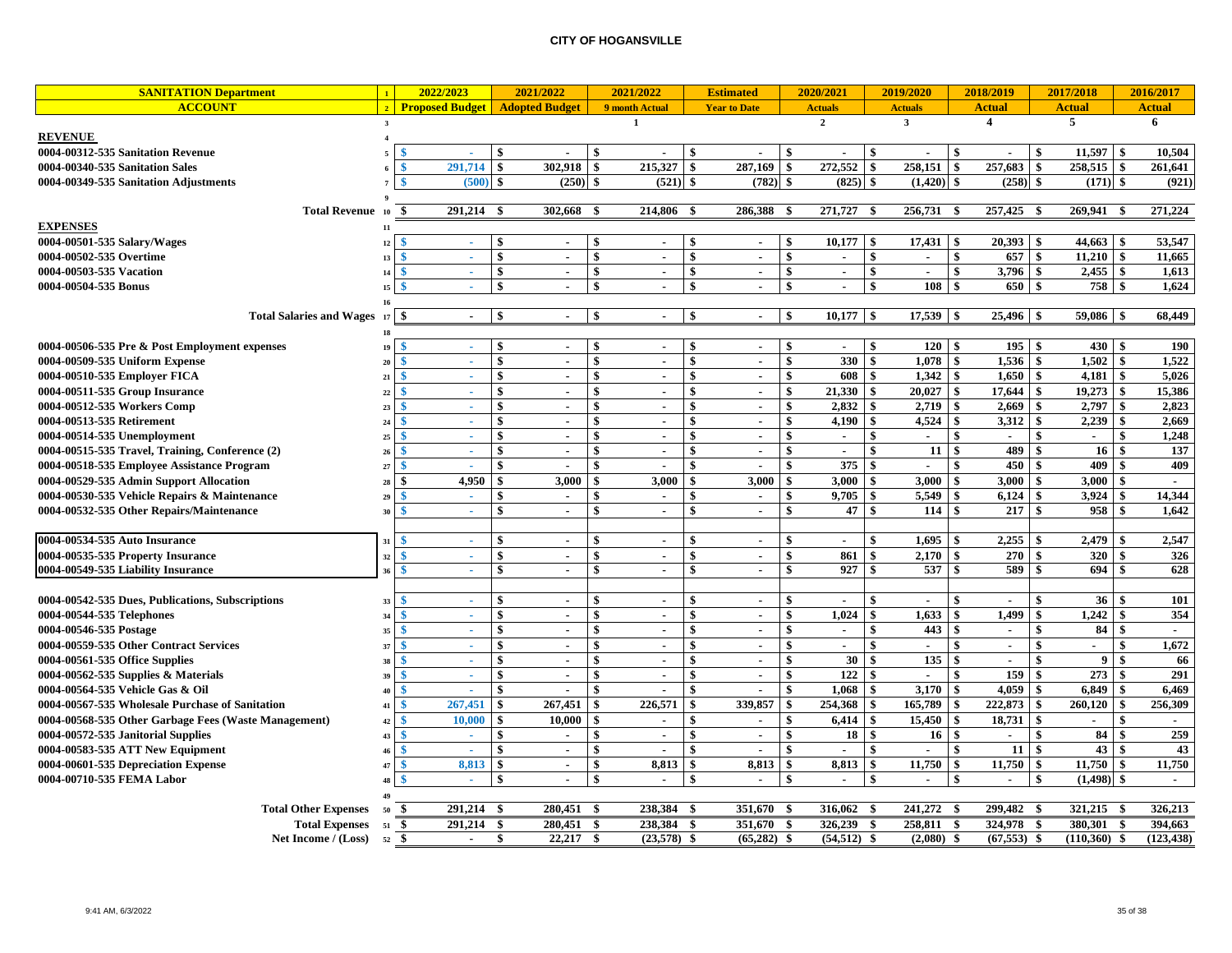**CITY OF HOGANSVILLE**

| SANITATION Department | 1 | 2022/2023 | 2021/2022 | 2021/2022 | Estimated | 2020/2021 | 2019/2020 | 2018/2019 | 2017/2018 | 2016/2017 |
|---|---|---|---|---|---|---|---|---|---|---|
| ACCOUNT | 2 | Proposed Budget | Adopted Budget | 9 month Actual | Year to Date | Actuals | Actuals | Actual | Actual | Actual |
| | 3 | | | 1 | | 2 | 3 | 4 | 5 | 6 |
| **REVENUE** | 4 | | | | | | | | | |
| 0004-00312-535 Sanitation Revenue | 5 | $ - | $ - | $ - | $ - | $ - | $ - | $ - | $ 11,597 | $ 10,504 |
| 0004-00340-535 Sanitation Sales | 6 | $ 291,714 | $ 302,918 | $ 215,327 | $ 287,169 | $ 272,552 | $ 258,151 | $ 257,683 | $ 258,515 | $ 261,641 |
| 0004-00349-535 Sanitation Adjustments | 7 | $ (500) | $ (250) | $ (521) | $ (782) | $ (825) | $ (1,420) | $ (258) | $ (171) | $ (921) |
| | 9 | | | | | | | | | |
| Total Revenue | 10 | $ 291,214 | $ 302,668 | $ 214,806 | $ 286,388 | $ 271,727 | $ 256,731 | $ 257,425 | $ 269,941 | $ 271,224 |
| **EXPENSES** | 11 | | | | | | | | | |
| 0004-00501-535 Salary/Wages | 12 | $ - | $ - | $ - | $ - | $ 10,177 | $ 17,431 | $ 20,393 | $ 44,663 | $ 53,547 |
| 0004-00502-535 Overtime | 13 | $ - | $ - | $ - | $ - | $ - | $ - | $ 657 | $ 11,210 | $ 11,665 |
| 0004-00503-535 Vacation | 14 | $ - | $ - | $ - | $ - | $ - | $ - | $ 3,796 | $ 2,455 | $ 1,613 |
| 0004-00504-535 Bonus | 15 | $ - | $ - | $ - | $ - | $ - | $ 108 | $ 650 | $ 758 | $ 1,624 |
| | 16 | | | | | | | | | |
| Total Salaries and Wages | 17 | $ - | $ - | $ - | $ - | $ 10,177 | $ 17,539 | $ 25,496 | $ 59,086 | $ 68,449 |
| | 18 | | | | | | | | | |
| 0004-00506-535 Pre & Post Employment expenses | 19 | $ - | $ - | $ - | $ - | $ - | $ 120 | $ 195 | $ 430 | $ 190 |
| 0004-00509-535 Uniform Expense | 20 | $ - | $ - | $ - | $ - | $ 330 | $ 1,078 | $ 1,536 | $ 1,502 | $ 1,522 |
| 0004-00510-535 Employer FICA | 21 | $ - | $ - | $ - | $ - | $ 608 | $ 1,342 | $ 1,650 | $ 4,181 | $ 5,026 |
| 0004-00511-535 Group Insurance | 22 | $ - | $ - | $ - | $ - | $ 21,330 | $ 20,027 | $ 17,644 | $ 19,273 | $ 15,386 |
| 0004-00512-535 Workers Comp | 23 | $ - | $ - | $ - | $ - | $ 2,832 | $ 2,719 | $ 2,669 | $ 2,797 | $ 2,823 |
| 0004-00513-535 Retirement | 24 | $ - | $ - | $ - | $ - | $ 4,190 | $ 4,524 | $ 3,312 | $ 2,239 | $ 2,669 |
| 0004-00514-535 Unemployment | 25 | $ - | $ - | $ - | $ - | $ - | $ - | $ - | $ - | $ 1,248 |
| 0004-00515-535 Travel, Training, Conference (2) | 26 | $ - | $ - | $ - | $ - | $ - | $ 11 | $ 489 | $ 16 | $ 137 |
| 0004-00518-535 Employee Assistance Program | 27 | $ - | $ - | $ - | $ - | $ 375 | $ - | $ 450 | $ 409 | $ 409 |
| 0004-00529-535 Admin Support Allocation | 28 | $ 4,950 | $ 3,000 | $ 3,000 | $ 3,000 | $ 3,000 | $ 3,000 | $ 3,000 | $ 3,000 | $ - |
| 0004-00530-535 Vehicle Repairs & Maintenance | 29 | $ - | $ - | $ - | $ - | $ 9,705 | $ 5,549 | $ 6,124 | $ 3,924 | $ 14,344 |
| 0004-00532-535 Other Repairs/Maintenance | 30 | $ - | $ - | $ - | $ - | $ 47 | $ 114 | $ 217 | $ 958 | $ 1,642 |
| | | | | | | | | | | |
| 0004-00534-535 Auto Insurance | 31 | $ - | $ - | $ - | $ - | $ - | $ 1,695 | $ 2,255 | $ 2,479 | $ 2,547 |
| 0004-00535-535 Property Insurance | 32 | $ - | $ - | $ - | $ - | $ 861 | $ 2,170 | $ 270 | $ 320 | $ 326 |
| 0004-00549-535 Liability Insurance | 36 | $ - | $ - | $ - | $ - | $ 927 | $ 537 | $ 589 | $ 694 | $ 628 |
| | | | | | | | | | | |
| 0004-00542-535 Dues, Publications, Subscriptions | 33 | $ - | $ - | $ - | $ - | $ - | $ - | $ - | $ 36 | $ 101 |
| 0004-00544-535 Telephones | 34 | $ - | $ - | $ - | $ - | $ 1,024 | $ 1,633 | $ 1,499 | $ 1,242 | $ 354 |
| 0004-00546-535 Postage | 35 | $ - | $ - | $ - | $ - | $ - | $ 443 | $ - | $ 84 | $ - |
| 0004-00559-535 Other Contract Services | 37 | $ - | $ - | $ - | $ - | $ - | $ - | $ - | $ - | $ 1,672 |
| 0004-00561-535 Office Supplies | 38 | $ - | $ - | $ - | $ - | $ 30 | $ 135 | $ - | $ 9 | $ 66 |
| 0004-00562-535 Supplies & Materials | 39 | $ - | $ - | $ - | $ - | $ 122 | $ - | $ 159 | $ 273 | $ 291 |
| 0004-00564-535 Vehicle Gas & Oil | 40 | $ - | $ - | $ - | $ - | $ 1,068 | $ 3,170 | $ 4,059 | $ 6,849 | $ 6,469 |
| 0004-00567-535 Wholesale Purchase of Sanitation | 41 | $ 267,451 | $ 267,451 | $ 226,571 | $ 339,857 | $ 254,368 | $ 165,789 | $ 222,873 | $ 260,120 | $ 256,309 |
| 0004-00568-535 Other Garbage Fees (Waste Management) | 42 | $ 10,000 | $ 10,000 | $ - | $ - | $ 6,414 | $ 15,450 | $ 18,731 | $ - | $ - |
| 0004-00572-535 Janitorial Supplies | 43 | $ - | $ - | $ - | $ - | $ 18 | $ 16 | $ - | $ 84 | $ 259 |
| 0004-00583-535 ATT New Equipment | 46 | $ - | $ - | $ - | $ - | $ - | $ - | $ 11 | $ 43 | $ 43 |
| 0004-00601-535 Depreciation Expense | 47 | $ 8,813 | $ - | $ 8,813 | $ 8,813 | $ 8,813 | $ 11,750 | $ 11,750 | $ 11,750 | $ 11,750 |
| 0004-00710-535 FEMA Labor | 48 | $ - | $ - | $ - | $ - | $ - | $ - | $ - | $ (1,498) | $ - |
| | 49 | | | | | | | | | |
| Total Other Expenses | 50 | $ 291,214 | $ 280,451 | $ 238,384 | $ 351,670 | $ 316,062 | $ 241,272 | $ 299,482 | $ 321,215 | $ 326,213 |
| Total Expenses | 51 | $ 291,214 | $ 280,451 | $ 238,384 | $ 351,670 | $ 326,239 | $ 258,811 | $ 324,978 | $ 380,301 | $ 394,663 |
| Net Income / (Loss) | 52 | $ - | $ 22,217 | $ (23,578) | $ (65,282) | $ (54,512) | $ (2,080) | $ (67,553) | $ (110,360) | $ (123,438) |

9:41 AM, 6/3/2022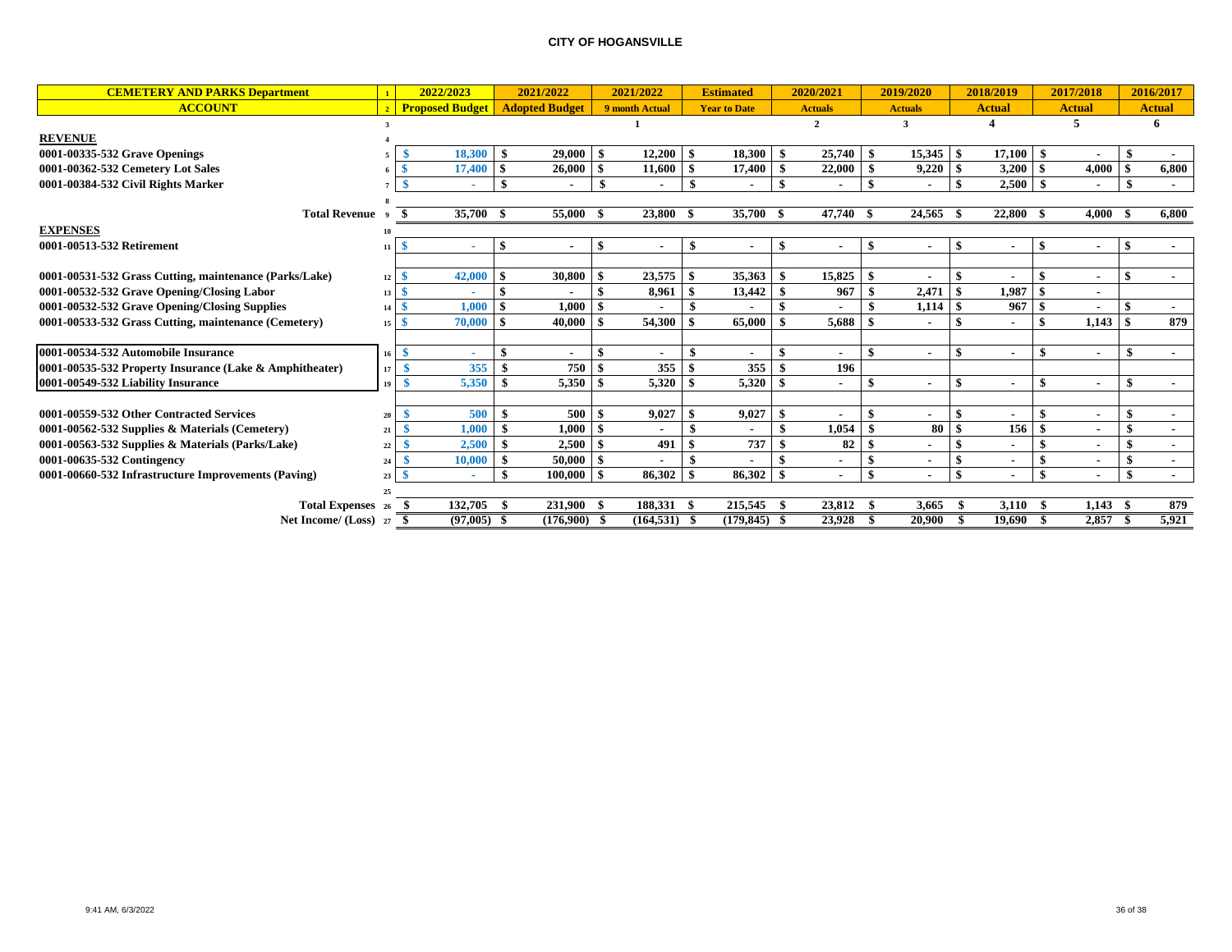# CITY OF HOGANSVILLE

| CEMETERY AND PARKS Department | | 2022/2023 | 2021/2022 | 2021/2022 | Estimated | 2020/2021 | 2019/2020 | 2018/2019 | 2017/2018 | 2016/2017 |
|---|---|---|---|---|---|---|---|---|---|---|
| ACCOUNT | 2 | Proposed Budget | Adopted Budget | 9 month Actual | Year to Date | Actuals | Actuals | Actual | Actual | Actual |
| | 3 | | | 1 | | 2 | 3 | 4 | 5 | 6 |
| **REVENUE** | 4 | | | | | | | | | |
| 0001-00335-532 Grave Openings | 5 | $ 18,300 | $ 29,000 | $ 12,200 | $ 18,300 | $ 25,740 | $ 15,345 | $ 17,100 | $ - | $ - |
| 0001-00362-532 Cemetery Lot Sales | 6 | $ 17,400 | $ 26,000 | $ 11,600 | $ 17,400 | $ 22,000 | $ 9,220 | $ 3,200 | $ 4,000 | $ 6,800 |
| 0001-00384-532 Civil Rights Marker | 7 | $ - | $ - | $ - | $ - | $ - | $ - | $ 2,500 | $ - | $ - |
| | 8 | | | | | | | | | |
| Total Revenue | 9 | $ 35,700 | $ 55,000 | $ 23,800 | $ 35,700 | $ 47,740 | $ 24,565 | $ 22,800 | $ 4,000 | $ 6,800 |
| **EXPENSES** | 10 | | | | | | | | | |
| 0001-00513-532 Retirement | 11 | $ - | $ - | $ - | $ - | $ - | $ - | $ - | $ - | $ - |
| 0001-00531-532 Grass Cutting, maintenance (Parks/Lake) | 12 | $ 42,000 | $ 30,800 | $ 23,575 | $ 35,363 | $ 15,825 | $ - | $ - | $ - | $ - |
| 0001-00532-532 Grave Opening/Closing Labor | 13 | $ - | $ - | $ 8,961 | $ 13,442 | $ 967 | $ 2,471 | $ 1,987 | $ - | |
| 0001-00532-532 Grave Opening/Closing Supplies | 14 | $ 1,000 | $ 1,000 | $ - | $ - | $ - | $ 1,114 | $ 967 | $ - | $ - |
| 0001-00533-532 Grass Cutting, maintenance (Cemetery) | 15 | $ 70,000 | $ 40,000 | $ 54,300 | $ 65,000 | $ 5,688 | $ - | $ - | $ 1,143 | $ 879 |
| 0001-00534-532 Automobile Insurance | 16 | $ - | $ - | $ - | $ - | $ - | $ - | $ - | $ - | $ - |
| 0001-00535-532 Property Insurance (Lake & Amphitheater) | 17 | $ 355 | $ 750 | $ 355 | $ 355 | $ 196 | | | | |
| 0001-00549-532 Liability Insurance | 19 | $ 5,350 | $ 5,350 | $ 5,320 | $ 5,320 | $ - | $ - | $ - | $ - | $ - |
| 0001-00559-532 Other Contracted Services | 20 | $ 500 | $ 500 | $ 9,027 | $ 9,027 | $ - | $ - | $ - | $ - | $ - |
| 0001-00562-532 Supplies & Materials (Cemetery) | 21 | $ 1,000 | $ 1,000 | $ - | $ - | $ 1,054 | $ 80 | $ 156 | $ - | $ - |
| 0001-00563-532 Supplies & Materials (Parks/Lake) | 22 | $ 2,500 | $ 2,500 | $ 491 | $ 737 | $ 82 | $ - | $ - | $ - | $ - |
| 0001-00635-532 Contingency | 24 | $ 10,000 | $ 50,000 | $ - | $ - | $ - | $ - | $ - | $ - | $ - |
| 0001-00660-532 Infrastructure Improvements (Paving) | 23 | $ - | $ 100,000 | $ 86,302 | $ 86,302 | $ - | $ - | $ - | $ - | $ - |
| | 25 | | | | | | | | | |
| Total Expenses | 26 | $ 132,705 | $ 231,900 | $ 188,331 | $ 215,545 | $ 23,812 | $ 3,665 | $ 3,110 | $ 1,143 | $ 879 |
| Net Income/ (Loss) | 27 | $ (97,005) | $ (176,900) | $ (164,531) | $ (179,845) | $ 23,928 | $ 20,900 | $ 19,690 | $ 2,857 | $ 5,921 |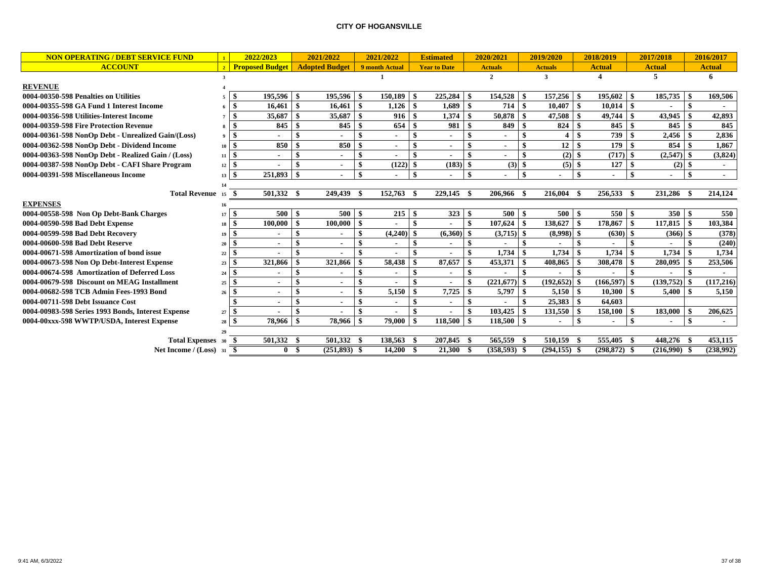# CITY OF HOGANSVILLE

| NON OPERATING / DEBT SERVICE FUND | | 2022/2023 | 2021/2022 | 2021/2022 | Estimated | 2020/2021 | 2019/2020 | 2018/2019 | 2017/2018 | 2016/2017 |
|---|---|---|---|---|---|---|---|---|---|---|
| ACCOUNT | | Proposed Budget | Adopted Budget | 9 month Actual | Year to Date | Actuals | Actuals | Actual | Actual | Actual |
| | | | | 1 | | 2 | 3 | 4 | 5 | 6 |
| **REVENUE** | | | | | | | | | | |
| 0004-00350-598 Penalties on Utilities | | $ 195,596 | $ 195,596 | $ 150,189 | $ 225,284 | $ 154,528 | $ 157,256 | $ 195,602 | $ 185,735 | $ 169,506 |
| 0004-00355-598 GA Fund 1 Interest Income | | $ 16,461 | $ 16,461 | $ 1,126 | $ 1,689 | $ 714 | $ 10,407 | $ 10,014 | $ - | $ - |
| 0004-00356-598 Utilities-Interest Income | | $ 35,687 | $ 35,687 | $ 916 | $ 1,374 | $ 50,878 | $ 47,508 | $ 49,744 | $ 43,945 | $ 42,893 |
| 0004-00359-598 Fire Protection Revenue | | $ 845 | $ 845 | $ 654 | $ 981 | $ 849 | $ 824 | $ 845 | $ 845 | $ 845 |
| 0004-00361-598 NonOp Debt - Unrealized Gain/(Loss) | | $ - | $ - | $ - | $ - | $ - | $ 4 | $ 739 | $ 2,456 | $ 2,836 |
| 0004-00362-598 NonOp Debt - Dividend Income | | $ 850 | $ 850 | $ - | $ - | $ - | $ 12 | $ 179 | $ 854 | $ 1,867 |
| 0004-00363-598 NonOp Debt - Realized Gain / (Loss) | | $ - | $ - | $ - | $ - | $ - | $ (2) | $ (717) | $ (2,547) | $ (3,824) |
| 0004-00387-598 NonOp Debt - CAFI Share Program | | $ - | $ - | $ (122) | $ (183) | $ (3) | $ (5) | $ 127 | $ (2) | $ - |
| 0004-00391-598 Miscellaneous Income | | $ 251,893 | $ - | $ - | $ - | $ - | $ - | $ - | $ - | $ - |
| **Total Revenue** | | $ 501,332 | $ 249,439 | $ 152,763 | $ 229,145 | $ 206,966 | $ 216,004 | $ 256,533 | $ 231,286 | $ 214,124 |
| **EXPENSES** | | | | | | | | | | |
| 0004-00558-598 Non Op Debt-Bank Charges | | $ 500 | $ 500 | $ 215 | $ 323 | $ 500 | $ 500 | $ 550 | $ 350 | $ 550 |
| 0004-00590-598 Bad Debt Expense | | $ 100,000 | $ 100,000 | $ - | $ - | $ 107,624 | $ 138,627 | $ 178,867 | $ 117,815 | $ 103,384 |
| 0004-00599-598 Bad Debt Recovery | | $ - | $ - | $ (4,240) | $ (6,360) | $ (3,715) | $ (8,998) | $ (630) | $ (366) | $ (378) |
| 0004-00600-598 Bad Debt Reserve | | $ - | $ - | $ - | $ - | $ - | $ - | $ - | $ - | $ (240) |
| 0004-00671-598 Amortization of bond issue | | $ - | $ - | $ - | $ - | $ 1,734 | $ 1,734 | $ 1,734 | $ 1,734 | $ 1,734 |
| 0004-00673-598 Non Op Debt-Interest Expense | | $ 321,866 | $ 321,866 | $ 58,438 | $ 87,657 | $ 453,371 | $ 408,865 | $ 308,478 | $ 280,095 | $ 253,506 |
| 0004-00674-598 Amortization of Deferred Loss | | $ - | $ - | $ - | $ - | $ - | $ - | $ - | $ - | $ - |
| 0004-00679-598 Discount on MEAG Installment | | $ - | $ - | $ - | $ - | $ (221,677) | $ (192,652) | $ (166,597) | $ (139,752) | $ (117,216) |
| 0004-00682-598 TCB Admin Fees-1993 Bond | | $ - | $ - | $ 5,150 | $ 7,725 | $ 5,797 | $ 5,150 | $ 10,300 | $ 5,400 | $ 5,150 |
| 0004-00711-598 Debt Issuance Cost | | $ - | $ - | $ - | $ - | $ - | $ 25,383 | $ 64,603 | | |
| 0004-00983-598 Series 1993 Bonds, Interest Expense | | $ - | $ - | $ - | $ - | $ 103,425 | $ 131,550 | $ 158,100 | $ 183,000 | $ 206,625 |
| 0004-00xxx-598 WWTP/USDA, Interest Expense | | $ 78,966 | $ 78,966 | $ 79,000 | $ 118,500 | $ 118,500 | $ - | $ - | $ - | $ - |
| **Total Expenses** | | $ 501,332 | $ 501,332 | $ 138,563 | $ 207,845 | $ 565,559 | $ 510,159 | $ 555,405 | $ 448,276 | $ 453,115 |
| **Net Income / (Loss)** | | $ 0 | $ (251,893) | $ 14,200 | $ 21,300 | $ (358,593) | $ (294,155) | $ (298,872) | $ (216,990) | $ (238,992) |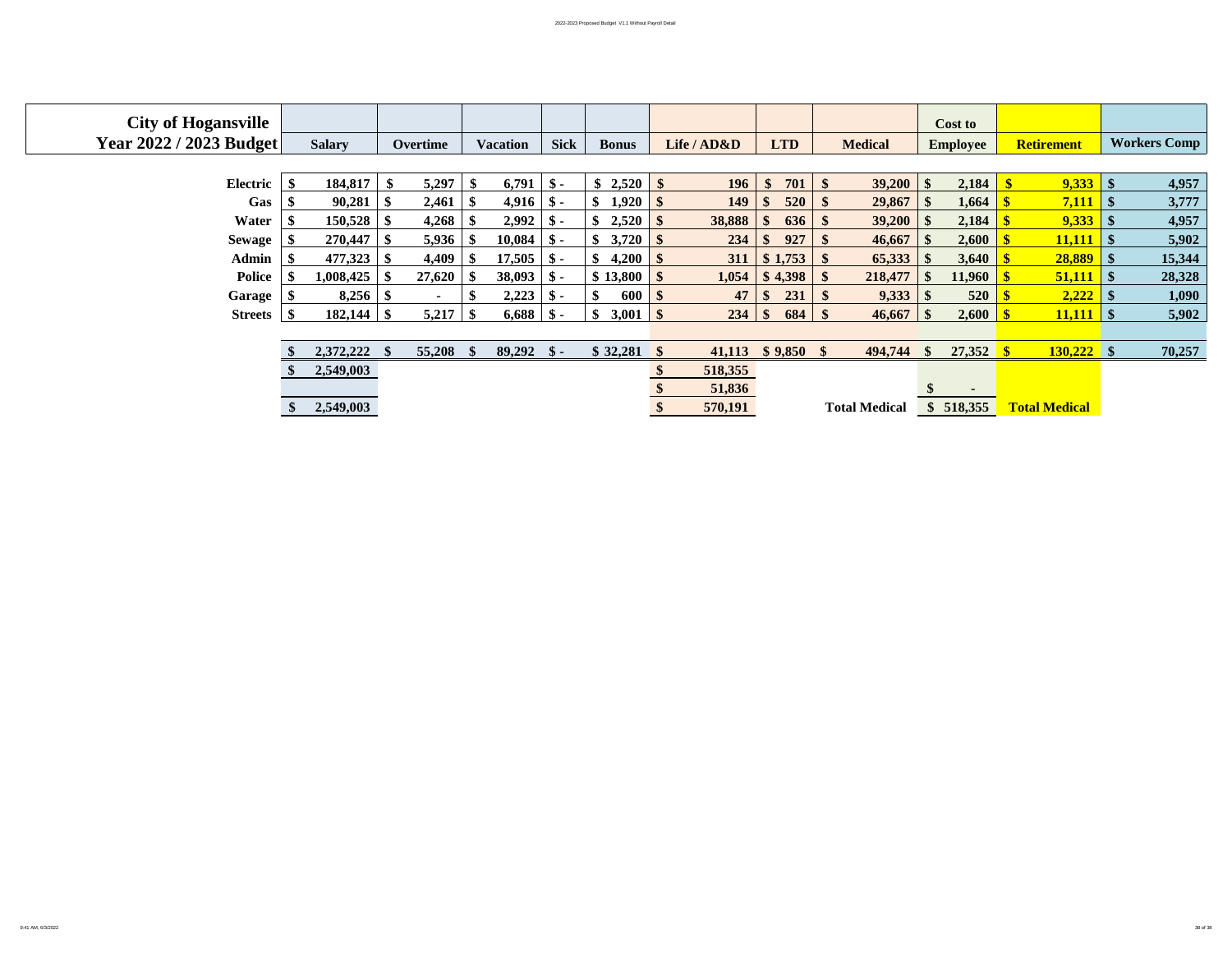| City of Hogansville Year 2022 / 2023 Budget | Salary | Overtime | Vacation | Sick | Bonus | Life / AD&D | LTD | Medical | Cost to Employee | Retirement | Workers Comp |
|---|---|---|---|---|---|---|---|---|---|---|---|
| Electric | $ 184,817 | $ 5,297 | $ 6,791 | $ - | $ 2,520 | $ 196 | $ 701 | $ 39,200 | $ 2,184 | $ 9,333 | $ 4,957 |
| Gas | $ 90,281 | $ 2,461 | $ 4,916 | $ - | $ 1,920 | $ 149 | $ 520 | $ 29,867 | $ 1,664 | $ 7,111 | $ 3,777 |
| Water | $ 150,528 | $ 4,268 | $ 2,992 | $ - | $ 2,520 | $ 38,888 | $ 636 | $ 39,200 | $ 2,184 | $ 9,333 | $ 4,957 |
| Sewage | $ 270,447 | $ 5,936 | $ 10,084 | $ - | $ 3,720 | $ 234 | $ 927 | $ 46,667 | $ 2,600 | $ 11,111 | $ 5,902 |
| Admin | $ 477,323 | $ 4,409 | $ 17,505 | $ - | $ 4,200 | $ 311 | $ 1,753 | $ 65,333 | $ 3,640 | $ 28,889 | $ 15,344 |
| Police | $ 1,008,425 | $ 27,620 | $ 38,093 | $ - | $ 13,800 | $ 1,054 | $ 4,398 | $ 218,477 | $ 11,960 | $ 51,111 | $ 28,328 |
| Garage | $ 8,256 | $ - | $ 2,223 | $ - | $ 600 | $ 47 | $ 231 | $ 9,333 | $ 520 | $ 2,222 | $ 1,090 |
| Streets | $ 182,144 | $ 5,217 | $ 6,688 | $ - | $ 3,001 | $ 234 | $ 684 | $ 46,667 | $ 2,600 | $ 11,111 | $ 5,902 |
| | $ 2,372,222 | $ 55,208 | $ 89,292 | $ - | $ 32,281 | $ 41,113 | $ 9,850 | $ 494,744 | $ 27,352 | $ 130,222 | $ 70,257 |
| | $ 2,549,003 | | | | | $ 518,355 | | | | | |
| | | | | | | $ 51,836 | | | $ - | | |
| | $ 2,549,003 | | | | | $ 570,191 | | Total Medical | $ 518,355 | Total Medical | |